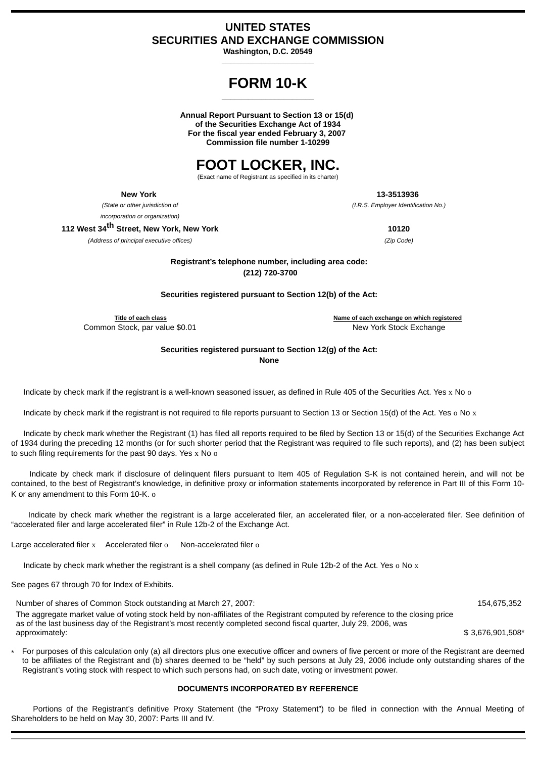# UNITED STATES
# SECURITIES AND EXCHANGE COMMISSION

**Washington, D.C. 20549**

# FORM 10-K

**Annual Report Pursuant to Section 13 or 15(d)**
**of the Securities Exchange Act of 1934**
**For the fiscal year ended February 3, 2007**
**Commission file number 1-10299**

# FOOT LOCKER, INC.

(Exact name of Registrant as specified in its charter)

| | |
|---|---|
| **New York** | **13-3513936** |
| *(State or other jurisdiction of incorporation or organization)* | *(I.R.S. Employer Identification No.)* |
| **112 West 34th Street, New York, New York** | **10120** |
| *(Address of principal executive offices)* | *(Zip Code)* |

**Registrant's telephone number, including area code:**
**(212) 720-3700**

**Securities registered pursuant to Section 12(b) of the Act:**

| Title of each class | Name of each exchange on which registered |
|---|---|
| Common Stock, par value $0.01 | New York Stock Exchange |

**Securities registered pursuant to Section 12(g) of the Act:**
**None**

Indicate by check mark if the registrant is a well-known seasoned issuer, as defined in Rule 405 of the Securities Act. Yes x No o

Indicate by check mark if the registrant is not required to file reports pursuant to Section 13 or Section 15(d) of the Act. Yes o No x

Indicate by check mark whether the Registrant (1) has filed all reports required to be filed by Section 13 or 15(d) of the Securities Exchange Act of 1934 during the preceding 12 months (or for such shorter period that the Registrant was required to file such reports), and (2) has been subject to such filing requirements for the past 90 days. Yes x No o

Indicate by check mark if disclosure of delinquent filers pursuant to Item 405 of Regulation S-K is not contained herein, and will not be contained, to the best of Registrant's knowledge, in definitive proxy or information statements incorporated by reference in Part III of this Form 10-K or any amendment to this Form 10-K. o

Indicate by check mark whether the registrant is a large accelerated filer, an accelerated filer, or a non-accelerated filer. See definition of "accelerated filer and large accelerated filer" in Rule 12b-2 of the Exchange Act.

Large accelerated filer x Accelerated filer o Non-accelerated filer o

Indicate by check mark whether the registrant is a shell company (as defined in Rule 12b-2 of the Act. Yes o No x

See pages 67 through 70 for Index of Exhibits.

| | |
|---|---|
| Number of shares of Common Stock outstanding at March 27, 2007: | 154,675,352 |
| The aggregate market value of voting stock held by non-affiliates of the Registrant computed by reference to the closing price as of the last business day of the Registrant's most recently completed second fiscal quarter, July 29, 2006, was approximately: | $ 3,676,901,508* |

\* For purposes of this calculation only (a) all directors plus one executive officer and owners of five percent or more of the Registrant are deemed to be affiliates of the Registrant and (b) shares deemed to be "held" by such persons at July 29, 2006 include only outstanding shares of the Registrant's voting stock with respect to which such persons had, on such date, voting or investment power.

**DOCUMENTS INCORPORATED BY REFERENCE**

Portions of the Registrant's definitive Proxy Statement (the "Proxy Statement") to be filed in connection with the Annual Meeting of Shareholders to be held on May 30, 2007: Parts III and IV.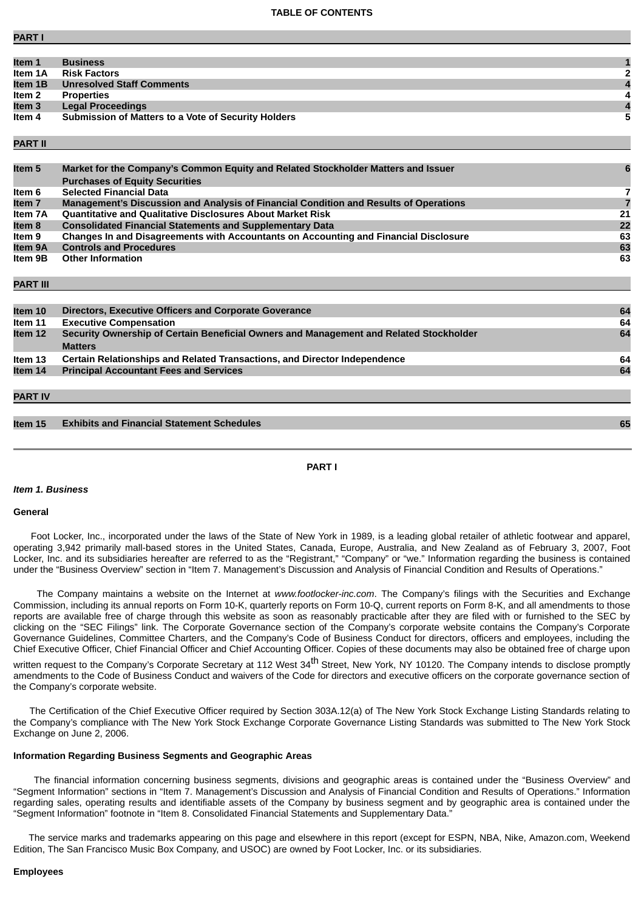**TABLE OF CONTENTS**

| | | |
|---|---|---|
| **PART I** | | |
| **Item 1** | **Business** | **1** |
| **Item 1A** | **Risk Factors** | **2** |
| **Item 1B** | **Unresolved Staff Comments** | **4** |
| **Item 2** | **Properties** | **4** |
| **Item 3** | **Legal Proceedings** | **4** |
| **Item 4** | **Submission of Matters to a Vote of Security Holders** | **5** |
| **PART II** | | |
| **Item 5** | **Market for the Company's Common Equity and Related Stockholder Matters and Issuer Purchases of Equity Securities** | **6** |
| **Item 6** | **Selected Financial Data** | **7** |
| **Item 7** | **Management's Discussion and Analysis of Financial Condition and Results of Operations** | **7** |
| **Item 7A** | **Quantitative and Qualitative Disclosures About Market Risk** | **21** |
| **Item 8** | **Consolidated Financial Statements and Supplementary Data** | **22** |
| **Item 9** | **Changes In and Disagreements with Accountants on Accounting and Financial Disclosure** | **63** |
| **Item 9A** | **Controls and Procedures** | **63** |
| **Item 9B** | **Other Information** | **63** |
| **PART III** | | |
| **Item 10** | **Directors, Executive Officers and Corporate Goverance** | **64** |
| **Item 11** | **Executive Compensation** | **64** |
| **Item 12** | **Security Ownership of Certain Beneficial Owners and Management and Related Stockholder Matters** | **64** |
| **Item 13** | **Certain Relationships and Related Transactions, and Director Independence** | **64** |
| **Item 14** | **Principal Accountant Fees and Services** | **64** |
| **PART IV** | | |
| **Item 15** | **Exhibits and Financial Statement Schedules** | **65** |

# PART I

***Item 1. Business***

**General**

Foot Locker, Inc., incorporated under the laws of the State of New York in 1989, is a leading global retailer of athletic footwear and apparel, operating 3,942 primarily mall-based stores in the United States, Canada, Europe, Australia, and New Zealand as of February 3, 2007, Foot Locker, Inc. and its subsidiaries hereafter are referred to as the "Registrant," "Company" or "we." Information regarding the business is contained under the "Business Overview" section in "Item 7. Management's Discussion and Analysis of Financial Condition and Results of Operations."

The Company maintains a website on the Internet at *www.footlocker-inc.com*. The Company's filings with the Securities and Exchange Commission, including its annual reports on Form 10-K, quarterly reports on Form 10-Q, current reports on Form 8-K, and all amendments to those reports are available free of charge through this website as soon as reasonably practicable after they are filed with or furnished to the SEC by clicking on the "SEC Filings" link. The Corporate Governance section of the Company's corporate website contains the Company's Corporate Governance Guidelines, Committee Charters, and the Company's Code of Business Conduct for directors, officers and employees, including the Chief Executive Officer, Chief Financial Officer and Chief Accounting Officer. Copies of these documents may also be obtained free of charge upon written request to the Company's Corporate Secretary at 112 West 34th Street, New York, NY 10120. The Company intends to disclose promptly amendments to the Code of Business Conduct and waivers of the Code for directors and executive officers on the corporate governance section of the Company's corporate website.

The Certification of the Chief Executive Officer required by Section 303A.12(a) of The New York Stock Exchange Listing Standards relating to the Company's compliance with The New York Stock Exchange Corporate Governance Listing Standards was submitted to The New York Stock Exchange on June 2, 2006.

**Information Regarding Business Segments and Geographic Areas**

The financial information concerning business segments, divisions and geographic areas is contained under the "Business Overview" and "Segment Information" sections in "Item 7. Management's Discussion and Analysis of Financial Condition and Results of Operations." Information regarding sales, operating results and identifiable assets of the Company by business segment and by geographic area is contained under the "Segment Information" footnote in "Item 8. Consolidated Financial Statements and Supplementary Data."

The service marks and trademarks appearing on this page and elsewhere in this report (except for ESPN, NBA, Nike, Amazon.com, Weekend Edition, The San Francisco Music Box Company, and USOC) are owned by Foot Locker, Inc. or its subsidiaries.

**Employees**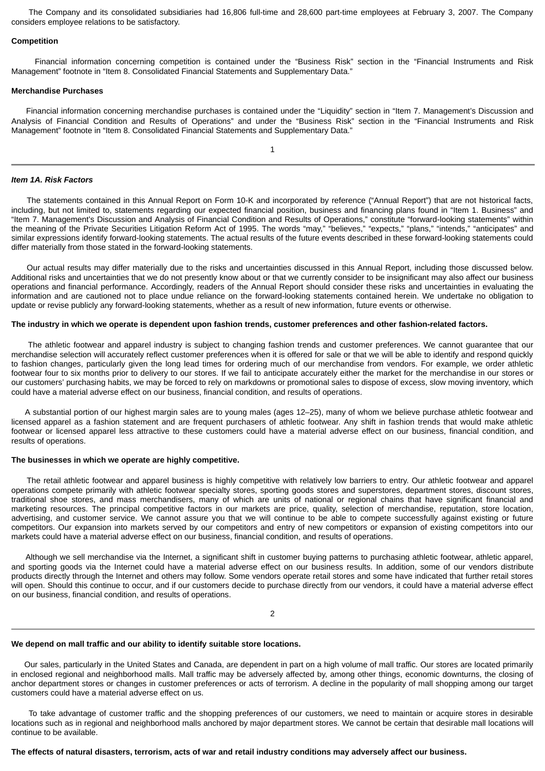The Company and its consolidated subsidiaries had 16,806 full-time and 28,600 part-time employees at February 3, 2007. The Company considers employee relations to be satisfactory.

**Competition**

Financial information concerning competition is contained under the “Business Risk” section in the “Financial Instruments and Risk Management” footnote in “Item 8. Consolidated Financial Statements and Supplementary Data.”

**Merchandise Purchases**

Financial information concerning merchandise purchases is contained under the “Liquidity” section in “Item 7. Management’s Discussion and Analysis of Financial Condition and Results of Operations” and under the “Business Risk” section in the “Financial Instruments and Risk Management” footnote in “Item 8. Consolidated Financial Statements and Supplementary Data.”

***Item 1A. Risk Factors***

The statements contained in this Annual Report on Form 10-K and incorporated by reference (“Annual Report”) that are not historical facts, including, but not limited to, statements regarding our expected financial position, business and financing plans found in “Item 1. Business” and “Item 7. Management’s Discussion and Analysis of Financial Condition and Results of Operations,” constitute “forward-looking statements” within the meaning of the Private Securities Litigation Reform Act of 1995. The words “may,” “believes,” “expects,” “plans,” “intends,” “anticipates” and similar expressions identify forward-looking statements. The actual results of the future events described in these forward-looking statements could differ materially from those stated in the forward-looking statements.

Our actual results may differ materially due to the risks and uncertainties discussed in this Annual Report, including those discussed below. Additional risks and uncertainties that we do not presently know about or that we currently consider to be insignificant may also affect our business operations and financial performance. Accordingly, readers of the Annual Report should consider these risks and uncertainties in evaluating the information and are cautioned not to place undue reliance on the forward-looking statements contained herein. We undertake no obligation to update or revise publicly any forward-looking statements, whether as a result of new information, future events or otherwise.

**The industry in which we operate is dependent upon fashion trends, customer preferences and other fashion-related factors.**

The athletic footwear and apparel industry is subject to changing fashion trends and customer preferences. We cannot guarantee that our merchandise selection will accurately reflect customer preferences when it is offered for sale or that we will be able to identify and respond quickly to fashion changes, particularly given the long lead times for ordering much of our merchandise from vendors. For example, we order athletic footwear four to six months prior to delivery to our stores. If we fail to anticipate accurately either the market for the merchandise in our stores or our customers’ purchasing habits, we may be forced to rely on markdowns or promotional sales to dispose of excess, slow moving inventory, which could have a material adverse effect on our business, financial condition, and results of operations.

A substantial portion of our highest margin sales are to young males (ages 12–25), many of whom we believe purchase athletic footwear and licensed apparel as a fashion statement and are frequent purchasers of athletic footwear. Any shift in fashion trends that would make athletic footwear or licensed apparel less attractive to these customers could have a material adverse effect on our business, financial condition, and results of operations.

**The businesses in which we operate are highly competitive.**

The retail athletic footwear and apparel business is highly competitive with relatively low barriers to entry. Our athletic footwear and apparel operations compete primarily with athletic footwear specialty stores, sporting goods stores and superstores, department stores, discount stores, traditional shoe stores, and mass merchandisers, many of which are units of national or regional chains that have significant financial and marketing resources. The principal competitive factors in our markets are price, quality, selection of merchandise, reputation, store location, advertising, and customer service. We cannot assure you that we will continue to be able to compete successfully against existing or future competitors. Our expansion into markets served by our competitors and entry of new competitors or expansion of existing competitors into our markets could have a material adverse effect on our business, financial condition, and results of operations.

Although we sell merchandise via the Internet, a significant shift in customer buying patterns to purchasing athletic footwear, athletic apparel, and sporting goods via the Internet could have a material adverse effect on our business results. In addition, some of our vendors distribute products directly through the Internet and others may follow. Some vendors operate retail stores and some have indicated that further retail stores will open. Should this continue to occur, and if our customers decide to purchase directly from our vendors, it could have a material adverse effect on our business, financial condition, and results of operations.

**We depend on mall traffic and our ability to identify suitable store locations.**

Our sales, particularly in the United States and Canada, are dependent in part on a high volume of mall traffic. Our stores are located primarily in enclosed regional and neighborhood malls. Mall traffic may be adversely affected by, among other things, economic downturns, the closing of anchor department stores or changes in customer preferences or acts of terrorism. A decline in the popularity of mall shopping among our target customers could have a material adverse effect on us.

To take advantage of customer traffic and the shopping preferences of our customers, we need to maintain or acquire stores in desirable locations such as in regional and neighborhood malls anchored by major department stores. We cannot be certain that desirable mall locations will continue to be available.

**The effects of natural disasters, terrorism, acts of war and retail industry conditions may adversely affect our business.**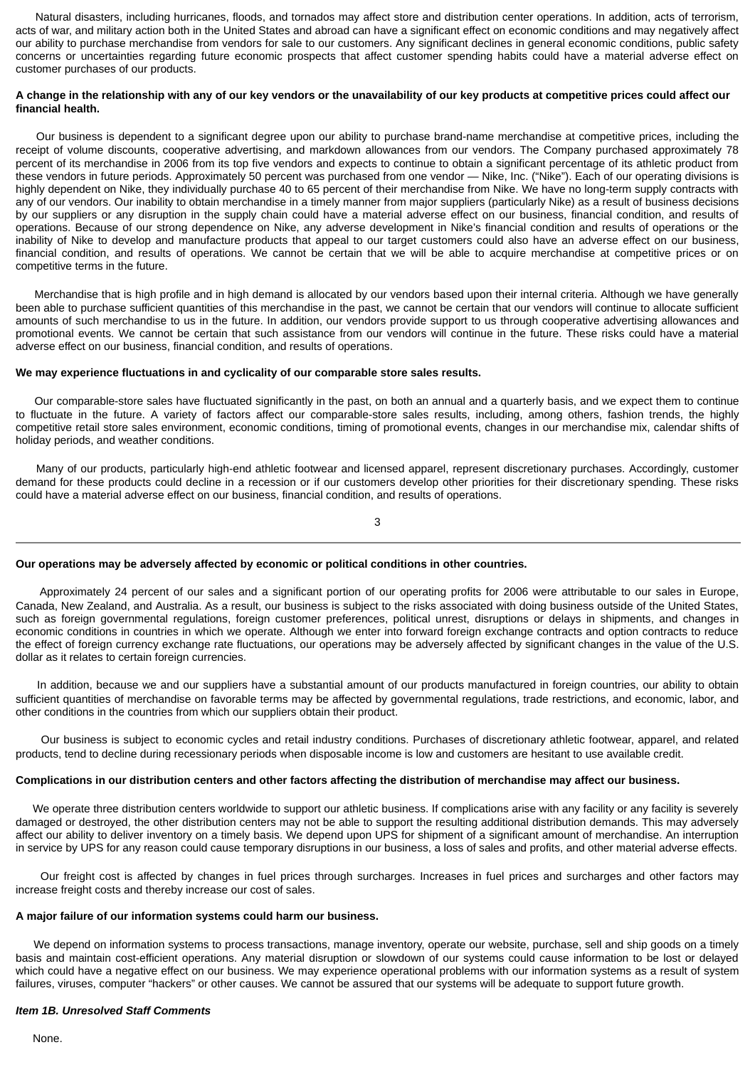Natural disasters, including hurricanes, floods, and tornados may affect store and distribution center operations. In addition, acts of terrorism, acts of war, and military action both in the United States and abroad can have a significant effect on economic conditions and may negatively affect our ability to purchase merchandise from vendors for sale to our customers. Any significant declines in general economic conditions, public safety concerns or uncertainties regarding future economic prospects that affect customer spending habits could have a material adverse effect on customer purchases of our products.

**A change in the relationship with any of our key vendors or the unavailability of our key products at competitive prices could affect our financial health.**

Our business is dependent to a significant degree upon our ability to purchase brand-name merchandise at competitive prices, including the receipt of volume discounts, cooperative advertising, and markdown allowances from our vendors. The Company purchased approximately 78 percent of its merchandise in 2006 from its top five vendors and expects to continue to obtain a significant percentage of its athletic product from these vendors in future periods. Approximately 50 percent was purchased from one vendor — Nike, Inc. ("Nike"). Each of our operating divisions is highly dependent on Nike, they individually purchase 40 to 65 percent of their merchandise from Nike. We have no long-term supply contracts with any of our vendors. Our inability to obtain merchandise in a timely manner from major suppliers (particularly Nike) as a result of business decisions by our suppliers or any disruption in the supply chain could have a material adverse effect on our business, financial condition, and results of operations. Because of our strong dependence on Nike, any adverse development in Nike's financial condition and results of operations or the inability of Nike to develop and manufacture products that appeal to our target customers could also have an adverse effect on our business, financial condition, and results of operations. We cannot be certain that we will be able to acquire merchandise at competitive prices or on competitive terms in the future.

Merchandise that is high profile and in high demand is allocated by our vendors based upon their internal criteria. Although we have generally been able to purchase sufficient quantities of this merchandise in the past, we cannot be certain that our vendors will continue to allocate sufficient amounts of such merchandise to us in the future. In addition, our vendors provide support to us through cooperative advertising allowances and promotional events. We cannot be certain that such assistance from our vendors will continue in the future. These risks could have a material adverse effect on our business, financial condition, and results of operations.

**We may experience fluctuations in and cyclicality of our comparable store sales results.**

Our comparable-store sales have fluctuated significantly in the past, on both an annual and a quarterly basis, and we expect them to continue to fluctuate in the future. A variety of factors affect our comparable-store sales results, including, among others, fashion trends, the highly competitive retail store sales environment, economic conditions, timing of promotional events, changes in our merchandise mix, calendar shifts of holiday periods, and weather conditions.

Many of our products, particularly high-end athletic footwear and licensed apparel, represent discretionary purchases. Accordingly, customer demand for these products could decline in a recession or if our customers develop other priorities for their discretionary spending. These risks could have a material adverse effect on our business, financial condition, and results of operations.

**Our operations may be adversely affected by economic or political conditions in other countries.**

Approximately 24 percent of our sales and a significant portion of our operating profits for 2006 were attributable to our sales in Europe, Canada, New Zealand, and Australia. As a result, our business is subject to the risks associated with doing business outside of the United States, such as foreign governmental regulations, foreign customer preferences, political unrest, disruptions or delays in shipments, and changes in economic conditions in countries in which we operate. Although we enter into forward foreign exchange contracts and option contracts to reduce the effect of foreign currency exchange rate fluctuations, our operations may be adversely affected by significant changes in the value of the U.S. dollar as it relates to certain foreign currencies.

In addition, because we and our suppliers have a substantial amount of our products manufactured in foreign countries, our ability to obtain sufficient quantities of merchandise on favorable terms may be affected by governmental regulations, trade restrictions, and economic, labor, and other conditions in the countries from which our suppliers obtain their product.

Our business is subject to economic cycles and retail industry conditions. Purchases of discretionary athletic footwear, apparel, and related products, tend to decline during recessionary periods when disposable income is low and customers are hesitant to use available credit.

**Complications in our distribution centers and other factors affecting the distribution of merchandise may affect our business.**

We operate three distribution centers worldwide to support our athletic business. If complications arise with any facility or any facility is severely damaged or destroyed, the other distribution centers may not be able to support the resulting additional distribution demands. This may adversely affect our ability to deliver inventory on a timely basis. We depend upon UPS for shipment of a significant amount of merchandise. An interruption in service by UPS for any reason could cause temporary disruptions in our business, a loss of sales and profits, and other material adverse effects.

Our freight cost is affected by changes in fuel prices through surcharges. Increases in fuel prices and surcharges and other factors may increase freight costs and thereby increase our cost of sales.

**A major failure of our information systems could harm our business.**

We depend on information systems to process transactions, manage inventory, operate our website, purchase, sell and ship goods on a timely basis and maintain cost-efficient operations. Any material disruption or slowdown of our systems could cause information to be lost or delayed which could have a negative effect on our business. We may experience operational problems with our information systems as a result of system failures, viruses, computer "hackers" or other causes. We cannot be assured that our systems will be adequate to support future growth.

***Item 1B. Unresolved Staff Comments***

None.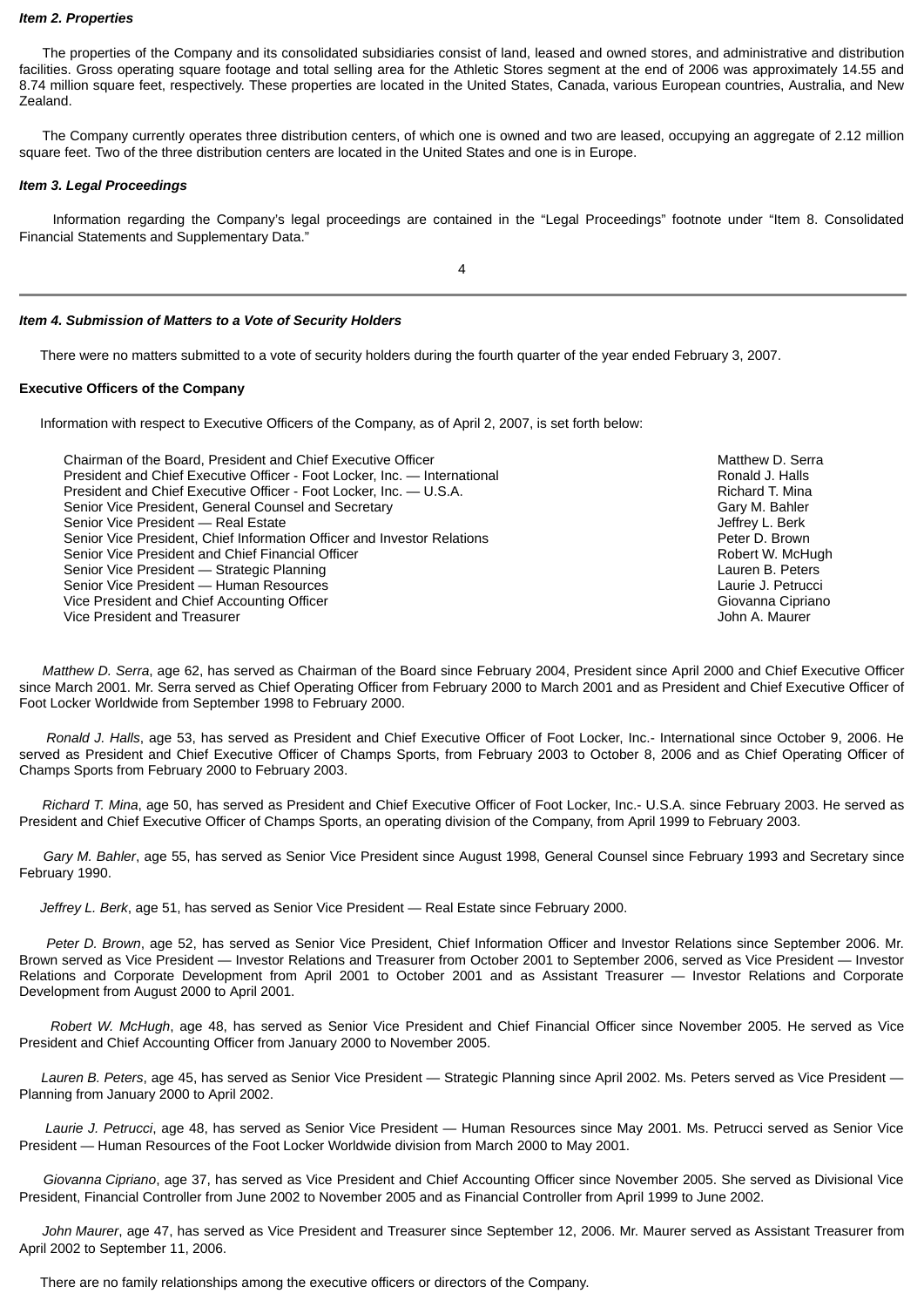### *Item 2. Properties*

The properties of the Company and its consolidated subsidiaries consist of land, leased and owned stores, and administrative and distribution facilities. Gross operating square footage and total selling area for the Athletic Stores segment at the end of 2006 was approximately 14.55 and 8.74 million square feet, respectively. These properties are located in the United States, Canada, various European countries, Australia, and New Zealand.

The Company currently operates three distribution centers, of which one is owned and two are leased, occupying an aggregate of 2.12 million square feet. Two of the three distribution centers are located in the United States and one is in Europe.

### *Item 3. Legal Proceedings*

Information regarding the Company's legal proceedings are contained in the "Legal Proceedings" footnote under "Item 8. Consolidated Financial Statements and Supplementary Data."

### *Item 4. Submission of Matters to a Vote of Security Holders*

There were no matters submitted to a vote of security holders during the fourth quarter of the year ended February 3, 2007.

### Executive Officers of the Company

Information with respect to Executive Officers of the Company, as of April 2, 2007, is set forth below:

| | |
|---|---|
| Chairman of the Board, President and Chief Executive Officer | Matthew D. Serra |
| President and Chief Executive Officer - Foot Locker, Inc. — International | Ronald J. Halls |
| President and Chief Executive Officer - Foot Locker, Inc. — U.S.A. | Richard T. Mina |
| Senior Vice President, General Counsel and Secretary | Gary M. Bahler |
| Senior Vice President — Real Estate | Jeffrey L. Berk |
| Senior Vice President, Chief Information Officer and Investor Relations | Peter D. Brown |
| Senior Vice President and Chief Financial Officer | Robert W. McHugh |
| Senior Vice President — Strategic Planning | Lauren B. Peters |
| Senior Vice President — Human Resources | Laurie J. Petrucci |
| Vice President and Chief Accounting Officer | Giovanna Cipriano |
| Vice President and Treasurer | John A. Maurer |

*Matthew D. Serra*, age 62, has served as Chairman of the Board since February 2004, President since April 2000 and Chief Executive Officer since March 2001. Mr. Serra served as Chief Operating Officer from February 2000 to March 2001 and as President and Chief Executive Officer of Foot Locker Worldwide from September 1998 to February 2000.

*Ronald J. Halls*, age 53, has served as President and Chief Executive Officer of Foot Locker, Inc.- International since October 9, 2006. He served as President and Chief Executive Officer of Champs Sports, from February 2003 to October 8, 2006 and as Chief Operating Officer of Champs Sports from February 2000 to February 2003.

*Richard T. Mina*, age 50, has served as President and Chief Executive Officer of Foot Locker, Inc.- U.S.A. since February 2003. He served as President and Chief Executive Officer of Champs Sports, an operating division of the Company, from April 1999 to February 2003.

*Gary M. Bahler*, age 55, has served as Senior Vice President since August 1998, General Counsel since February 1993 and Secretary since February 1990.

*Jeffrey L. Berk*, age 51, has served as Senior Vice President — Real Estate since February 2000.

*Peter D. Brown*, age 52, has served as Senior Vice President, Chief Information Officer and Investor Relations since September 2006. Mr. Brown served as Vice President — Investor Relations and Treasurer from October 2001 to September 2006, served as Vice President — Investor Relations and Corporate Development from April 2001 to October 2001 and as Assistant Treasurer — Investor Relations and Corporate Development from August 2000 to April 2001.

*Robert W. McHugh*, age 48, has served as Senior Vice President and Chief Financial Officer since November 2005. He served as Vice President and Chief Accounting Officer from January 2000 to November 2005.

*Lauren B. Peters*, age 45, has served as Senior Vice President — Strategic Planning since April 2002. Ms. Peters served as Vice President — Planning from January 2000 to April 2002.

*Laurie J. Petrucci*, age 48, has served as Senior Vice President — Human Resources since May 2001. Ms. Petrucci served as Senior Vice President — Human Resources of the Foot Locker Worldwide division from March 2000 to May 2001.

*Giovanna Cipriano*, age 37, has served as Vice President and Chief Accounting Officer since November 2005. She served as Divisional Vice President, Financial Controller from June 2002 to November 2005 and as Financial Controller from April 1999 to June 2002.

*John Maurer*, age 47, has served as Vice President and Treasurer since September 12, 2006. Mr. Maurer served as Assistant Treasurer from April 2002 to September 11, 2006.

There are no family relationships among the executive officers or directors of the Company.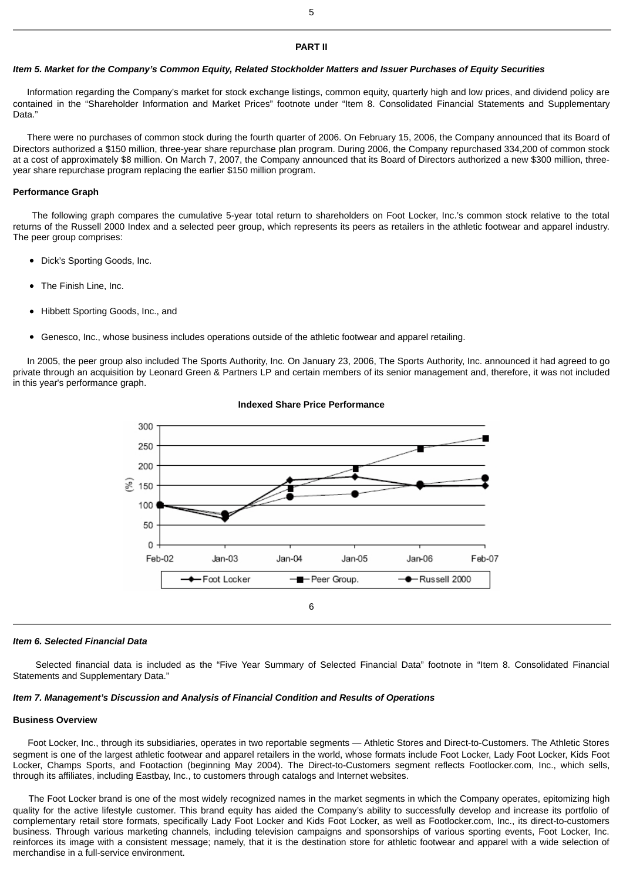**PART II**

***Item 5. Market for the Company's Common Equity, Related Stockholder Matters and Issuer Purchases of Equity Securities***

Information regarding the Company's market for stock exchange listings, common equity, quarterly high and low prices, and dividend policy are contained in the "Shareholder Information and Market Prices" footnote under "Item 8. Consolidated Financial Statements and Supplementary Data."

There were no purchases of common stock during the fourth quarter of 2006. On February 15, 2006, the Company announced that its Board of Directors authorized a $150 million, three-year share repurchase plan program. During 2006, the Company repurchased 334,200 of common stock at a cost of approximately $8 million. On March 7, 2007, the Company announced that its Board of Directors authorized a new $300 million, three-year share repurchase program replacing the earlier $150 million program.

**Performance Graph**

The following graph compares the cumulative 5-year total return to shareholders on Foot Locker, Inc.'s common stock relative to the total returns of the Russell 2000 Index and a selected peer group, which represents its peers as retailers in the athletic footwear and apparel industry. The peer group comprises:

- Dick's Sporting Goods, Inc.
- The Finish Line, Inc.
- Hibbett Sporting Goods, Inc., and
- Genesco, Inc., whose business includes operations outside of the athletic footwear and apparel retailing.

In 2005, the peer group also included The Sports Authority, Inc. On January 23, 2006, The Sports Authority, Inc. announced it had agreed to go private through an acquisition by Leonard Green & Partners LP and certain members of its senior management and, therefore, it was not included in this year's performance graph.

**Indexed Share Price Performance**

***Item 6. Selected Financial Data***

Selected financial data is included as the "Five Year Summary of Selected Financial Data" footnote in "Item 8. Consolidated Financial Statements and Supplementary Data."

***Item 7. Management's Discussion and Analysis of Financial Condition and Results of Operations***

**Business Overview**

Foot Locker, Inc., through its subsidiaries, operates in two reportable segments — Athletic Stores and Direct-to-Customers. The Athletic Stores segment is one of the largest athletic footwear and apparel retailers in the world, whose formats include Foot Locker, Lady Foot Locker, Kids Foot Locker, Champs Sports, and Footaction (beginning May 2004). The Direct-to-Customers segment reflects Footlocker.com, Inc., which sells, through its affiliates, including Eastbay, Inc., to customers through catalogs and Internet websites.

The Foot Locker brand is one of the most widely recognized names in the market segments in which the Company operates, epitomizing high quality for the active lifestyle customer. This brand equity has aided the Company's ability to successfully develop and increase its portfolio of complementary retail store formats, specifically Lady Foot Locker and Kids Foot Locker, as well as Footlocker.com, Inc., its direct-to-customers business. Through various marketing channels, including television campaigns and sponsorships of various sporting events, Foot Locker, Inc. reinforces its image with a consistent message; namely, that it is the destination store for athletic footwear and apparel with a wide selection of merchandise in a full-service environment.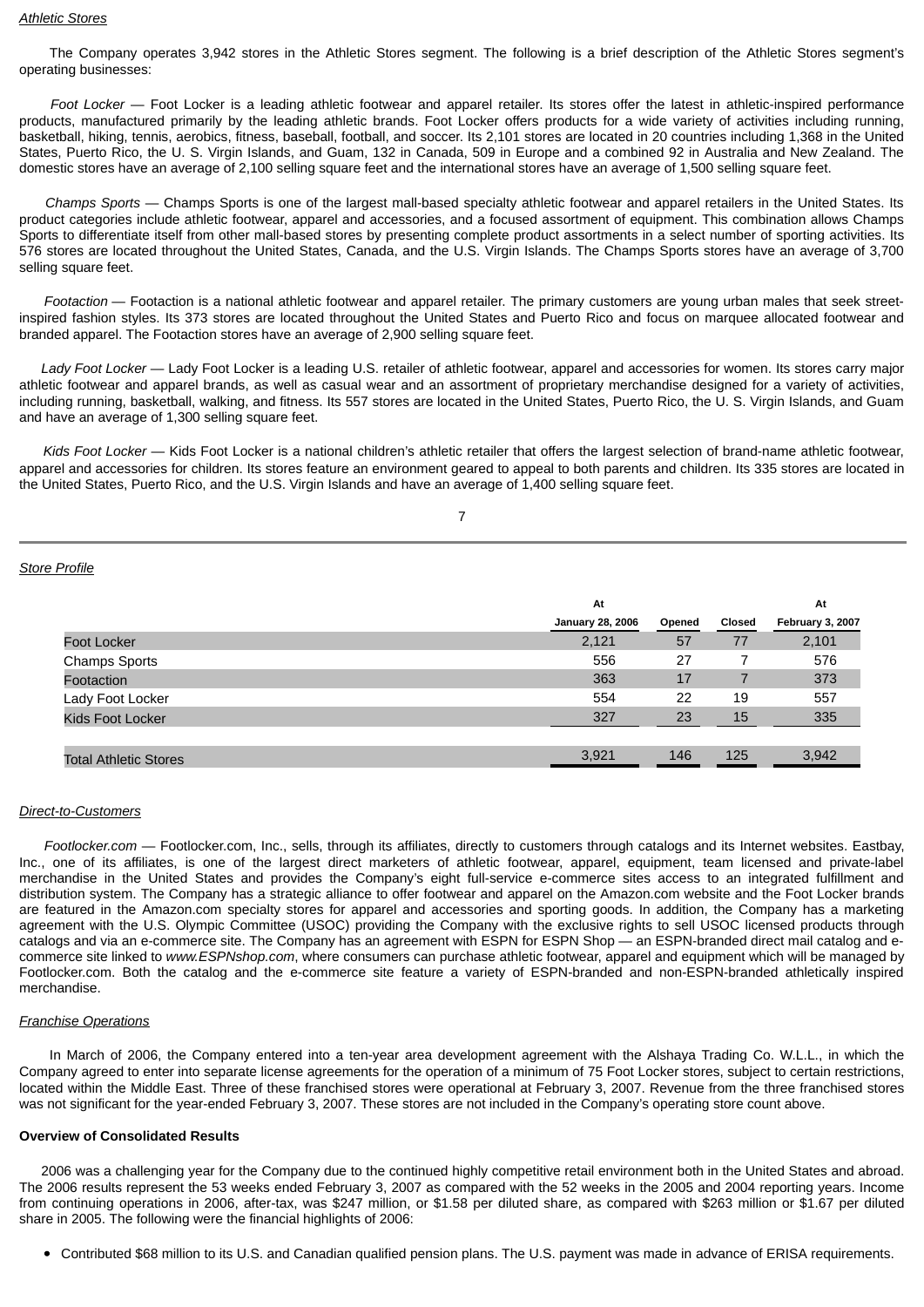*Athletic Stores*

The Company operates 3,942 stores in the Athletic Stores segment. The following is a brief description of the Athletic Stores segment's operating businesses:

*Foot Locker* — Foot Locker is a leading athletic footwear and apparel retailer. Its stores offer the latest in athletic-inspired performance products, manufactured primarily by the leading athletic brands. Foot Locker offers products for a wide variety of activities including running, basketball, hiking, tennis, aerobics, fitness, baseball, football, and soccer. Its 2,101 stores are located in 20 countries including 1,368 in the United States, Puerto Rico, the U. S. Virgin Islands, and Guam, 132 in Canada, 509 in Europe and a combined 92 in Australia and New Zealand. The domestic stores have an average of 2,100 selling square feet and the international stores have an average of 1,500 selling square feet.

*Champs Sports* — Champs Sports is one of the largest mall-based specialty athletic footwear and apparel retailers in the United States. Its product categories include athletic footwear, apparel and accessories, and a focused assortment of equipment. This combination allows Champs Sports to differentiate itself from other mall-based stores by presenting complete product assortments in a select number of sporting activities. Its 576 stores are located throughout the United States, Canada, and the U.S. Virgin Islands. The Champs Sports stores have an average of 3,700 selling square feet.

*Footaction* — Footaction is a national athletic footwear and apparel retailer. The primary customers are young urban males that seek street-inspired fashion styles. Its 373 stores are located throughout the United States and Puerto Rico and focus on marquee allocated footwear and branded apparel. The Footaction stores have an average of 2,900 selling square feet.

*Lady Foot Locker* — Lady Foot Locker is a leading U.S. retailer of athletic footwear, apparel and accessories for women. Its stores carry major athletic footwear and apparel brands, as well as casual wear and an assortment of proprietary merchandise designed for a variety of activities, including running, basketball, walking, and fitness. Its 557 stores are located in the United States, Puerto Rico, the U. S. Virgin Islands, and Guam and have an average of 1,300 selling square feet.

*Kids Foot Locker* — Kids Foot Locker is a national children's athletic retailer that offers the largest selection of brand-name athletic footwear, apparel and accessories for children. Its stores feature an environment geared to appeal to both parents and children. Its 335 stores are located in the United States, Puerto Rico, and the U.S. Virgin Islands and have an average of 1,400 selling square feet.

*Store Profile*

| | At January 28, 2006 | Opened | Closed | At February 3, 2007 |
|---|---|---|---|---|
| Foot Locker | 2,121 | 57 | 77 | 2,101 |
| Champs Sports | 556 | 27 | 7 | 576 |
| Footaction | 363 | 17 | 7 | 373 |
| Lady Foot Locker | 554 | 22 | 19 | 557 |
| Kids Foot Locker | 327 | 23 | 15 | 335 |
| Total Athletic Stores | 3,921 | 146 | 125 | 3,942 |

*Direct-to-Customers*

*Footlocker.com* — Footlocker.com, Inc., sells, through its affiliates, directly to customers through catalogs and its Internet websites. Eastbay, Inc., one of its affiliates, is one of the largest direct marketers of athletic footwear, apparel, equipment, team licensed and private-label merchandise in the United States and provides the Company's eight full-service e-commerce sites access to an integrated fulfillment and distribution system. The Company has a strategic alliance to offer footwear and apparel on the Amazon.com website and the Foot Locker brands are featured in the Amazon.com specialty stores for apparel and accessories and sporting goods. In addition, the Company has a marketing agreement with the U.S. Olympic Committee (USOC) providing the Company with the exclusive rights to sell USOC licensed products through catalogs and via an e-commerce site. The Company has an agreement with ESPN for ESPN Shop — an ESPN-branded direct mail catalog and e-commerce site linked to *www.ESPNshop.com*, where consumers can purchase athletic footwear, apparel and equipment which will be managed by Footlocker.com. Both the catalog and the e-commerce site feature a variety of ESPN-branded and non-ESPN-branded athletically inspired merchandise.

*Franchise Operations*

In March of 2006, the Company entered into a ten-year area development agreement with the Alshaya Trading Co. W.L.L., in which the Company agreed to enter into separate license agreements for the operation of a minimum of 75 Foot Locker stores, subject to certain restrictions, located within the Middle East. Three of these franchised stores were operational at February 3, 2007. Revenue from the three franchised stores was not significant for the year-ended February 3, 2007. These stores are not included in the Company's operating store count above.

**Overview of Consolidated Results**

2006 was a challenging year for the Company due to the continued highly competitive retail environment both in the United States and abroad. The 2006 results represent the 53 weeks ended February 3, 2007 as compared with the 52 weeks in the 2005 and 2004 reporting years. Income from continuing operations in 2006, after-tax, was $247 million, or $1.58 per diluted share, as compared with $263 million or $1.67 per diluted share in 2005. The following were the financial highlights of 2006:

- Contributed $68 million to its U.S. and Canadian qualified pension plans. The U.S. payment was made in advance of ERISA requirements.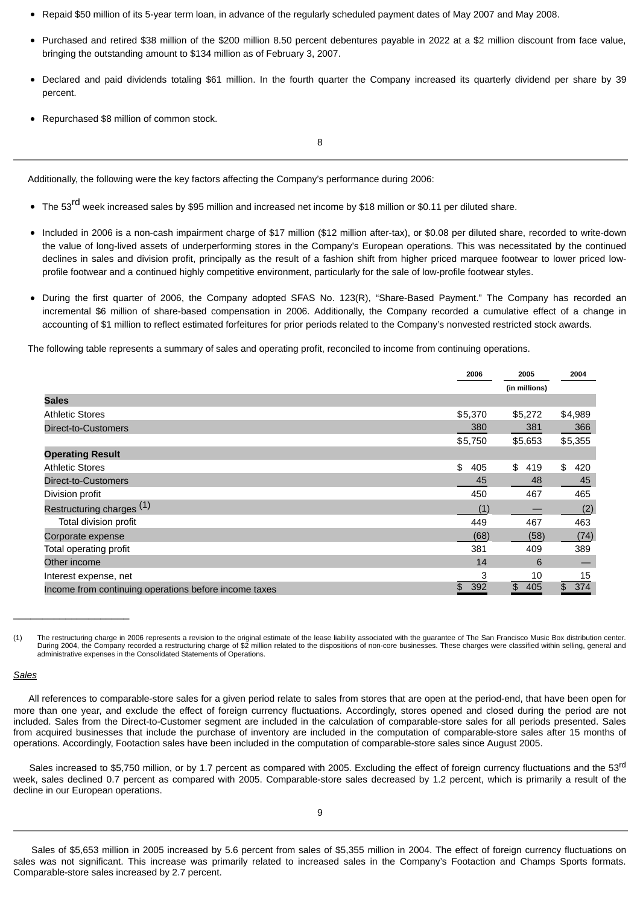- Repaid $50 million of its 5-year term loan, in advance of the regularly scheduled payment dates of May 2007 and May 2008.
- Purchased and retired $38 million of the $200 million 8.50 percent debentures payable in 2022 at a $2 million discount from face value, bringing the outstanding amount to $134 million as of February 3, 2007.
- Declared and paid dividends totaling $61 million. In the fourth quarter the Company increased its quarterly dividend per share by 39 percent.
- Repurchased $8 million of common stock.

Additionally, the following were the key factors affecting the Company's performance during 2006:

- The 53rd week increased sales by $95 million and increased net income by $18 million or $0.11 per diluted share.
- Included in 2006 is a non-cash impairment charge of $17 million ($12 million after-tax), or $0.08 per diluted share, recorded to write-down the value of long-lived assets of underperforming stores in the Company's European operations. This was necessitated by the continued declines in sales and division profit, principally as the result of a fashion shift from higher priced marquee footwear to lower priced low-profile footwear and a continued highly competitive environment, particularly for the sale of low-profile footwear styles.
- During the first quarter of 2006, the Company adopted SFAS No. 123(R), "Share-Based Payment." The Company has recorded an incremental $6 million of share-based compensation in 2006. Additionally, the Company recorded a cumulative effect of a change in accounting of $1 million to reflect estimated forfeitures for prior periods related to the Company's nonvested restricted stock awards.

The following table represents a summary of sales and operating profit, reconciled to income from continuing operations.

| | 2006 | 2005 | 2004 |
|---|---|---|---|
| | | (in millions) | |
| **Sales** | | | |
| Athletic Stores | $5,370 | $5,272 | $4,989 |
| Direct-to-Customers | 380 | 381 | 366 |
| | $5,750 | $5,653 | $5,355 |
| **Operating Result** | | | |
| Athletic Stores | $ 405 | $ 419 | $ 420 |
| Direct-to-Customers | 45 | 48 | 45 |
| Division profit | 450 | 467 | 465 |
| Restructuring charges [(1)] | (1) | — | (2) |
| Total division profit | 449 | 467 | 463 |
| Corporate expense | (68) | (58) | (74) |
| Total operating profit | 381 | 409 | 389 |
| Other income | 14 | 6 | — |
| Interest expense, net | 3 | 10 | 15 |
| Income from continuing operations before income taxes | $ 392 | $ 405 | $ 374 |

(1) The restructuring charge in 2006 represents a revision to the original estimate of the lease liability associated with the guarantee of The San Francisco Music Box distribution center. During 2004, the Company recorded a restructuring charge of $2 million related to the dispositions of non-core businesses. These charges were classified within selling, general and administrative expenses in the Consolidated Statements of Operations.

*Sales*

All references to comparable-store sales for a given period relate to sales from stores that are open at the period-end, that have been open for more than one year, and exclude the effect of foreign currency fluctuations. Accordingly, stores opened and closed during the period are not included. Sales from the Direct-to-Customer segment are included in the calculation of comparable-store sales for all periods presented. Sales from acquired businesses that include the purchase of inventory are included in the computation of comparable-store sales after 15 months of operations. Accordingly, Footaction sales have been included in the computation of comparable-store sales since August 2005.

Sales increased to $5,750 million, or by 1.7 percent as compared with 2005. Excluding the effect of foreign currency fluctuations and the 53rd week, sales declined 0.7 percent as compared with 2005. Comparable-store sales decreased by 1.2 percent, which is primarily a result of the decline in our European operations.

Sales of $5,653 million in 2005 increased by 5.6 percent from sales of $5,355 million in 2004. The effect of foreign currency fluctuations on sales was not significant. This increase was primarily related to increased sales in the Company's Footaction and Champs Sports formats. Comparable-store sales increased by 2.7 percent.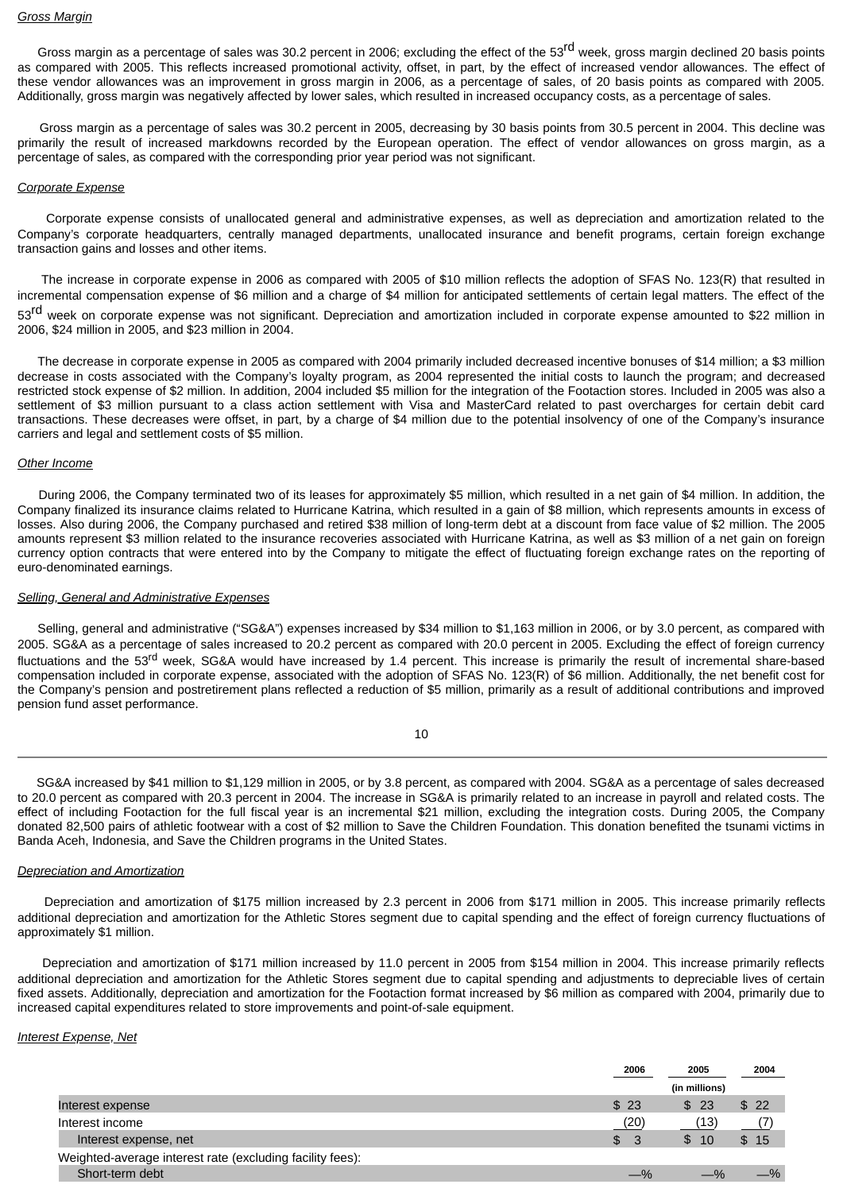*Gross Margin*

Gross margin as a percentage of sales was 30.2 percent in 2006; excluding the effect of the 53rd week, gross margin declined 20 basis points as compared with 2005. This reflects increased promotional activity, offset, in part, by the effect of increased vendor allowances. The effect of these vendor allowances was an improvement in gross margin in 2006, as a percentage of sales, of 20 basis points as compared with 2005. Additionally, gross margin was negatively affected by lower sales, which resulted in increased occupancy costs, as a percentage of sales.

Gross margin as a percentage of sales was 30.2 percent in 2005, decreasing by 30 basis points from 30.5 percent in 2004. This decline was primarily the result of increased markdowns recorded by the European operation. The effect of vendor allowances on gross margin, as a percentage of sales, as compared with the corresponding prior year period was not significant.

*Corporate Expense*

Corporate expense consists of unallocated general and administrative expenses, as well as depreciation and amortization related to the Company's corporate headquarters, centrally managed departments, unallocated insurance and benefit programs, certain foreign exchange transaction gains and losses and other items.

The increase in corporate expense in 2006 as compared with 2005 of $10 million reflects the adoption of SFAS No. 123(R) that resulted in incremental compensation expense of $6 million and a charge of $4 million for anticipated settlements of certain legal matters. The effect of the 53rd week on corporate expense was not significant. Depreciation and amortization included in corporate expense amounted to $22 million in 2006, $24 million in 2005, and $23 million in 2004.

The decrease in corporate expense in 2005 as compared with 2004 primarily included decreased incentive bonuses of $14 million; a $3 million decrease in costs associated with the Company's loyalty program, as 2004 represented the initial costs to launch the program; and decreased restricted stock expense of $2 million. In addition, 2004 included $5 million for the integration of the Footaction stores. Included in 2005 was also a settlement of $3 million pursuant to a class action settlement with Visa and MasterCard related to past overcharges for certain debit card transactions. These decreases were offset, in part, by a charge of $4 million due to the potential insolvency of one of the Company's insurance carriers and legal and settlement costs of $5 million.

*Other Income*

During 2006, the Company terminated two of its leases for approximately $5 million, which resulted in a net gain of $4 million. In addition, the Company finalized its insurance claims related to Hurricane Katrina, which resulted in a gain of $8 million, which represents amounts in excess of losses. Also during 2006, the Company purchased and retired $38 million of long-term debt at a discount from face value of $2 million. The 2005 amounts represent $3 million related to the insurance recoveries associated with Hurricane Katrina, as well as $3 million of a net gain on foreign currency option contracts that were entered into by the Company to mitigate the effect of fluctuating foreign exchange rates on the reporting of euro-denominated earnings.

*Selling, General and Administrative Expenses*

Selling, general and administrative ("SG&A") expenses increased by $34 million to $1,163 million in 2006, or by 3.0 percent, as compared with 2005. SG&A as a percentage of sales increased to 20.2 percent as compared with 20.0 percent in 2005. Excluding the effect of foreign currency fluctuations and the 53rd week, SG&A would have increased by 1.4 percent. This increase is primarily the result of incremental share-based compensation included in corporate expense, associated with the adoption of SFAS No. 123(R) of $6 million. Additionally, the net benefit cost for the Company's pension and postretirement plans reflected a reduction of $5 million, primarily as a result of additional contributions and improved pension fund asset performance.

SG&A increased by $41 million to $1,129 million in 2005, or by 3.8 percent, as compared with 2004. SG&A as a percentage of sales decreased to 20.0 percent as compared with 20.3 percent in 2004. The increase in SG&A is primarily related to an increase in payroll and related costs. The effect of including Footaction for the full fiscal year is an incremental $21 million, excluding the integration costs. During 2005, the Company donated 82,500 pairs of athletic footwear with a cost of $2 million to Save the Children Foundation. This donation benefited the tsunami victims in Banda Aceh, Indonesia, and Save the Children programs in the United States.

*Depreciation and Amortization*

Depreciation and amortization of $175 million increased by 2.3 percent in 2006 from $171 million in 2005. This increase primarily reflects additional depreciation and amortization for the Athletic Stores segment due to capital spending and the effect of foreign currency fluctuations of approximately $1 million.

Depreciation and amortization of $171 million increased by 11.0 percent in 2005 from $154 million in 2004. This increase primarily reflects additional depreciation and amortization for the Athletic Stores segment due to capital spending and adjustments to depreciable lives of certain fixed assets. Additionally, depreciation and amortization for the Footaction format increased by $6 million as compared with 2004, primarily due to increased capital expenditures related to store improvements and point-of-sale equipment.

*Interest Expense, Net*

| | 2006 | 2005 | 2004 |
|---|---|---|---|
| | | (in millions) | |
| Interest expense | $ 23 | $ 23 | $ 22 |
| Interest income | (20) | (13) | (7) |
| Interest expense, net | $ 3 | $ 10 | $ 15 |
| Weighted-average interest rate (excluding facility fees): | | | |
| Short-term debt | —% | —% | —% |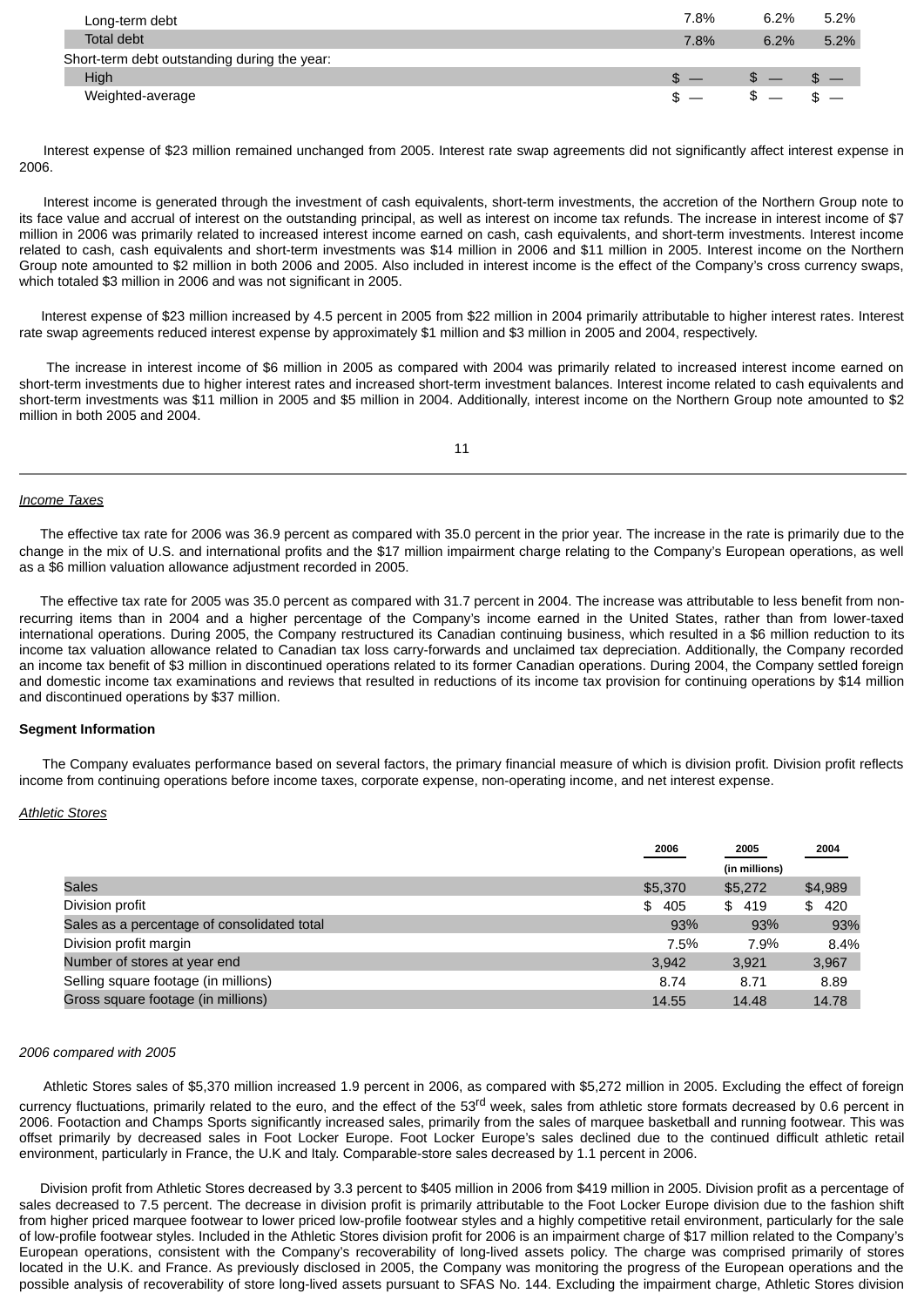| | | | |
|---|---|---|---|
| Long-term debt | 7.8% | 6.2% | 5.2% |
| Total debt | 7.8% | 6.2% | 5.2% |
| Short-term debt outstanding during the year: | | | |
| High | $ — | $ — | $ — |
| Weighted-average | $ — | $ — | $ — |

Interest expense of $23 million remained unchanged from 2005. Interest rate swap agreements did not significantly affect interest expense in 2006.

Interest income is generated through the investment of cash equivalents, short-term investments, the accretion of the Northern Group note to its face value and accrual of interest on the outstanding principal, as well as interest on income tax refunds. The increase in interest income of $7 million in 2006 was primarily related to increased interest income earned on cash, cash equivalents, and short-term investments. Interest income related to cash, cash equivalents and short-term investments was $14 million in 2006 and $11 million in 2005. Interest income on the Northern Group note amounted to $2 million in both 2006 and 2005. Also included in interest income is the effect of the Company's cross currency swaps, which totaled $3 million in 2006 and was not significant in 2005.

Interest expense of $23 million increased by 4.5 percent in 2005 from $22 million in 2004 primarily attributable to higher interest rates. Interest rate swap agreements reduced interest expense by approximately $1 million and $3 million in 2005 and 2004, respectively.

The increase in interest income of $6 million in 2005 as compared with 2004 was primarily related to increased interest income earned on short-term investments due to higher interest rates and increased short-term investment balances. Interest income related to cash equivalents and short-term investments was $11 million in 2005 and $5 million in 2004. Additionally, interest income on the Northern Group note amounted to $2 million in both 2005 and 2004.

*Income Taxes*

The effective tax rate for 2006 was 36.9 percent as compared with 35.0 percent in the prior year. The increase in the rate is primarily due to the change in the mix of U.S. and international profits and the $17 million impairment charge relating to the Company's European operations, as well as a $6 million valuation allowance adjustment recorded in 2005.

The effective tax rate for 2005 was 35.0 percent as compared with 31.7 percent in 2004. The increase was attributable to less benefit from non-recurring items than in 2004 and a higher percentage of the Company's income earned in the United States, rather than from lower-taxed international operations. During 2005, the Company restructured its Canadian continuing business, which resulted in a $6 million reduction to its income tax valuation allowance related to Canadian tax loss carry-forwards and unclaimed tax depreciation. Additionally, the Company recorded an income tax benefit of $3 million in discontinued operations related to its former Canadian operations. During 2004, the Company settled foreign and domestic income tax examinations and reviews that resulted in reductions of its income tax provision for continuing operations by $14 million and discontinued operations by $37 million.

**Segment Information**

The Company evaluates performance based on several factors, the primary financial measure of which is division profit. Division profit reflects income from continuing operations before income taxes, corporate expense, non-operating income, and net interest expense.

*Athletic Stores*

| | 2006 | 2005 | 2004 |
|---|---|---|---|
| | | (in millions) | |
| Sales | $5,370 | $5,272 | $4,989 |
| Division profit | $ 405 | $ 419 | $ 420 |
| Sales as a percentage of consolidated total | 93% | 93% | 93% |
| Division profit margin | 7.5% | 7.9% | 8.4% |
| Number of stores at year end | 3,942 | 3,921 | 3,967 |
| Selling square footage (in millions) | 8.74 | 8.71 | 8.89 |
| Gross square footage (in millions) | 14.55 | 14.48 | 14.78 |

*2006 compared with 2005*

Athletic Stores sales of $5,370 million increased 1.9 percent in 2006, as compared with $5,272 million in 2005. Excluding the effect of foreign currency fluctuations, primarily related to the euro, and the effect of the 53rd week, sales from athletic store formats decreased by 0.6 percent in 2006. Footaction and Champs Sports significantly increased sales, primarily from the sales of marquee basketball and running footwear. This was offset primarily by decreased sales in Foot Locker Europe. Foot Locker Europe's sales declined due to the continued difficult athletic retail environment, particularly in France, the U.K and Italy. Comparable-store sales decreased by 1.1 percent in 2006.

Division profit from Athletic Stores decreased by 3.3 percent to $405 million in 2006 from $419 million in 2005. Division profit as a percentage of sales decreased to 7.5 percent. The decrease in division profit is primarily attributable to the Foot Locker Europe division due to the fashion shift from higher priced marquee footwear to lower priced low-profile footwear styles and a highly competitive retail environment, particularly for the sale of low-profile footwear styles. Included in the Athletic Stores division profit for 2006 is an impairment charge of $17 million related to the Company's European operations, consistent with the Company's recoverability of long-lived assets policy. The charge was comprised primarily of stores located in the U.K. and France. As previously disclosed in 2005, the Company was monitoring the progress of the European operations and the possible analysis of recoverability of store long-lived assets pursuant to SFAS No. 144. Excluding the impairment charge, Athletic Stores division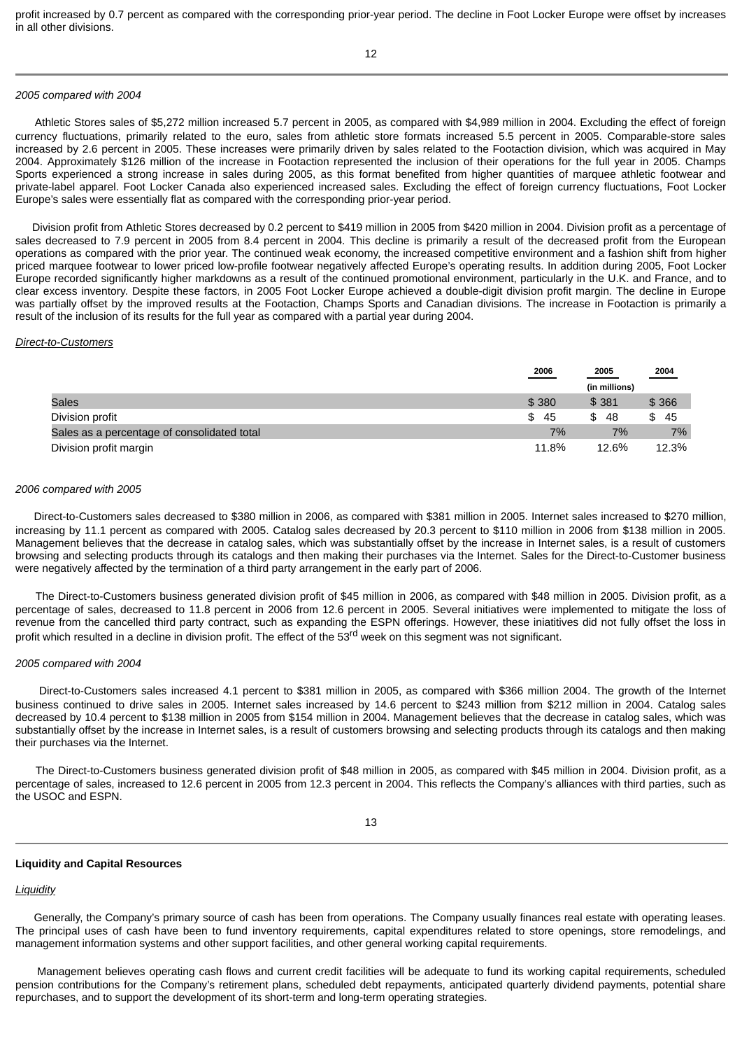profit increased by 0.7 percent as compared with the corresponding prior-year period. The decline in Foot Locker Europe were offset by increases in all other divisions.

*2005 compared with 2004*

Athletic Stores sales of $5,272 million increased 5.7 percent in 2005, as compared with $4,989 million in 2004. Excluding the effect of foreign currency fluctuations, primarily related to the euro, sales from athletic store formats increased 5.5 percent in 2005. Comparable-store sales increased by 2.6 percent in 2005. These increases were primarily driven by sales related to the Footaction division, which was acquired in May 2004. Approximately $126 million of the increase in Footaction represented the inclusion of their operations for the full year in 2005. Champs Sports experienced a strong increase in sales during 2005, as this format benefited from higher quantities of marquee athletic footwear and private-label apparel. Foot Locker Canada also experienced increased sales. Excluding the effect of foreign currency fluctuations, Foot Locker Europe's sales were essentially flat as compared with the corresponding prior-year period.

Division profit from Athletic Stores decreased by 0.2 percent to $419 million in 2005 from $420 million in 2004. Division profit as a percentage of sales decreased to 7.9 percent in 2005 from 8.4 percent in 2004. This decline is primarily a result of the decreased profit from the European operations as compared with the prior year. The continued weak economy, the increased competitive environment and a fashion shift from higher priced marquee footwear to lower priced low-profile footwear negatively affected Europe's operating results. In addition during 2005, Foot Locker Europe recorded significantly higher markdowns as a result of the continued promotional environment, particularly in the U.K. and France, and to clear excess inventory. Despite these factors, in 2005 Foot Locker Europe achieved a double-digit division profit margin. The decline in Europe was partially offset by the improved results at the Footaction, Champs Sports and Canadian divisions. The increase in Footaction is primarily a result of the inclusion of its results for the full year as compared with a partial year during 2004.

*Direct-to-Customers*

| | 2006 | 2005 | 2004 |
|---|---|---|---|
| | | (in millions) | |
| Sales | $ 380 | $ 381 | $ 366 |
| Division profit | $ 45 | $ 48 | $ 45 |
| Sales as a percentage of consolidated total | 7% | 7% | 7% |
| Division profit margin | 11.8% | 12.6% | 12.3% |

*2006 compared with 2005*

Direct-to-Customers sales decreased to $380 million in 2006, as compared with $381 million in 2005. Internet sales increased to $270 million, increasing by 11.1 percent as compared with 2005. Catalog sales decreased by 20.3 percent to $110 million in 2006 from $138 million in 2005. Management believes that the decrease in catalog sales, which was substantially offset by the increase in Internet sales, is a result of customers browsing and selecting products through its catalogs and then making their purchases via the Internet. Sales for the Direct-to-Customer business were negatively affected by the termination of a third party arrangement in the early part of 2006.

The Direct-to-Customers business generated division profit of $45 million in 2006, as compared with $48 million in 2005. Division profit, as a percentage of sales, decreased to 11.8 percent in 2006 from 12.6 percent in 2005. Several initiatives were implemented to mitigate the loss of revenue from the cancelled third party contract, such as expanding the ESPN offerings. However, these iniatitives did not fully offset the loss in profit which resulted in a decline in division profit. The effect of the 53rd week on this segment was not significant.

*2005 compared with 2004*

Direct-to-Customers sales increased 4.1 percent to $381 million in 2005, as compared with $366 million 2004. The growth of the Internet business continued to drive sales in 2005. Internet sales increased by 14.6 percent to $243 million from $212 million in 2004. Catalog sales decreased by 10.4 percent to $138 million in 2005 from $154 million in 2004. Management believes that the decrease in catalog sales, which was substantially offset by the increase in Internet sales, is a result of customers browsing and selecting products through its catalogs and then making their purchases via the Internet.

The Direct-to-Customers business generated division profit of $48 million in 2005, as compared with $45 million in 2004. Division profit, as a percentage of sales, increased to 12.6 percent in 2005 from 12.3 percent in 2004. This reflects the Company's alliances with third parties, such as the USOC and ESPN.

**Liquidity and Capital Resources**

*Liquidity*

Generally, the Company's primary source of cash has been from operations. The Company usually finances real estate with operating leases. The principal uses of cash have been to fund inventory requirements, capital expenditures related to store openings, store remodelings, and management information systems and other support facilities, and other general working capital requirements.

Management believes operating cash flows and current credit facilities will be adequate to fund its working capital requirements, scheduled pension contributions for the Company's retirement plans, scheduled debt repayments, anticipated quarterly dividend payments, potential share repurchases, and to support the development of its short-term and long-term operating strategies.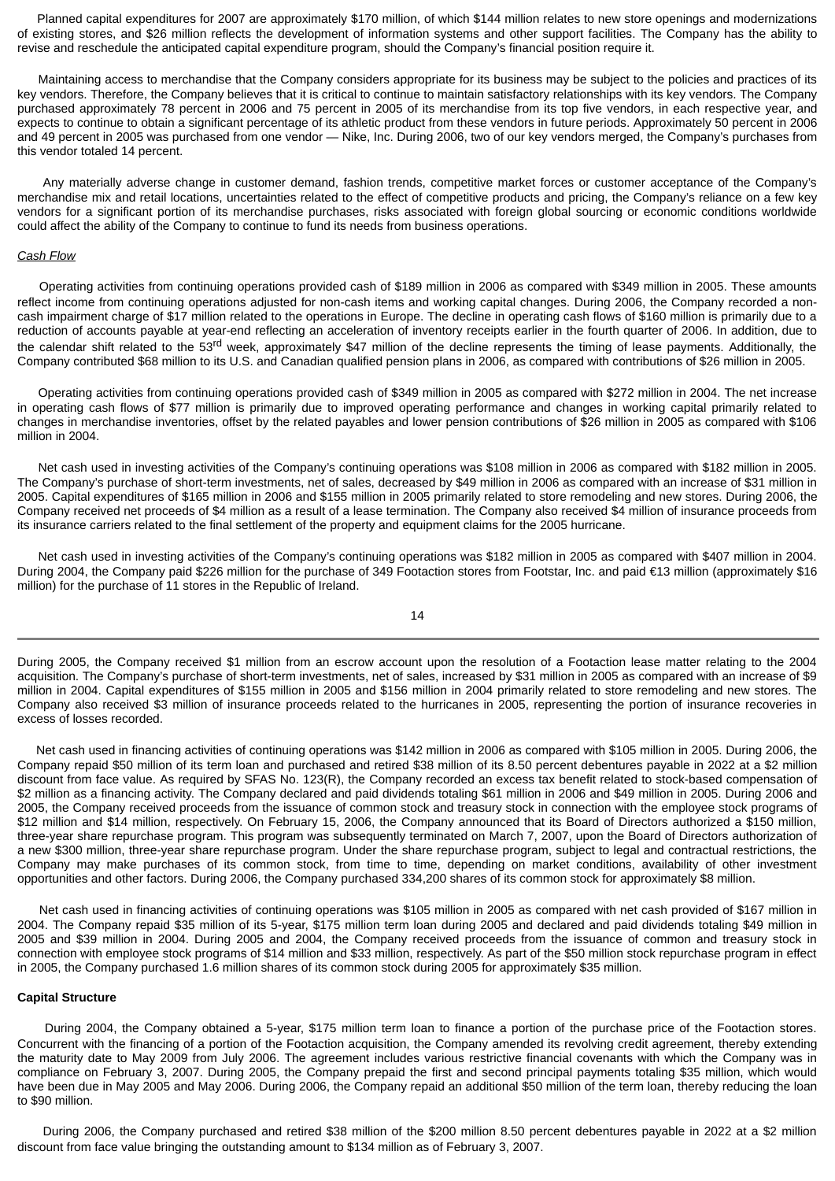Planned capital expenditures for 2007 are approximately $170 million, of which $144 million relates to new store openings and modernizations of existing stores, and $26 million reflects the development of information systems and other support facilities. The Company has the ability to revise and reschedule the anticipated capital expenditure program, should the Company's financial position require it.

Maintaining access to merchandise that the Company considers appropriate for its business may be subject to the policies and practices of its key vendors. Therefore, the Company believes that it is critical to continue to maintain satisfactory relationships with its key vendors. The Company purchased approximately 78 percent in 2006 and 75 percent in 2005 of its merchandise from its top five vendors, in each respective year, and expects to continue to obtain a significant percentage of its athletic product from these vendors in future periods. Approximately 50 percent in 2006 and 49 percent in 2005 was purchased from one vendor — Nike, Inc. During 2006, two of our key vendors merged, the Company's purchases from this vendor totaled 14 percent.

Any materially adverse change in customer demand, fashion trends, competitive market forces or customer acceptance of the Company's merchandise mix and retail locations, uncertainties related to the effect of competitive products and pricing, the Company's reliance on a few key vendors for a significant portion of its merchandise purchases, risks associated with foreign global sourcing or economic conditions worldwide could affect the ability of the Company to continue to fund its needs from business operations.

*Cash Flow*

Operating activities from continuing operations provided cash of $189 million in 2006 as compared with $349 million in 2005. These amounts reflect income from continuing operations adjusted for non-cash items and working capital changes. During 2006, the Company recorded a non-cash impairment charge of $17 million related to the operations in Europe. The decline in operating cash flows of $160 million is primarily due to a reduction of accounts payable at year-end reflecting an acceleration of inventory receipts earlier in the fourth quarter of 2006. In addition, due to the calendar shift related to the 53rd week, approximately $47 million of the decline represents the timing of lease payments. Additionally, the Company contributed $68 million to its U.S. and Canadian qualified pension plans in 2006, as compared with contributions of $26 million in 2005.

Operating activities from continuing operations provided cash of $349 million in 2005 as compared with $272 million in 2004. The net increase in operating cash flows of $77 million is primarily due to improved operating performance and changes in working capital primarily related to changes in merchandise inventories, offset by the related payables and lower pension contributions of $26 million in 2005 as compared with $106 million in 2004.

Net cash used in investing activities of the Company's continuing operations was $108 million in 2006 as compared with $182 million in 2005. The Company's purchase of short-term investments, net of sales, decreased by $49 million in 2006 as compared with an increase of $31 million in 2005. Capital expenditures of $165 million in 2006 and $155 million in 2005 primarily related to store remodeling and new stores. During 2006, the Company received net proceeds of $4 million as a result of a lease termination. The Company also received $4 million of insurance proceeds from its insurance carriers related to the final settlement of the property and equipment claims for the 2005 hurricane.

Net cash used in investing activities of the Company's continuing operations was $182 million in 2005 as compared with $407 million in 2004. During 2004, the Company paid $226 million for the purchase of 349 Footaction stores from Footstar, Inc. and paid €13 million (approximately $16 million) for the purchase of 11 stores in the Republic of Ireland.

During 2005, the Company received $1 million from an escrow account upon the resolution of a Footaction lease matter relating to the 2004 acquisition. The Company's purchase of short-term investments, net of sales, increased by $31 million in 2005 as compared with an increase of $9 million in 2004. Capital expenditures of $155 million in 2005 and $156 million in 2004 primarily related to store remodeling and new stores. The Company also received $3 million of insurance proceeds related to the hurricanes in 2005, representing the portion of insurance recoveries in excess of losses recorded.

Net cash used in financing activities of continuing operations was $142 million in 2006 as compared with $105 million in 2005. During 2006, the Company repaid $50 million of its term loan and purchased and retired $38 million of its 8.50 percent debentures payable in 2022 at a $2 million discount from face value. As required by SFAS No. 123(R), the Company recorded an excess tax benefit related to stock-based compensation of $2 million as a financing activity. The Company declared and paid dividends totaling $61 million in 2006 and $49 million in 2005. During 2006 and 2005, the Company received proceeds from the issuance of common stock and treasury stock in connection with the employee stock programs of $12 million and $14 million, respectively. On February 15, 2006, the Company announced that its Board of Directors authorized a $150 million, three-year share repurchase program. This program was subsequently terminated on March 7, 2007, upon the Board of Directors authorization of a new $300 million, three-year share repurchase program. Under the share repurchase program, subject to legal and contractual restrictions, the Company may make purchases of its common stock, from time to time, depending on market conditions, availability of other investment opportunities and other factors. During 2006, the Company purchased 334,200 shares of its common stock for approximately $8 million.

Net cash used in financing activities of continuing operations was $105 million in 2005 as compared with net cash provided of $167 million in 2004. The Company repaid $35 million of its 5-year, $175 million term loan during 2005 and declared and paid dividends totaling $49 million in 2005 and $39 million in 2004. During 2005 and 2004, the Company received proceeds from the issuance of common and treasury stock in connection with employee stock programs of $14 million and $33 million, respectively. As part of the $50 million stock repurchase program in effect in 2005, the Company purchased 1.6 million shares of its common stock during 2005 for approximately $35 million.

**Capital Structure**

During 2004, the Company obtained a 5-year, $175 million term loan to finance a portion of the purchase price of the Footaction stores. Concurrent with the financing of a portion of the Footaction acquisition, the Company amended its revolving credit agreement, thereby extending the maturity date to May 2009 from July 2006. The agreement includes various restrictive financial covenants with which the Company was in compliance on February 3, 2007. During 2005, the Company prepaid the first and second principal payments totaling $35 million, which would have been due in May 2005 and May 2006. During 2006, the Company repaid an additional $50 million of the term loan, thereby reducing the loan to $90 million.

During 2006, the Company purchased and retired $38 million of the $200 million 8.50 percent debentures payable in 2022 at a $2 million discount from face value bringing the outstanding amount to $134 million as of February 3, 2007.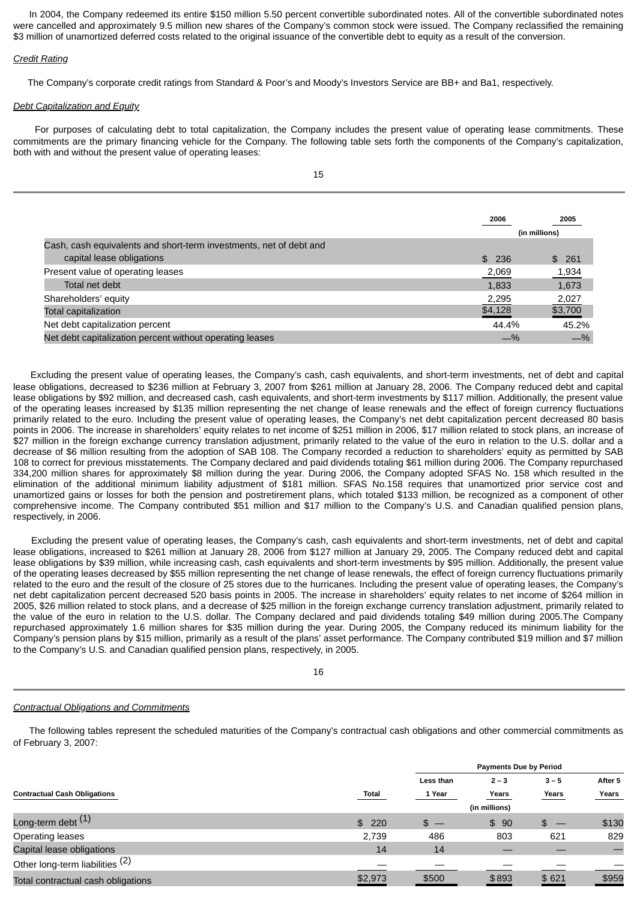In 2004, the Company redeemed its entire $150 million 5.50 percent convertible subordinated notes. All of the convertible subordinated notes were cancelled and approximately 9.5 million new shares of the Company's common stock were issued. The Company reclassified the remaining $3 million of unamortized deferred costs related to the original issuance of the convertible debt to equity as a result of the conversion.

*Credit Rating*

The Company's corporate credit ratings from Standard & Poor's and Moody's Investors Service are BB+ and Ba1, respectively.

*Debt Capitalization and Equity*

For purposes of calculating debt to total capitalization, the Company includes the present value of operating lease commitments. These commitments are the primary financing vehicle for the Company. The following table sets forth the components of the Company's capitalization, both with and without the present value of operating leases:

| | 2006 | 2005 |
|---|---|---|
| | (in millions) | |
| Cash, cash equivalents and short-term investments, net of debt and capital lease obligations | $ 236 | $ 261 |
| Present value of operating leases | 2,069 | 1,934 |
| Total net debt | 1,833 | 1,673 |
| Shareholders' equity | 2,295 | 2,027 |
| Total capitalization | $4,128 | $3,700 |
| Net debt capitalization percent | 44.4% | 45.2% |
| Net debt capitalization percent without operating leases | —% | —% |

Excluding the present value of operating leases, the Company's cash, cash equivalents, and short-term investments, net of debt and capital lease obligations, decreased to $236 million at February 3, 2007 from $261 million at January 28, 2006. The Company reduced debt and capital lease obligations by $92 million, and decreased cash, cash equivalents, and short-term investments by $117 million. Additionally, the present value of the operating leases increased by $135 million representing the net change of lease renewals and the effect of foreign currency fluctuations primarily related to the euro. Including the present value of operating leases, the Company's net debt capitalization percent decreased 80 basis points in 2006. The increase in shareholders' equity relates to net income of $251 million in 2006, $17 million related to stock plans, an increase of $27 million in the foreign exchange currency translation adjustment, primarily related to the value of the euro in relation to the U.S. dollar and a decrease of $6 million resulting from the adoption of SAB 108. The Company recorded a reduction to shareholders' equity as permitted by SAB 108 to correct for previous misstatements. The Company declared and paid dividends totaling $61 million during 2006. The Company repurchased 334,200 million shares for approximately $8 million during the year. During 2006, the Company adopted SFAS No. 158 which resulted in the elimination of the additional minimum liability adjustment of $181 million. SFAS No.158 requires that unamortized prior service cost and unamortized gains or losses for both the pension and postretirement plans, which totaled $133 million, be recognized as a component of other comprehensive income. The Company contributed $51 million and $17 million to the Company's U.S. and Canadian qualified pension plans, respectively, in 2006.

Excluding the present value of operating leases, the Company's cash, cash equivalents and short-term investments, net of debt and capital lease obligations, increased to $261 million at January 28, 2006 from $127 million at January 29, 2005. The Company reduced debt and capital lease obligations by $39 million, while increasing cash, cash equivalents and short-term investments by $95 million. Additionally, the present value of the operating leases decreased by $55 million representing the net change of lease renewals, the effect of foreign currency fluctuations primarily related to the euro and the result of the closure of 25 stores due to the hurricanes. Including the present value of operating leases, the Company's net debt capitalization percent decreased 520 basis points in 2005. The increase in shareholders' equity relates to net income of $264 million in 2005, $26 million related to stock plans, and a decrease of $25 million in the foreign exchange currency translation adjustment, primarily related to the value of the euro in relation to the U.S. dollar. The Company declared and paid dividends totaling $49 million during 2005.The Company repurchased approximately 1.6 million shares for $35 million during the year. During 2005, the Company reduced its minimum liability for the Company's pension plans by $15 million, primarily as a result of the plans' asset performance. The Company contributed $19 million and $7 million to the Company's U.S. and Canadian qualified pension plans, respectively, in 2005.

*Contractual Obligations and Commitments*

The following tables represent the scheduled maturities of the Company's contractual cash obligations and other commercial commitments as of February 3, 2007:

| | | Payments Due by Period | | | |
|---|---|---|---|---|---|
| Contractual Cash Obligations | Total | Less than 1 Year | 2 – 3 Years | 3 – 5 Years | After 5 Years |
| | | | (in millions) | | |
| Long-term debt (1) | $ 220 | $ — | $ 90 | $ — | $130 |
| Operating leases | 2,739 | 486 | 803 | 621 | 829 |
| Capital lease obligations | 14 | 14 | — | — | — |
| Other long-term liabilities (2) | — | — | — | — | — |
| Total contractual cash obligations | $2,973 | $500 | $893 | $ 621 | $959 |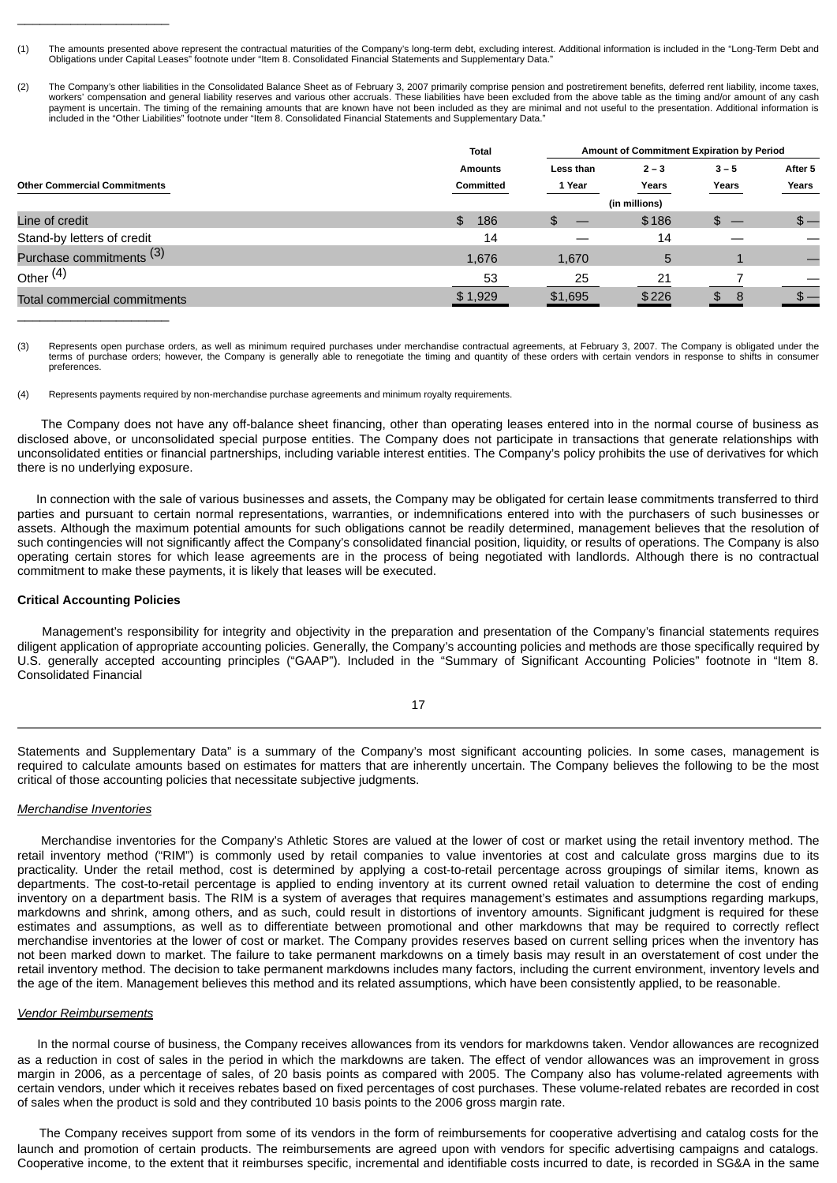(1) The amounts presented above represent the contractual maturities of the Company's long-term debt, excluding interest. Additional information is included in the "Long-Term Debt and Obligations under Capital Leases" footnote under "Item 8. Consolidated Financial Statements and Supplementary Data."

(2) The Company's other liabilities in the Consolidated Balance Sheet as of February 3, 2007 primarily comprise pension and postretirement benefits, deferred rent liability, income taxes, workers' compensation and general liability reserves and various other accruals. These liabilities have been excluded from the above table as the timing and/or amount of any cash payment is uncertain. The timing of the remaining amounts that are known have not been included as they are minimal and not useful to the presentation. Additional information is included in the "Other Liabilities" footnote under "Item 8. Consolidated Financial Statements and Supplementary Data."

| Other Commercial Commitments | Total Amounts Committed | Amount of Commitment Expiration by Period | | | |
|---|---|---|---|---|---|
| | | Less than 1 Year | 2 – 3 Years | 3 – 5 Years | After 5 Years |
| | | (in millions) | | | |
| Line of credit | $ 186 | $ — | $186 | $ — | $ — |
| Stand-by letters of credit | 14 | — | 14 | — | — |
| Purchase commitments (3) | 1,676 | 1,670 | 5 | 1 | — |
| Other (4) | 53 | 25 | 21 | 7 | — |
| Total commercial commitments | $1,929 | $1,695 | $226 | $ 8 | $ — |

(3) Represents open purchase orders, as well as minimum required purchases under merchandise contractual agreements, at February 3, 2007. The Company is obligated under the terms of purchase orders; however, the Company is generally able to renegotiate the timing and quantity of these orders with certain vendors in response to shifts in consumer preferences.

(4) Represents payments required by non-merchandise purchase agreements and minimum royalty requirements.

The Company does not have any off-balance sheet financing, other than operating leases entered into in the normal course of business as disclosed above, or unconsolidated special purpose entities. The Company does not participate in transactions that generate relationships with unconsolidated entities or financial partnerships, including variable interest entities. The Company's policy prohibits the use of derivatives for which there is no underlying exposure.

In connection with the sale of various businesses and assets, the Company may be obligated for certain lease commitments transferred to third parties and pursuant to certain normal representations, warranties, or indemnifications entered into with the purchasers of such businesses or assets. Although the maximum potential amounts for such obligations cannot be readily determined, management believes that the resolution of such contingencies will not significantly affect the Company's consolidated financial position, liquidity, or results of operations. The Company is also operating certain stores for which lease agreements are in the process of being negotiated with landlords. Although there is no contractual commitment to make these payments, it is likely that leases will be executed.

**Critical Accounting Policies**

Management's responsibility for integrity and objectivity in the preparation and presentation of the Company's financial statements requires diligent application of appropriate accounting policies. Generally, the Company's accounting policies and methods are those specifically required by U.S. generally accepted accounting principles ("GAAP"). Included in the "Summary of Significant Accounting Policies" footnote in "Item 8. Consolidated Financial Statements and Supplementary Data" is a summary of the Company's most significant accounting policies. In some cases, management is required to calculate amounts based on estimates for matters that are inherently uncertain. The Company believes the following to be the most critical of those accounting policies that necessitate subjective judgments.

*Merchandise Inventories*

Merchandise inventories for the Company's Athletic Stores are valued at the lower of cost or market using the retail inventory method. The retail inventory method ("RIM") is commonly used by retail companies to value inventories at cost and calculate gross margins due to its practicality. Under the retail method, cost is determined by applying a cost-to-retail percentage across groupings of similar items, known as departments. The cost-to-retail percentage is applied to ending inventory at its current owned retail valuation to determine the cost of ending inventory on a department basis. The RIM is a system of averages that requires management's estimates and assumptions regarding markups, markdowns and shrink, among others, and as such, could result in distortions of inventory amounts. Significant judgment is required for these estimates and assumptions, as well as to differentiate between promotional and other markdowns that may be required to correctly reflect merchandise inventories at the lower of cost or market. The Company provides reserves based on current selling prices when the inventory has not been marked down to market. The failure to take permanent markdowns on a timely basis may result in an overstatement of cost under the retail inventory method. The decision to take permanent markdowns includes many factors, including the current environment, inventory levels and the age of the item. Management believes this method and its related assumptions, which have been consistently applied, to be reasonable.

*Vendor Reimbursements*

In the normal course of business, the Company receives allowances from its vendors for markdowns taken. Vendor allowances are recognized as a reduction in cost of sales in the period in which the markdowns are taken. The effect of vendor allowances was an improvement in gross margin in 2006, as a percentage of sales, of 20 basis points as compared with 2005. The Company also has volume-related agreements with certain vendors, under which it receives rebates based on fixed percentages of cost purchases. These volume-related rebates are recorded in cost of sales when the product is sold and they contributed 10 basis points to the 2006 gross margin rate.

The Company receives support from some of its vendors in the form of reimbursements for cooperative advertising and catalog costs for the launch and promotion of certain products. The reimbursements are agreed upon with vendors for specific advertising campaigns and catalogs. Cooperative income, to the extent that it reimburses specific, incremental and identifiable costs incurred to date, is recorded in SG&A in the same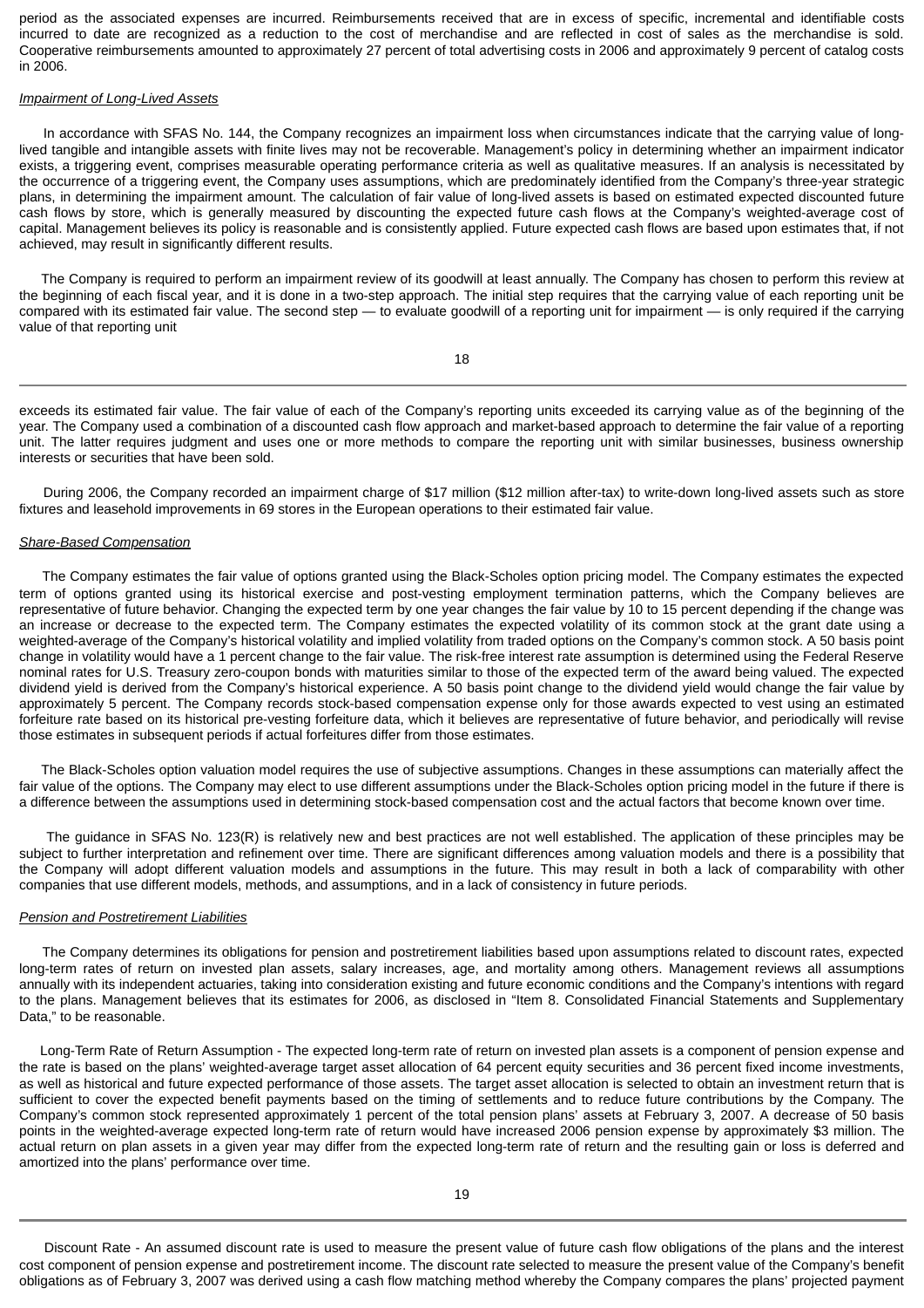period as the associated expenses are incurred. Reimbursements received that are in excess of specific, incremental and identifiable costs incurred to date are recognized as a reduction to the cost of merchandise and are reflected in cost of sales as the merchandise is sold. Cooperative reimbursements amounted to approximately 27 percent of total advertising costs in 2006 and approximately 9 percent of catalog costs in 2006.

*Impairment of Long-Lived Assets*

In accordance with SFAS No. 144, the Company recognizes an impairment loss when circumstances indicate that the carrying value of long-lived tangible and intangible assets with finite lives may not be recoverable. Management's policy in determining whether an impairment indicator exists, a triggering event, comprises measurable operating performance criteria as well as qualitative measures. If an analysis is necessitated by the occurrence of a triggering event, the Company uses assumptions, which are predominately identified from the Company's three-year strategic plans, in determining the impairment amount. The calculation of fair value of long-lived assets is based on estimated expected discounted future cash flows by store, which is generally measured by discounting the expected future cash flows at the Company's weighted-average cost of capital. Management believes its policy is reasonable and is consistently applied. Future expected cash flows are based upon estimates that, if not achieved, may result in significantly different results.

The Company is required to perform an impairment review of its goodwill at least annually. The Company has chosen to perform this review at the beginning of each fiscal year, and it is done in a two-step approach. The initial step requires that the carrying value of each reporting unit be compared with its estimated fair value. The second step — to evaluate goodwill of a reporting unit for impairment — is only required if the carrying value of that reporting unit exceeds its estimated fair value. The fair value of each of the Company's reporting units exceeded its carrying value as of the beginning of the year. The Company used a combination of a discounted cash flow approach and market-based approach to determine the fair value of a reporting unit. The latter requires judgment and uses one or more methods to compare the reporting unit with similar businesses, business ownership interests or securities that have been sold.

During 2006, the Company recorded an impairment charge of $17 million ($12 million after-tax) to write-down long-lived assets such as store fixtures and leasehold improvements in 69 stores in the European operations to their estimated fair value.

*Share-Based Compensation*

The Company estimates the fair value of options granted using the Black-Scholes option pricing model. The Company estimates the expected term of options granted using its historical exercise and post-vesting employment termination patterns, which the Company believes are representative of future behavior. Changing the expected term by one year changes the fair value by 10 to 15 percent depending if the change was an increase or decrease to the expected term. The Company estimates the expected volatility of its common stock at the grant date using a weighted-average of the Company's historical volatility and implied volatility from traded options on the Company's common stock. A 50 basis point change in volatility would have a 1 percent change to the fair value. The risk-free interest rate assumption is determined using the Federal Reserve nominal rates for U.S. Treasury zero-coupon bonds with maturities similar to those of the expected term of the award being valued. The expected dividend yield is derived from the Company's historical experience. A 50 basis point change to the dividend yield would change the fair value by approximately 5 percent. The Company records stock-based compensation expense only for those awards expected to vest using an estimated forfeiture rate based on its historical pre-vesting forfeiture data, which it believes are representative of future behavior, and periodically will revise those estimates in subsequent periods if actual forfeitures differ from those estimates.

The Black-Scholes option valuation model requires the use of subjective assumptions. Changes in these assumptions can materially affect the fair value of the options. The Company may elect to use different assumptions under the Black-Scholes option pricing model in the future if there is a difference between the assumptions used in determining stock-based compensation cost and the actual factors that become known over time.

The guidance in SFAS No. 123(R) is relatively new and best practices are not well established. The application of these principles may be subject to further interpretation and refinement over time. There are significant differences among valuation models and there is a possibility that the Company will adopt different valuation models and assumptions in the future. This may result in both a lack of comparability with other companies that use different models, methods, and assumptions, and in a lack of consistency in future periods.

*Pension and Postretirement Liabilities*

The Company determines its obligations for pension and postretirement liabilities based upon assumptions related to discount rates, expected long-term rates of return on invested plan assets, salary increases, age, and mortality among others. Management reviews all assumptions annually with its independent actuaries, taking into consideration existing and future economic conditions and the Company's intentions with regard to the plans. Management believes that its estimates for 2006, as disclosed in "Item 8. Consolidated Financial Statements and Supplementary Data," to be reasonable.

Long-Term Rate of Return Assumption - The expected long-term rate of return on invested plan assets is a component of pension expense and the rate is based on the plans' weighted-average target asset allocation of 64 percent equity securities and 36 percent fixed income investments, as well as historical and future expected performance of those assets. The target asset allocation is selected to obtain an investment return that is sufficient to cover the expected benefit payments based on the timing of settlements and to reduce future contributions by the Company. The Company's common stock represented approximately 1 percent of the total pension plans' assets at February 3, 2007. A decrease of 50 basis points in the weighted-average expected long-term rate of return would have increased 2006 pension expense by approximately $3 million. The actual return on plan assets in a given year may differ from the expected long-term rate of return and the resulting gain or loss is deferred and amortized into the plans' performance over time.

Discount Rate - An assumed discount rate is used to measure the present value of future cash flow obligations of the plans and the interest cost component of pension expense and postretirement income. The discount rate selected to measure the present value of the Company's benefit obligations as of February 3, 2007 was derived using a cash flow matching method whereby the Company compares the plans' projected payment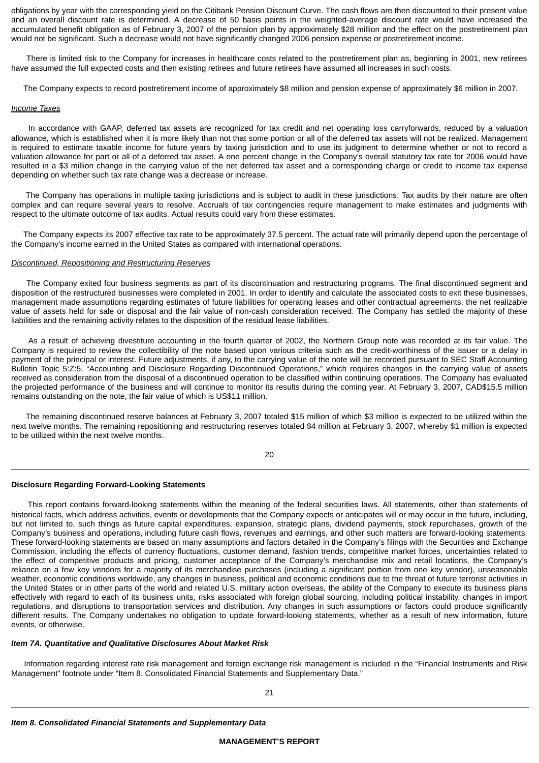obligations by year with the corresponding yield on the Citibank Pension Discount Curve. The cash flows are then discounted to their present value and an overall discount rate is determined. A decrease of 50 basis points in the weighted-average discount rate would have increased the accumulated benefit obligation as of February 3, 2007 of the pension plan by approximately $28 million and the effect on the postretirement plan would not be significant. Such a decrease would not have significantly changed 2006 pension expense or postretirement income.

There is limited risk to the Company for increases in healthcare costs related to the postretirement plan as, beginning in 2001, new retirees have assumed the full expected costs and then existing retirees and future retirees have assumed all increases in such costs.

The Company expects to record postretirement income of approximately $8 million and pension expense of approximately $6 million in 2007.

*Income Taxes*

In accordance with GAAP, deferred tax assets are recognized for tax credit and net operating loss carryforwards, reduced by a valuation allowance, which is established when it is more likely than not that some portion or all of the deferred tax assets will not be realized. Management is required to estimate taxable income for future years by taxing jurisdiction and to use its judgment to determine whether or not to record a valuation allowance for part or all of a deferred tax asset. A one percent change in the Company's overall statutory tax rate for 2006 would have resulted in a $3 million change in the carrying value of the net deferred tax asset and a corresponding charge or credit to income tax expense depending on whether such tax rate change was a decrease or increase.

The Company has operations in multiple taxing jurisdictions and is subject to audit in these jurisdictions. Tax audits by their nature are often complex and can require several years to resolve. Accruals of tax contingencies require management to make estimates and judgments with respect to the ultimate outcome of tax audits. Actual results could vary from these estimates.

The Company expects its 2007 effective tax rate to be approximately 37.5 percent. The actual rate will primarily depend upon the percentage of the Company's income earned in the United States as compared with international operations.

*Discontinued, Repositioning and Restructuring Reserves*

The Company exited four business segments as part of its discontinuation and restructuring programs. The final discontinued segment and disposition of the restructured businesses were completed in 2001. In order to identify and calculate the associated costs to exit these businesses, management made assumptions regarding estimates of future liabilities for operating leases and other contractual agreements, the net realizable value of assets held for sale or disposal and the fair value of non-cash consideration received. The Company has settled the majority of these liabilities and the remaining activity relates to the disposition of the residual lease liabilities.

As a result of achieving divestiture accounting in the fourth quarter of 2002, the Northern Group note was recorded at its fair value. The Company is required to review the collectibility of the note based upon various criteria such as the credit-worthiness of the issuer or a delay in payment of the principal or interest. Future adjustments, if any, to the carrying value of the note will be recorded pursuant to SEC Staff Accounting Bulletin Topic 5:Z:5, "Accounting and Disclosure Regarding Discontinued Operations," which requires changes in the carrying value of assets received as consideration from the disposal of a discontinued operation to be classified within continuing operations. The Company has evaluated the projected performance of the business and will continue to monitor its results during the coming year. At February 3, 2007, CAD$15.5 million remains outstanding on the note, the fair value of which is US$11 million.

The remaining discontinued reserve balances at February 3, 2007 totaled $15 million of which $3 million is expected to be utilized within the next twelve months. The remaining repositioning and restructuring reserves totaled $4 million at February 3, 2007, whereby $1 million is expected to be utilized within the next twelve months.

**Disclosure Regarding Forward-Looking Statements**

This report contains forward-looking statements within the meaning of the federal securities laws. All statements, other than statements of historical facts, which address activities, events or developments that the Company expects or anticipates will or may occur in the future, including, but not limited to, such things as future capital expenditures, expansion, strategic plans, dividend payments, stock repurchases, growth of the Company's business and operations, including future cash flows, revenues and earnings, and other such matters are forward-looking statements. These forward-looking statements are based on many assumptions and factors detailed in the Company's filings with the Securities and Exchange Commission, including the effects of currency fluctuations, customer demand, fashion trends, competitive market forces, uncertainties related to the effect of competitive products and pricing, customer acceptance of the Company's merchandise mix and retail locations, the Company's reliance on a few key vendors for a majority of its merchandise purchases (including a significant portion from one key vendor), unseasonable weather, economic conditions worldwide, any changes in business, political and economic conditions due to the threat of future terrorist activities in the United States or in other parts of the world and related U.S. military action overseas, the ability of the Company to execute its business plans effectively with regard to each of its business units, risks associated with foreign global sourcing, including political instability, changes in import regulations, and disruptions to transportation services and distribution. Any changes in such assumptions or factors could produce significantly different results. The Company undertakes no obligation to update forward-looking statements, whether as a result of new information, future events, or otherwise.

***Item 7A. Quantitative and Qualitative Disclosures About Market Risk***

Information regarding interest rate risk management and foreign exchange risk management is included in the "Financial Instruments and Risk Management" footnote under "Item 8. Consolidated Financial Statements and Supplementary Data."

***Item 8. Consolidated Financial Statements and Supplementary Data***

**MANAGEMENT'S REPORT**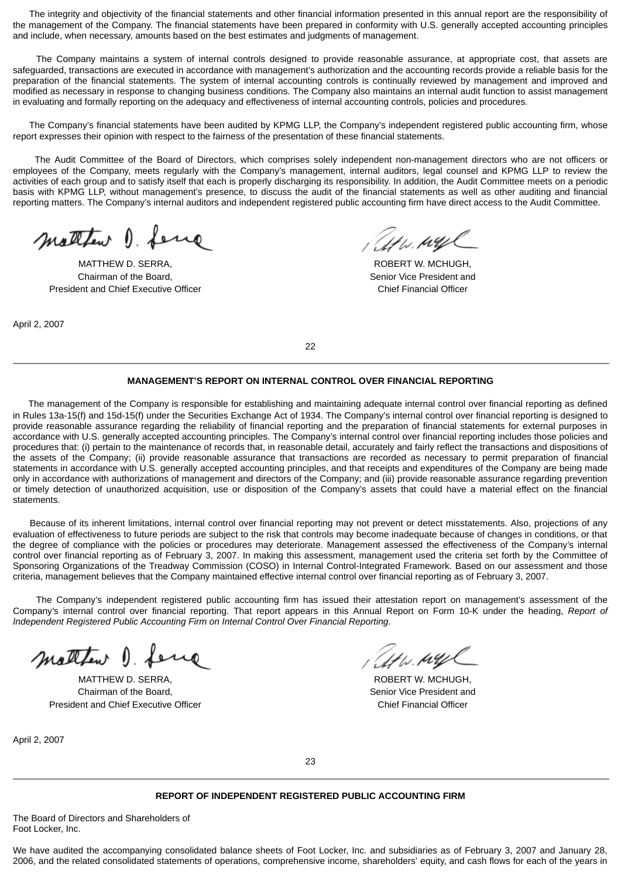The integrity and objectivity of the financial statements and other financial information presented in this annual report are the responsibility of the management of the Company. The financial statements have been prepared in conformity with U.S. generally accepted accounting principles and include, when necessary, amounts based on the best estimates and judgments of management.

The Company maintains a system of internal controls designed to provide reasonable assurance, at appropriate cost, that assets are safeguarded, transactions are executed in accordance with management's authorization and the accounting records provide a reliable basis for the preparation of the financial statements. The system of internal accounting controls is continually reviewed by management and improved and modified as necessary in response to changing business conditions. The Company also maintains an internal audit function to assist management in evaluating and formally reporting on the adequacy and effectiveness of internal accounting controls, policies and procedures.

The Company's financial statements have been audited by KPMG LLP, the Company's independent registered public accounting firm, whose report expresses their opinion with respect to the fairness of the presentation of these financial statements.

The Audit Committee of the Board of Directors, which comprises solely independent non-management directors who are not officers or employees of the Company, meets regularly with the Company's management, internal auditors, legal counsel and KPMG LLP to review the activities of each group and to satisfy itself that each is properly discharging its responsibility. In addition, the Audit Committee meets on a periodic basis with KPMG LLP, without management's presence, to discuss the audit of the financial statements as well as other auditing and financial reporting matters. The Company's internal auditors and independent registered public accounting firm have direct access to the Audit Committee.

MATTHEW D. SERRA,
Chairman of the Board,
President and Chief Executive Officer

ROBERT W. MCHUGH,
Senior Vice President and
Chief Financial Officer

April 2, 2007

## MANAGEMENT'S REPORT ON INTERNAL CONTROL OVER FINANCIAL REPORTING

The management of the Company is responsible for establishing and maintaining adequate internal control over financial reporting as defined in Rules 13a-15(f) and 15d-15(f) under the Securities Exchange Act of 1934. The Company's internal control over financial reporting is designed to provide reasonable assurance regarding the reliability of financial reporting and the preparation of financial statements for external purposes in accordance with U.S. generally accepted accounting principles. The Company's internal control over financial reporting includes those policies and procedures that: (i) pertain to the maintenance of records that, in reasonable detail, accurately and fairly reflect the transactions and dispositions of the assets of the Company; (ii) provide reasonable assurance that transactions are recorded as necessary to permit preparation of financial statements in accordance with U.S. generally accepted accounting principles, and that receipts and expenditures of the Company are being made only in accordance with authorizations of management and directors of the Company; and (iii) provide reasonable assurance regarding prevention or timely detection of unauthorized acquisition, use or disposition of the Company's assets that could have a material effect on the financial statements.

Because of its inherent limitations, internal control over financial reporting may not prevent or detect misstatements. Also, projections of any evaluation of effectiveness to future periods are subject to the risk that controls may become inadequate because of changes in conditions, or that the degree of compliance with the policies or procedures may deteriorate. Management assessed the effectiveness of the Company's internal control over financial reporting as of February 3, 2007. In making this assessment, management used the criteria set forth by the Committee of Sponsoring Organizations of the Treadway Commission (COSO) in Internal Control-Integrated Framework. Based on our assessment and those criteria, management believes that the Company maintained effective internal control over financial reporting as of February 3, 2007.

The Company's independent registered public accounting firm has issued their attestation report on management's assessment of the Company's internal control over financial reporting. That report appears in this Annual Report on Form 10-K under the heading, *Report of Independent Registered Public Accounting Firm on Internal Control Over Financial Reporting*.

MATTHEW D. SERRA,
Chairman of the Board,
President and Chief Executive Officer

ROBERT W. MCHUGH,
Senior Vice President and
Chief Financial Officer

April 2, 2007

## REPORT OF INDEPENDENT REGISTERED PUBLIC ACCOUNTING FIRM

The Board of Directors and Shareholders of
Foot Locker, Inc.

We have audited the accompanying consolidated balance sheets of Foot Locker, Inc. and subsidiaries as of February 3, 2007 and January 28, 2006, and the related consolidated statements of operations, comprehensive income, shareholders' equity, and cash flows for each of the years in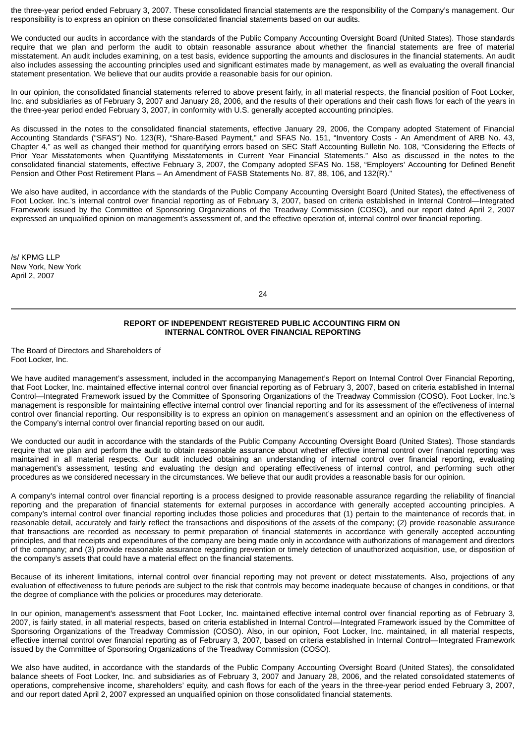the three-year period ended February 3, 2007. These consolidated financial statements are the responsibility of the Company's management. Our responsibility is to express an opinion on these consolidated financial statements based on our audits.

We conducted our audits in accordance with the standards of the Public Company Accounting Oversight Board (United States). Those standards require that we plan and perform the audit to obtain reasonable assurance about whether the financial statements are free of material misstatement. An audit includes examining, on a test basis, evidence supporting the amounts and disclosures in the financial statements. An audit also includes assessing the accounting principles used and significant estimates made by management, as well as evaluating the overall financial statement presentation. We believe that our audits provide a reasonable basis for our opinion.

In our opinion, the consolidated financial statements referred to above present fairly, in all material respects, the financial position of Foot Locker, Inc. and subsidiaries as of February 3, 2007 and January 28, 2006, and the results of their operations and their cash flows for each of the years in the three-year period ended February 3, 2007, in conformity with U.S. generally accepted accounting principles.

As discussed in the notes to the consolidated financial statements, effective January 29, 2006, the Company adopted Statement of Financial Accounting Standards ("SFAS") No. 123(R), "Share-Based Payment," and SFAS No. 151, "Inventory Costs - An Amendment of ARB No. 43, Chapter 4," as well as changed their method for quantifying errors based on SEC Staff Accounting Bulletin No. 108, "Considering the Effects of Prior Year Misstatements when Quantifying Misstatements in Current Year Financial Statements." Also as discussed in the notes to the consolidated financial statements, effective February 3, 2007, the Company adopted SFAS No. 158, "Employers' Accounting for Defined Benefit Pension and Other Post Retirement Plans – An Amendment of FASB Statements No. 87, 88, 106, and 132(R)."

We also have audited, in accordance with the standards of the Public Company Accounting Oversight Board (United States), the effectiveness of Foot Locker. Inc.'s internal control over financial reporting as of February 3, 2007, based on criteria established in Internal Control—Integrated Framework issued by the Committee of Sponsoring Organizations of the Treadway Commission (COSO), and our report dated April 2, 2007 expressed an unqualified opinion on management's assessment of, and the effective operation of, internal control over financial reporting.

/s/ KPMG LLP
New York, New York
April 2, 2007

## REPORT OF INDEPENDENT REGISTERED PUBLIC ACCOUNTING FIRM ON INTERNAL CONTROL OVER FINANCIAL REPORTING

The Board of Directors and Shareholders of
Foot Locker, Inc.

We have audited management's assessment, included in the accompanying Management's Report on Internal Control Over Financial Reporting, that Foot Locker, Inc. maintained effective internal control over financial reporting as of February 3, 2007, based on criteria established in Internal Control—Integrated Framework issued by the Committee of Sponsoring Organizations of the Treadway Commission (COSO). Foot Locker, Inc.'s management is responsible for maintaining effective internal control over financial reporting and for its assessment of the effectiveness of internal control over financial reporting. Our responsibility is to express an opinion on management's assessment and an opinion on the effectiveness of the Company's internal control over financial reporting based on our audit.

We conducted our audit in accordance with the standards of the Public Company Accounting Oversight Board (United States). Those standards require that we plan and perform the audit to obtain reasonable assurance about whether effective internal control over financial reporting was maintained in all material respects. Our audit included obtaining an understanding of internal control over financial reporting, evaluating management's assessment, testing and evaluating the design and operating effectiveness of internal control, and performing such other procedures as we considered necessary in the circumstances. We believe that our audit provides a reasonable basis for our opinion.

A company's internal control over financial reporting is a process designed to provide reasonable assurance regarding the reliability of financial reporting and the preparation of financial statements for external purposes in accordance with generally accepted accounting principles. A company's internal control over financial reporting includes those policies and procedures that (1) pertain to the maintenance of records that, in reasonable detail, accurately and fairly reflect the transactions and dispositions of the assets of the company; (2) provide reasonable assurance that transactions are recorded as necessary to permit preparation of financial statements in accordance with generally accepted accounting principles, and that receipts and expenditures of the company are being made only in accordance with authorizations of management and directors of the company; and (3) provide reasonable assurance regarding prevention or timely detection of unauthorized acquisition, use, or disposition of the company's assets that could have a material effect on the financial statements.

Because of its inherent limitations, internal control over financial reporting may not prevent or detect misstatements. Also, projections of any evaluation of effectiveness to future periods are subject to the risk that controls may become inadequate because of changes in conditions, or that the degree of compliance with the policies or procedures may deteriorate.

In our opinion, management's assessment that Foot Locker, Inc. maintained effective internal control over financial reporting as of February 3, 2007, is fairly stated, in all material respects, based on criteria established in Internal Control—Integrated Framework issued by the Committee of Sponsoring Organizations of the Treadway Commission (COSO). Also, in our opinion, Foot Locker, Inc. maintained, in all material respects, effective internal control over financial reporting as of February 3, 2007, based on criteria established in Internal Control—Integrated Framework issued by the Committee of Sponsoring Organizations of the Treadway Commission (COSO).

We also have audited, in accordance with the standards of the Public Company Accounting Oversight Board (United States), the consolidated balance sheets of Foot Locker, Inc. and subsidiaries as of February 3, 2007 and January 28, 2006, and the related consolidated statements of operations, comprehensive income, shareholders' equity, and cash flows for each of the years in the three-year period ended February 3, 2007, and our report dated April 2, 2007 expressed an unqualified opinion on those consolidated financial statements.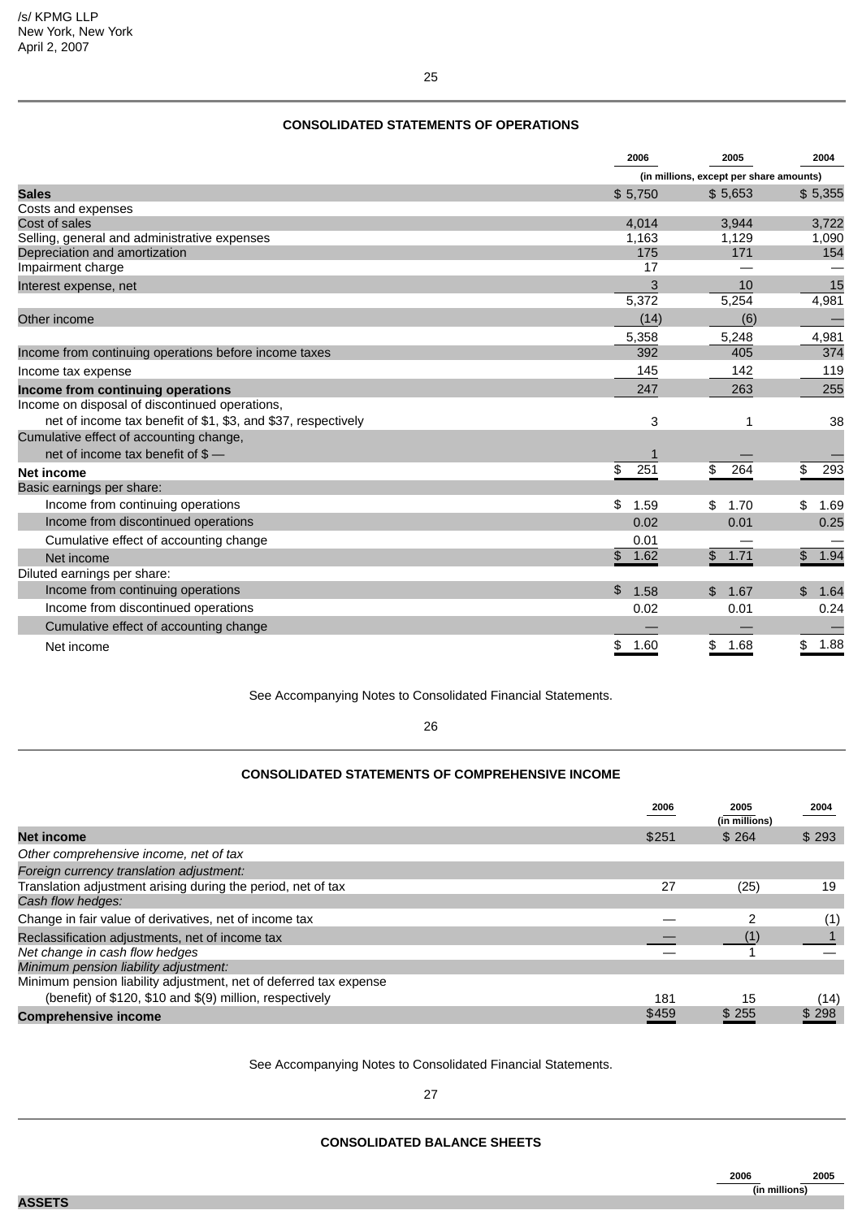/s/ KPMG LLP
New York, New York
April 2, 2007

## CONSOLIDATED STATEMENTS OF OPERATIONS

| | 2006 | 2005 | 2004 |
|---|---|---|---|
| | (in millions, except per share amounts) | | |
| **Sales** | $ 5,750 | $ 5,653 | $ 5,355 |
| Costs and expenses | | | |
| Cost of sales | 4,014 | 3,944 | 3,722 |
| Selling, general and administrative expenses | 1,163 | 1,129 | 1,090 |
| Depreciation and amortization | 175 | 171 | 154 |
| Impairment charge | 17 | — | — |
| Interest expense, net | 3 | 10 | 15 |
| | 5,372 | 5,254 | 4,981 |
| Other income | (14) | (6) | — |
| | 5,358 | 5,248 | 4,981 |
| Income from continuing operations before income taxes | 392 | 405 | 374 |
| Income tax expense | 145 | 142 | 119 |
| **Income from continuing operations** | 247 | 263 | 255 |
| Income on disposal of discontinued operations, net of income tax benefit of $1, $3, and $37, respectively | 3 | 1 | 38 |
| Cumulative effect of accounting change, net of income tax benefit of $ — | 1 | — | — |
| **Net income** | $ 251 | $ 264 | $ 293 |
| Basic earnings per share: | | | |
| Income from continuing operations | $ 1.59 | $ 1.70 | $ 1.69 |
| Income from discontinued operations | 0.02 | 0.01 | 0.25 |
| Cumulative effect of accounting change | 0.01 | — | — |
| Net income | $ 1.62 | $ 1.71 | $ 1.94 |
| Diluted earnings per share: | | | |
| Income from continuing operations | $ 1.58 | $ 1.67 | $ 1.64 |
| Income from discontinued operations | 0.02 | 0.01 | 0.24 |
| Cumulative effect of accounting change | — | — | — |
| Net income | $ 1.60 | $ 1.68 | $ 1.88 |

See Accompanying Notes to Consolidated Financial Statements.

## CONSOLIDATED STATEMENTS OF COMPREHENSIVE INCOME

| | 2006 | 2005 | 2004 |
|---|---|---|---|
| | | (in millions) | |
| **Net income** | $251 | $ 264 | $ 293 |
| *Other comprehensive income, net of tax* | | | |
| *Foreign currency translation adjustment:* | | | |
| Translation adjustment arising during the period, net of tax | 27 | (25) | 19 |
| *Cash flow hedges:* | | | |
| Change in fair value of derivatives, net of income tax | — | 2 | (1) |
| Reclassification adjustments, net of income tax | — | (1) | 1 |
| *Net change in cash flow hedges* | — | 1 | — |
| *Minimum pension liability adjustment:* | | | |
| Minimum pension liability adjustment, net of deferred tax expense (benefit) of $120, $10 and $(9) million, respectively | 181 | 15 | (14) |
| **Comprehensive income** | $459 | $ 255 | $ 298 |

See Accompanying Notes to Consolidated Financial Statements.

## CONSOLIDATED BALANCE SHEETS

| | 2006 | 2005 |
|---|---|---|
| | (in millions) | |
| **ASSETS** | | |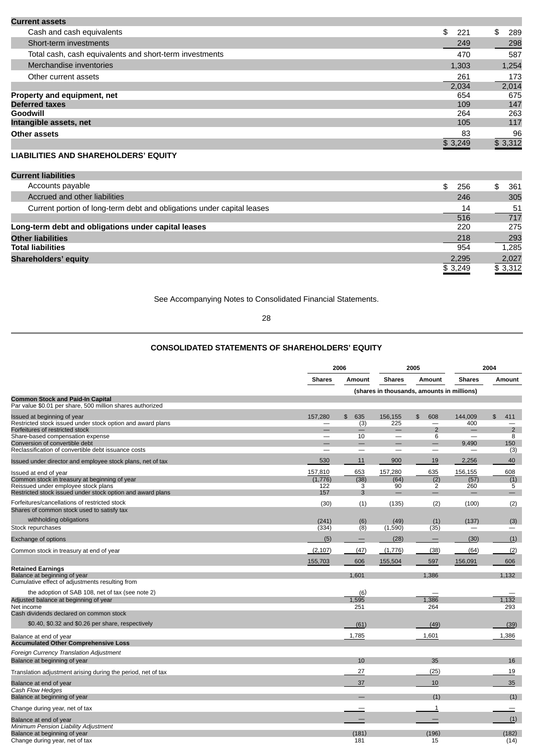| | | |
|---|---|---|
| **Current assets** | | |
| Cash and cash equivalents | $ 221 | $ 289 |
| Short-term investments | 249 | 298 |
| Total cash, cash equivalents and short-term investments | 470 | 587 |
| Merchandise inventories | 1,303 | 1,254 |
| Other current assets | 261 | 173 |
| | 2,034 | 2,014 |
| **Property and equipment, net** | 654 | 675 |
| **Deferred taxes** | 109 | 147 |
| **Goodwill** | 264 | 263 |
| **Intangible assets, net** | 105 | 117 |
| **Other assets** | 83 | 96 |
| | $ 3,249 | $ 3,312 |

**LIABILITIES AND SHAREHOLDERS' EQUITY**

| | | |
|---|---|---|
| **Current liabilities** | | |
| Accounts payable | $ 256 | $ 361 |
| Accrued and other liabilities | 246 | 305 |
| Current portion of long-term debt and obligations under capital leases | 14 | 51 |
| | 516 | 717 |
| **Long-term debt and obligations under capital leases** | 220 | 275 |
| **Other liabilities** | 218 | 293 |
| **Total liabilities** | 954 | 1,285 |
| **Shareholders' equity** | 2,295 | 2,027 |
| | $ 3,249 | $ 3,312 |

See Accompanying Notes to Consolidated Financial Statements.

## CONSOLIDATED STATEMENTS OF SHAREHOLDERS' EQUITY

| | 2006 | | 2005 | | 2004 | |
|---|---|---|---|---|---|---|
| | Shares | Amount | Shares | Amount | Shares | Amount |
| | (shares in thousands, amounts in millions) | | | | | |
| **Common Stock and Paid-In Capital** | | | | | | |
| Par value $0.01 per share, 500 million shares authorized | | | | | | |
| Issued at beginning of year | 157,280 | $ 635 | 156,155 | $ 608 | 144,009 | $ 411 |
| Restricted stock issued under stock option and award plans | — | (3) | 225 | — | 400 | — |
| Forfeitures of restricted stock | — | — | — | 2 | — | 2 |
| Share-based compensation expense | — | 10 | — | 6 | — | 8 |
| Conversion of convertible debt | — | — | — | — | 9,490 | 150 |
| Reclassification of convertible debt issuance costs | — | — | — | — | — | (3) |
| Issued under director and employee stock plans, net of tax | 530 | 11 | 900 | 19 | 2,256 | 40 |
| Issued at end of year | 157,810 | 653 | 157,280 | 635 | 156,155 | 608 |
| Common stock in treasury at beginning of year | (1,776) | (38) | (64) | (2) | (57) | (1) |
| Reissued under employee stock plans | 122 | 3 | 90 | 2 | 260 | 5 |
| Restricted stock issued under stock option and award plans | 157 | 3 | — | — | — | — |
| Forfeitures/cancellations of restricted stock | (30) | (1) | (135) | (2) | (100) | (2) |
| Shares of common stock used to satisfy tax withholding obligations | (241) | (6) | (49) | (1) | (137) | (3) |
| Stock repurchases | (334) | (8) | (1,590) | (35) | — | — |
| Exchange of options | (5) | — | (28) | — | (30) | (1) |
| Common stock in treasury at end of year | (2,107) | (47) | (1,776) | (38) | (64) | (2) |
| | 155,703 | 606 | 155,504 | 597 | 156,091 | 606 |
| **Retained Earnings** | | | | | | |
| Balance at beginning of year | | 1,601 | | 1,386 | | 1,132 |
| Cumulative effect of adjustments resulting from the adoption of SAB 108, net of tax (see note 2) | | (6) | | — | | — |
| Adjusted balance at beginning of year | | 1,595 | | 1,386 | | 1,132 |
| Net income | | 251 | | 264 | | 293 |
| Cash dividends declared on common stock $0.40, $0.32 and $0.26 per share, respectively | | (61) | | (49) | | (39) |
| Balance at end of year | | 1,785 | | 1,601 | | 1,386 |
| **Accumulated Other Comprehensive Loss** | | | | | | |
| *Foreign Currency Translation Adjustment* | | | | | | |
| Balance at beginning of year | | 10 | | 35 | | 16 |
| Translation adjustment arising during the period, net of tax | | 27 | | (25) | | 19 |
| Balance at end of year | | 37 | | 10 | | 35 |
| *Cash Flow Hedges* | | | | | | |
| Balance at beginning of year | | — | | (1) | | (1) |
| Change during year, net of tax | | — | | 1 | | — |
| Balance at end of year | | — | | — | | (1) |
| *Minimum Pension Liability Adjustment* | | | | | | |
| Balance at beginning of year | | (181) | | (196) | | (182) |
| Change during year, net of tax | | 181 | | 15 | | (14) |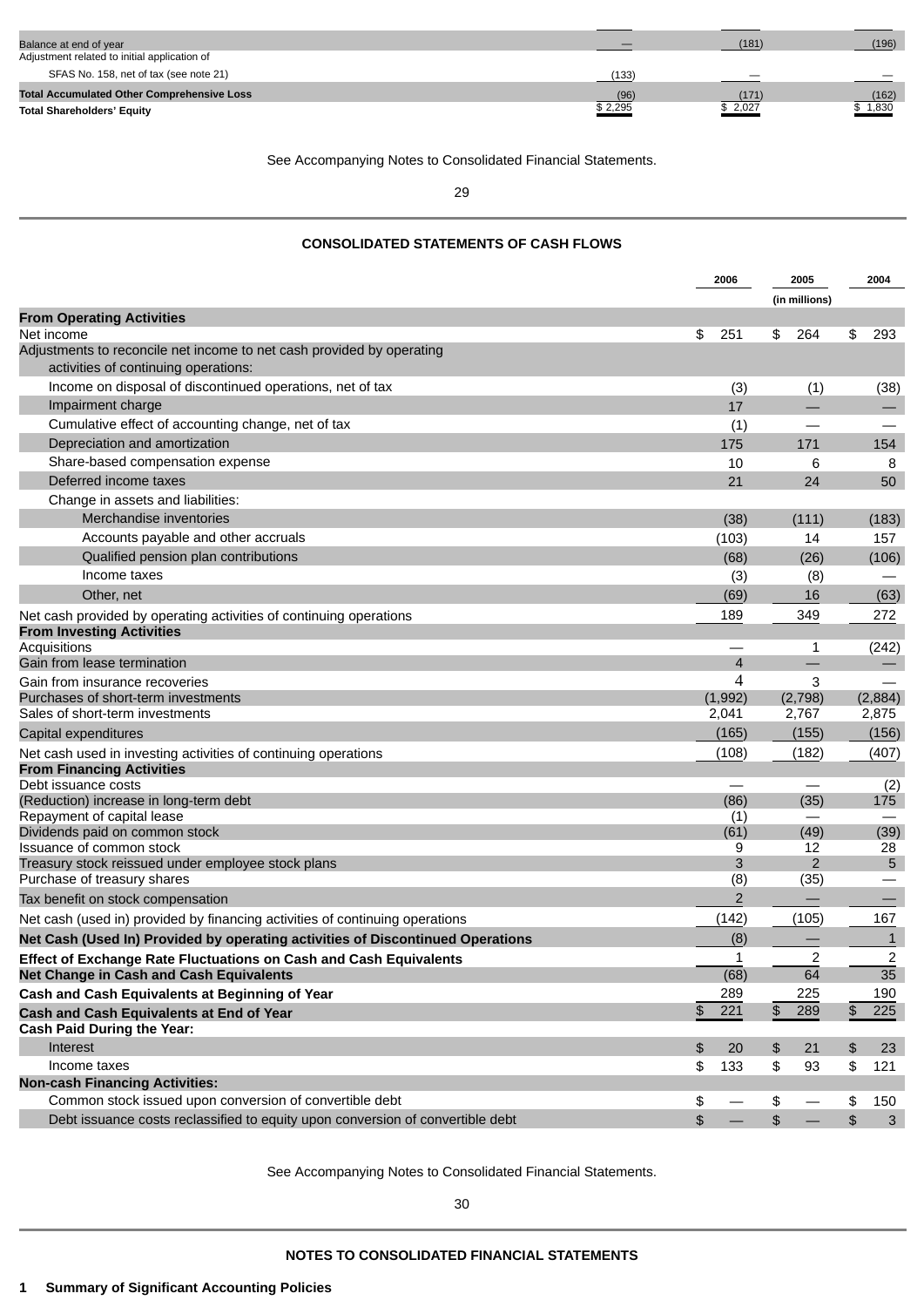| | | | |
|---|---|---|---|
| Balance at end of year | — | (181) | (196) |
| Adjustment related to initial application of SFAS No. 158, net of tax (see note 21) | (133) | — | — |
| **Total Accumulated Other Comprehensive Loss** | (96) | (171) | (162) |
| **Total Shareholders' Equity** | $ 2,295 | $ 2,027 | $ 1,830 |

See Accompanying Notes to Consolidated Financial Statements.

## CONSOLIDATED STATEMENTS OF CASH FLOWS

| | 2006 | 2005 | 2004 |
|---|---|---|---|
| | | (in millions) | |
| **From Operating Activities** | | | |
| Net income | $ 251 | $ 264 | $ 293 |
| Adjustments to reconcile net income to net cash provided by operating activities of continuing operations: | | | |
| Income on disposal of discontinued operations, net of tax | (3) | (1) | (38) |
| Impairment charge | 17 | — | — |
| Cumulative effect of accounting change, net of tax | (1) | — | — |
| Depreciation and amortization | 175 | 171 | 154 |
| Share-based compensation expense | 10 | 6 | 8 |
| Deferred income taxes | 21 | 24 | 50 |
| Change in assets and liabilities: | | | |
| Merchandise inventories | (38) | (111) | (183) |
| Accounts payable and other accruals | (103) | 14 | 157 |
| Qualified pension plan contributions | (68) | (26) | (106) |
| Income taxes | (3) | (8) | — |
| Other, net | (69) | 16 | (63) |
| Net cash provided by operating activities of continuing operations | 189 | 349 | 272 |
| **From Investing Activities** | | | |
| Acquisitions | — | 1 | (242) |
| Gain from lease termination | 4 | — | — |
| Gain from insurance recoveries | 4 | 3 | — |
| Purchases of short-term investments | (1,992) | (2,798) | (2,884) |
| Sales of short-term investments | 2,041 | 2,767 | 2,875 |
| Capital expenditures | (165) | (155) | (156) |
| Net cash used in investing activities of continuing operations | (108) | (182) | (407) |
| **From Financing Activities** | | | |
| Debt issuance costs | — | — | (2) |
| (Reduction) increase in long-term debt | (86) | (35) | 175 |
| Repayment of capital lease | (1) | — | — |
| Dividends paid on common stock | (61) | (49) | (39) |
| Issuance of common stock | 9 | 12 | 28 |
| Treasury stock reissued under employee stock plans | 3 | 2 | 5 |
| Purchase of treasury shares | (8) | (35) | — |
| Tax benefit on stock compensation | 2 | — | — |
| Net cash (used in) provided by financing activities of continuing operations | (142) | (105) | 167 |
| **Net Cash (Used In) Provided by operating activities of Discontinued Operations** | (8) | — | 1 |
| **Effect of Exchange Rate Fluctuations on Cash and Cash Equivalents** | 1 | 2 | 2 |
| **Net Change in Cash and Cash Equivalents** | (68) | 64 | 35 |
| **Cash and Cash Equivalents at Beginning of Year** | 289 | 225 | 190 |
| **Cash and Cash Equivalents at End of Year** | $ 221 | $ 289 | $ 225 |
| **Cash Paid During the Year:** | | | |
| Interest | $ 20 | $ 21 | $ 23 |
| Income taxes | $ 133 | $ 93 | $ 121 |
| **Non-cash Financing Activities:** | | | |
| Common stock issued upon conversion of convertible debt | $ — | $ — | $ 150 |
| Debt issuance costs reclassified to equity upon conversion of convertible debt | $ — | $ — | $ 3 |

See Accompanying Notes to Consolidated Financial Statements.

## NOTES TO CONSOLIDATED FINANCIAL STATEMENTS

### 1 Summary of Significant Accounting Policies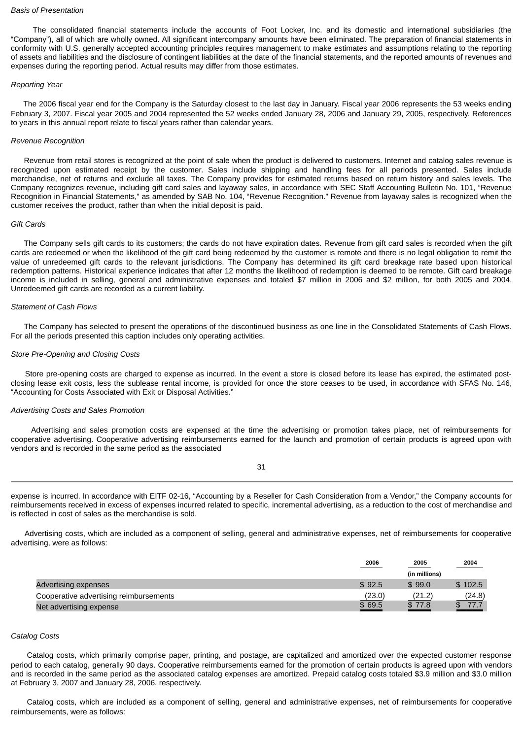*Basis of Presentation*

The consolidated financial statements include the accounts of Foot Locker, Inc. and its domestic and international subsidiaries (the "Company"), all of which are wholly owned. All significant intercompany amounts have been eliminated. The preparation of financial statements in conformity with U.S. generally accepted accounting principles requires management to make estimates and assumptions relating to the reporting of assets and liabilities and the disclosure of contingent liabilities at the date of the financial statements, and the reported amounts of revenues and expenses during the reporting period. Actual results may differ from those estimates.

*Reporting Year*

The 2006 fiscal year end for the Company is the Saturday closest to the last day in January. Fiscal year 2006 represents the 53 weeks ending February 3, 2007. Fiscal year 2005 and 2004 represented the 52 weeks ended January 28, 2006 and January 29, 2005, respectively. References to years in this annual report relate to fiscal years rather than calendar years.

*Revenue Recognition*

Revenue from retail stores is recognized at the point of sale when the product is delivered to customers. Internet and catalog sales revenue is recognized upon estimated receipt by the customer. Sales include shipping and handling fees for all periods presented. Sales include merchandise, net of returns and exclude all taxes. The Company provides for estimated returns based on return history and sales levels. The Company recognizes revenue, including gift card sales and layaway sales, in accordance with SEC Staff Accounting Bulletin No. 101, "Revenue Recognition in Financial Statements," as amended by SAB No. 104, "Revenue Recognition." Revenue from layaway sales is recognized when the customer receives the product, rather than when the initial deposit is paid.

*Gift Cards*

The Company sells gift cards to its customers; the cards do not have expiration dates. Revenue from gift card sales is recorded when the gift cards are redeemed or when the likelihood of the gift card being redeemed by the customer is remote and there is no legal obligation to remit the value of unredeemed gift cards to the relevant jurisdictions. The Company has determined its gift card breakage rate based upon historical redemption patterns. Historical experience indicates that after 12 months the likelihood of redemption is deemed to be remote. Gift card breakage income is included in selling, general and administrative expenses and totaled $7 million in 2006 and $2 million, for both 2005 and 2004. Unredeemed gift cards are recorded as a current liability.

*Statement of Cash Flows*

The Company has selected to present the operations of the discontinued business as one line in the Consolidated Statements of Cash Flows. For all the periods presented this caption includes only operating activities.

*Store Pre-Opening and Closing Costs*

Store pre-opening costs are charged to expense as incurred. In the event a store is closed before its lease has expired, the estimated post-closing lease exit costs, less the sublease rental income, is provided for once the store ceases to be used, in accordance with SFAS No. 146, "Accounting for Costs Associated with Exit or Disposal Activities."

*Advertising Costs and Sales Promotion*

Advertising and sales promotion costs are expensed at the time the advertising or promotion takes place, net of reimbursements for cooperative advertising. Cooperative advertising reimbursements earned for the launch and promotion of certain products is agreed upon with vendors and is recorded in the same period as the associated expense is incurred. In accordance with EITF 02-16, "Accounting by a Reseller for Cash Consideration from a Vendor," the Company accounts for reimbursements received in excess of expenses incurred related to specific, incremental advertising, as a reduction to the cost of merchandise and is reflected in cost of sales as the merchandise is sold.

Advertising costs, which are included as a component of selling, general and administrative expenses, net of reimbursements for cooperative advertising, were as follows:

| | 2006 | 2005 | 2004 |
|---|---|---|---|
| | | (in millions) | |
| Advertising expenses | $ 92.5 | $ 99.0 | $ 102.5 |
| Cooperative advertising reimbursements | (23.0) | (21.2) | (24.8) |
| Net advertising expense | $ 69.5 | $ 77.8 | $ 77.7 |

*Catalog Costs*

Catalog costs, which primarily comprise paper, printing, and postage, are capitalized and amortized over the expected customer response period to each catalog, generally 90 days. Cooperative reimbursements earned for the promotion of certain products is agreed upon with vendors and is recorded in the same period as the associated catalog expenses are amortized. Prepaid catalog costs totaled $3.9 million and $3.0 million at February 3, 2007 and January 28, 2006, respectively.

Catalog costs, which are included as a component of selling, general and administrative expenses, net of reimbursements for cooperative reimbursements, were as follows: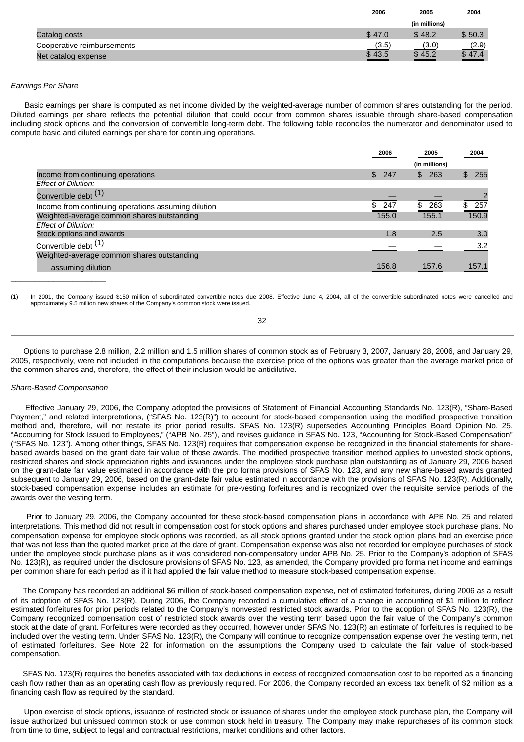| | 2006 | 2005 | 2004 |
|---|---|---|---|
| | | (in millions) | |
| Catalog costs | $ 47.0 | $ 48.2 | $ 50.3 |
| Cooperative reimbursements | (3.5) | (3.0) | (2.9) |
| Net catalog expense | $ 43.5 | $ 45.2 | $ 47.4 |

*Earnings Per Share*

Basic earnings per share is computed as net income divided by the weighted-average number of common shares outstanding for the period. Diluted earnings per share reflects the potential dilution that could occur from common shares issuable through share-based compensation including stock options and the conversion of convertible long-term debt. The following table reconciles the numerator and denominator used to compute basic and diluted earnings per share for continuing operations.

| | 2006 | 2005 | 2004 |
|---|---|---|---|
| | | (in millions) | |
| Income from continuing operations | $ 247 | $ 263 | $ 255 |
| *Effect of Dilution:* | | | |
| Convertible debt (1) | — | — | 2 |
| Income from continuing operations assuming dilution | $ 247 | $ 263 | $ 257 |
| Weighted-average common shares outstanding | 155.0 | 155.1 | 150.9 |
| *Effect of Dilution:* | | | |
| Stock options and awards | 1.8 | 2.5 | 3.0 |
| Convertible debt (1) | — | — | 3.2 |
| Weighted-average common shares outstanding assuming dilution | 156.8 | 157.6 | 157.1 |

(1) In 2001, the Company issued $150 million of subordinated convertible notes due 2008. Effective June 4, 2004, all of the convertible subordinated notes were cancelled and approximately 9.5 million new shares of the Company's common stock were issued.

Options to purchase 2.8 million, 2.2 million and 1.5 million shares of common stock as of February 3, 2007, January 28, 2006, and January 29, 2005, respectively, were not included in the computations because the exercise price of the options was greater than the average market price of the common shares and, therefore, the effect of their inclusion would be antidilutive.

*Share-Based Compensation*

Effective January 29, 2006, the Company adopted the provisions of Statement of Financial Accounting Standards No. 123(R), "Share-Based Payment," and related interpretations, ("SFAS No. 123(R)") to account for stock-based compensation using the modified prospective transition method and, therefore, will not restate its prior period results. SFAS No. 123(R) supersedes Accounting Principles Board Opinion No. 25, "Accounting for Stock Issued to Employees," ("APB No. 25"), and revises guidance in SFAS No. 123, "Accounting for Stock-Based Compensation" ("SFAS No. 123"). Among other things, SFAS No. 123(R) requires that compensation expense be recognized in the financial statements for share-based awards based on the grant date fair value of those awards. The modified prospective transition method applies to unvested stock options, restricted shares and stock appreciation rights and issuances under the employee stock purchase plan outstanding as of January 29, 2006 based on the grant-date fair value estimated in accordance with the pro forma provisions of SFAS No. 123, and any new share-based awards granted subsequent to January 29, 2006, based on the grant-date fair value estimated in accordance with the provisions of SFAS No. 123(R). Additionally, stock-based compensation expense includes an estimate for pre-vesting forfeitures and is recognized over the requisite service periods of the awards over the vesting term.

Prior to January 29, 2006, the Company accounted for these stock-based compensation plans in accordance with APB No. 25 and related interpretations. This method did not result in compensation cost for stock options and shares purchased under employee stock purchase plans. No compensation expense for employee stock options was recorded, as all stock options granted under the stock option plans had an exercise price that was not less than the quoted market price at the date of grant. Compensation expense was also not recorded for employee purchases of stock under the employee stock purchase plans as it was considered non-compensatory under APB No. 25. Prior to the Company's adoption of SFAS No. 123(R), as required under the disclosure provisions of SFAS No. 123, as amended, the Company provided pro forma net income and earnings per common share for each period as if it had applied the fair value method to measure stock-based compensation expense.

The Company has recorded an additional $6 million of stock-based compensation expense, net of estimated forfeitures, during 2006 as a result of its adoption of SFAS No. 123(R). During 2006, the Company recorded a cumulative effect of a change in accounting of $1 million to reflect estimated forfeitures for prior periods related to the Company's nonvested restricted stock awards. Prior to the adoption of SFAS No. 123(R), the Company recognized compensation cost of restricted stock awards over the vesting term based upon the fair value of the Company's common stock at the date of grant. Forfeitures were recorded as they occurred, however under SFAS No. 123(R) an estimate of forfeitures is required to be included over the vesting term. Under SFAS No. 123(R), the Company will continue to recognize compensation expense over the vesting term, net of estimated forfeitures. See Note 22 for information on the assumptions the Company used to calculate the fair value of stock-based compensation.

SFAS No. 123(R) requires the benefits associated with tax deductions in excess of recognized compensation cost to be reported as a financing cash flow rather than as an operating cash flow as previously required. For 2006, the Company recorded an excess tax benefit of $2 million as a financing cash flow as required by the standard.

Upon exercise of stock options, issuance of restricted stock or issuance of shares under the employee stock purchase plan, the Company will issue authorized but unissued common stock or use common stock held in treasury. The Company may make repurchases of its common stock from time to time, subject to legal and contractual restrictions, market conditions and other factors.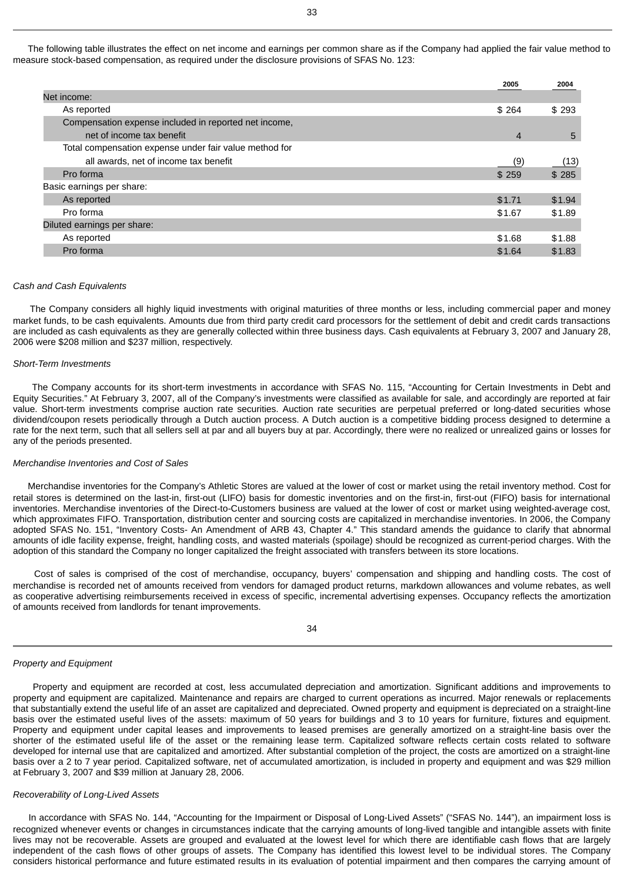The following table illustrates the effect on net income and earnings per common share as if the Company had applied the fair value method to measure stock-based compensation, as required under the disclosure provisions of SFAS No. 123:

| | 2005 | 2004 |
|---|---|---|
| Net income: | | |
| As reported | $ 264 | $ 293 |
| Compensation expense included in reported net income, net of income tax benefit | 4 | 5 |
| Total compensation expense under fair value method for all awards, net of income tax benefit | (9) | (13) |
| Pro forma | $ 259 | $ 285 |
| Basic earnings per share: | | |
| As reported | $1.71 | $1.94 |
| Pro forma | $1.67 | $1.89 |
| Diluted earnings per share: | | |
| As reported | $1.68 | $1.88 |
| Pro forma | $1.64 | $1.83 |

*Cash and Cash Equivalents*

The Company considers all highly liquid investments with original maturities of three months or less, including commercial paper and money market funds, to be cash equivalents. Amounts due from third party credit card processors for the settlement of debit and credit cards transactions are included as cash equivalents as they are generally collected within three business days. Cash equivalents at February 3, 2007 and January 28, 2006 were $208 million and $237 million, respectively.

*Short-Term Investments*

The Company accounts for its short-term investments in accordance with SFAS No. 115, "Accounting for Certain Investments in Debt and Equity Securities." At February 3, 2007, all of the Company's investments were classified as available for sale, and accordingly are reported at fair value. Short-term investments comprise auction rate securities. Auction rate securities are perpetual preferred or long-dated securities whose dividend/coupon resets periodically through a Dutch auction process. A Dutch auction is a competitive bidding process designed to determine a rate for the next term, such that all sellers sell at par and all buyers buy at par. Accordingly, there were no realized or unrealized gains or losses for any of the periods presented.

*Merchandise Inventories and Cost of Sales*

Merchandise inventories for the Company's Athletic Stores are valued at the lower of cost or market using the retail inventory method. Cost for retail stores is determined on the last-in, first-out (LIFO) basis for domestic inventories and on the first-in, first-out (FIFO) basis for international inventories. Merchandise inventories of the Direct-to-Customers business are valued at the lower of cost or market using weighted-average cost, which approximates FIFO. Transportation, distribution center and sourcing costs are capitalized in merchandise inventories. In 2006, the Company adopted SFAS No. 151, "Inventory Costs- An Amendment of ARB 43, Chapter 4." This standard amends the guidance to clarify that abnormal amounts of idle facility expense, freight, handling costs, and wasted materials (spoilage) should be recognized as current-period charges. With the adoption of this standard the Company no longer capitalized the freight associated with transfers between its store locations.

Cost of sales is comprised of the cost of merchandise, occupancy, buyers' compensation and shipping and handling costs. The cost of merchandise is recorded net of amounts received from vendors for damaged product returns, markdown allowances and volume rebates, as well as cooperative advertising reimbursements received in excess of specific, incremental advertising expenses. Occupancy reflects the amortization of amounts received from landlords for tenant improvements.

*Property and Equipment*

Property and equipment are recorded at cost, less accumulated depreciation and amortization. Significant additions and improvements to property and equipment are capitalized. Maintenance and repairs are charged to current operations as incurred. Major renewals or replacements that substantially extend the useful life of an asset are capitalized and depreciated. Owned property and equipment is depreciated on a straight-line basis over the estimated useful lives of the assets: maximum of 50 years for buildings and 3 to 10 years for furniture, fixtures and equipment. Property and equipment under capital leases and improvements to leased premises are generally amortized on a straight-line basis over the shorter of the estimated useful life of the asset or the remaining lease term. Capitalized software reflects certain costs related to software developed for internal use that are capitalized and amortized. After substantial completion of the project, the costs are amortized on a straight-line basis over a 2 to 7 year period. Capitalized software, net of accumulated amortization, is included in property and equipment and was $29 million at February 3, 2007 and $39 million at January 28, 2006.

*Recoverability of Long-Lived Assets*

In accordance with SFAS No. 144, "Accounting for the Impairment or Disposal of Long-Lived Assets" ("SFAS No. 144"), an impairment loss is recognized whenever events or changes in circumstances indicate that the carrying amounts of long-lived tangible and intangible assets with finite lives may not be recoverable. Assets are grouped and evaluated at the lowest level for which there are identifiable cash flows that are largely independent of the cash flows of other groups of assets. The Company has identified this lowest level to be individual stores. The Company considers historical performance and future estimated results in its evaluation of potential impairment and then compares the carrying amount of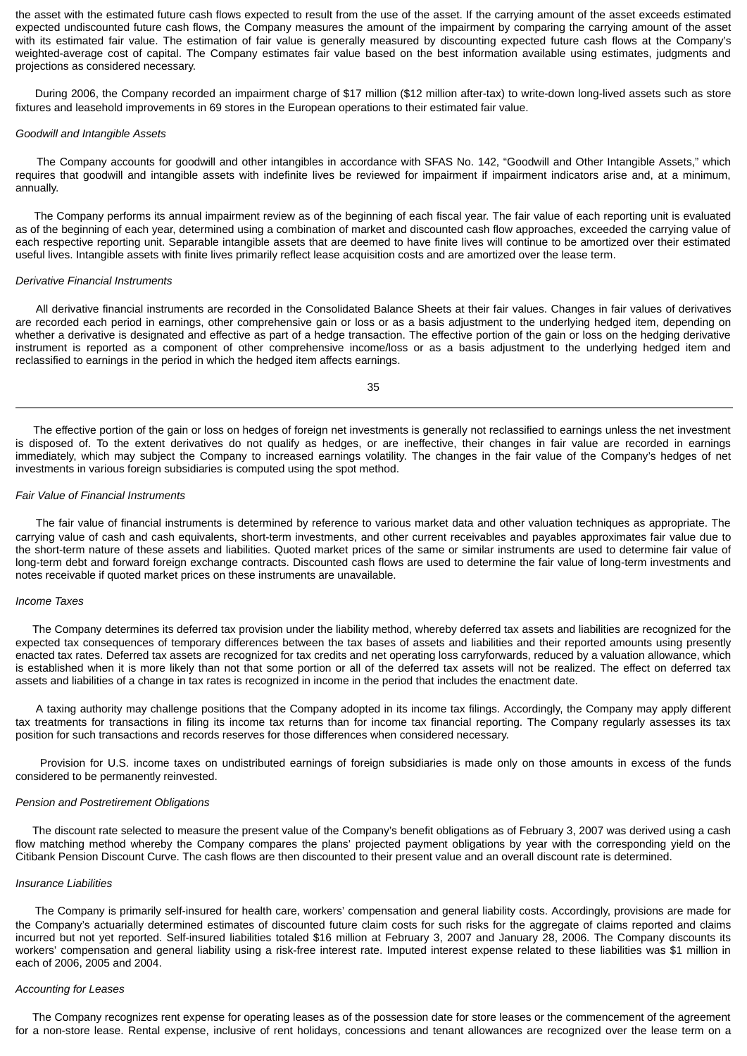the asset with the estimated future cash flows expected to result from the use of the asset. If the carrying amount of the asset exceeds estimated expected undiscounted future cash flows, the Company measures the amount of the impairment by comparing the carrying amount of the asset with its estimated fair value. The estimation of fair value is generally measured by discounting expected future cash flows at the Company's weighted-average cost of capital. The Company estimates fair value based on the best information available using estimates, judgments and projections as considered necessary.

During 2006, the Company recorded an impairment charge of $17 million ($12 million after-tax) to write-down long-lived assets such as store fixtures and leasehold improvements in 69 stores in the European operations to their estimated fair value.

*Goodwill and Intangible Assets*

The Company accounts for goodwill and other intangibles in accordance with SFAS No. 142, "Goodwill and Other Intangible Assets," which requires that goodwill and intangible assets with indefinite lives be reviewed for impairment if impairment indicators arise and, at a minimum, annually.

The Company performs its annual impairment review as of the beginning of each fiscal year. The fair value of each reporting unit is evaluated as of the beginning of each year, determined using a combination of market and discounted cash flow approaches, exceeded the carrying value of each respective reporting unit. Separable intangible assets that are deemed to have finite lives will continue to be amortized over their estimated useful lives. Intangible assets with finite lives primarily reflect lease acquisition costs and are amortized over the lease term.

*Derivative Financial Instruments*

All derivative financial instruments are recorded in the Consolidated Balance Sheets at their fair values. Changes in fair values of derivatives are recorded each period in earnings, other comprehensive gain or loss or as a basis adjustment to the underlying hedged item, depending on whether a derivative is designated and effective as part of a hedge transaction. The effective portion of the gain or loss on the hedging derivative instrument is reported as a component of other comprehensive income/loss or as a basis adjustment to the underlying hedged item and reclassified to earnings in the period in which the hedged item affects earnings.

The effective portion of the gain or loss on hedges of foreign net investments is generally not reclassified to earnings unless the net investment is disposed of. To the extent derivatives do not qualify as hedges, or are ineffective, their changes in fair value are recorded in earnings immediately, which may subject the Company to increased earnings volatility. The changes in the fair value of the Company's hedges of net investments in various foreign subsidiaries is computed using the spot method.

*Fair Value of Financial Instruments*

The fair value of financial instruments is determined by reference to various market data and other valuation techniques as appropriate. The carrying value of cash and cash equivalents, short-term investments, and other current receivables and payables approximates fair value due to the short-term nature of these assets and liabilities. Quoted market prices of the same or similar instruments are used to determine fair value of long-term debt and forward foreign exchange contracts. Discounted cash flows are used to determine the fair value of long-term investments and notes receivable if quoted market prices on these instruments are unavailable.

*Income Taxes*

The Company determines its deferred tax provision under the liability method, whereby deferred tax assets and liabilities are recognized for the expected tax consequences of temporary differences between the tax bases of assets and liabilities and their reported amounts using presently enacted tax rates. Deferred tax assets are recognized for tax credits and net operating loss carryforwards, reduced by a valuation allowance, which is established when it is more likely than not that some portion or all of the deferred tax assets will not be realized. The effect on deferred tax assets and liabilities of a change in tax rates is recognized in income in the period that includes the enactment date.

A taxing authority may challenge positions that the Company adopted in its income tax filings. Accordingly, the Company may apply different tax treatments for transactions in filing its income tax returns than for income tax financial reporting. The Company regularly assesses its tax position for such transactions and records reserves for those differences when considered necessary.

Provision for U.S. income taxes on undistributed earnings of foreign subsidiaries is made only on those amounts in excess of the funds considered to be permanently reinvested.

*Pension and Postretirement Obligations*

The discount rate selected to measure the present value of the Company's benefit obligations as of February 3, 2007 was derived using a cash flow matching method whereby the Company compares the plans' projected payment obligations by year with the corresponding yield on the Citibank Pension Discount Curve. The cash flows are then discounted to their present value and an overall discount rate is determined.

*Insurance Liabilities*

The Company is primarily self-insured for health care, workers' compensation and general liability costs. Accordingly, provisions are made for the Company's actuarially determined estimates of discounted future claim costs for such risks for the aggregate of claims reported and claims incurred but not yet reported. Self-insured liabilities totaled $16 million at February 3, 2007 and January 28, 2006. The Company discounts its workers' compensation and general liability using a risk-free interest rate. Imputed interest expense related to these liabilities was $1 million in each of 2006, 2005 and 2004.

*Accounting for Leases*

The Company recognizes rent expense for operating leases as of the possession date for store leases or the commencement of the agreement for a non-store lease. Rental expense, inclusive of rent holidays, concessions and tenant allowances are recognized over the lease term on a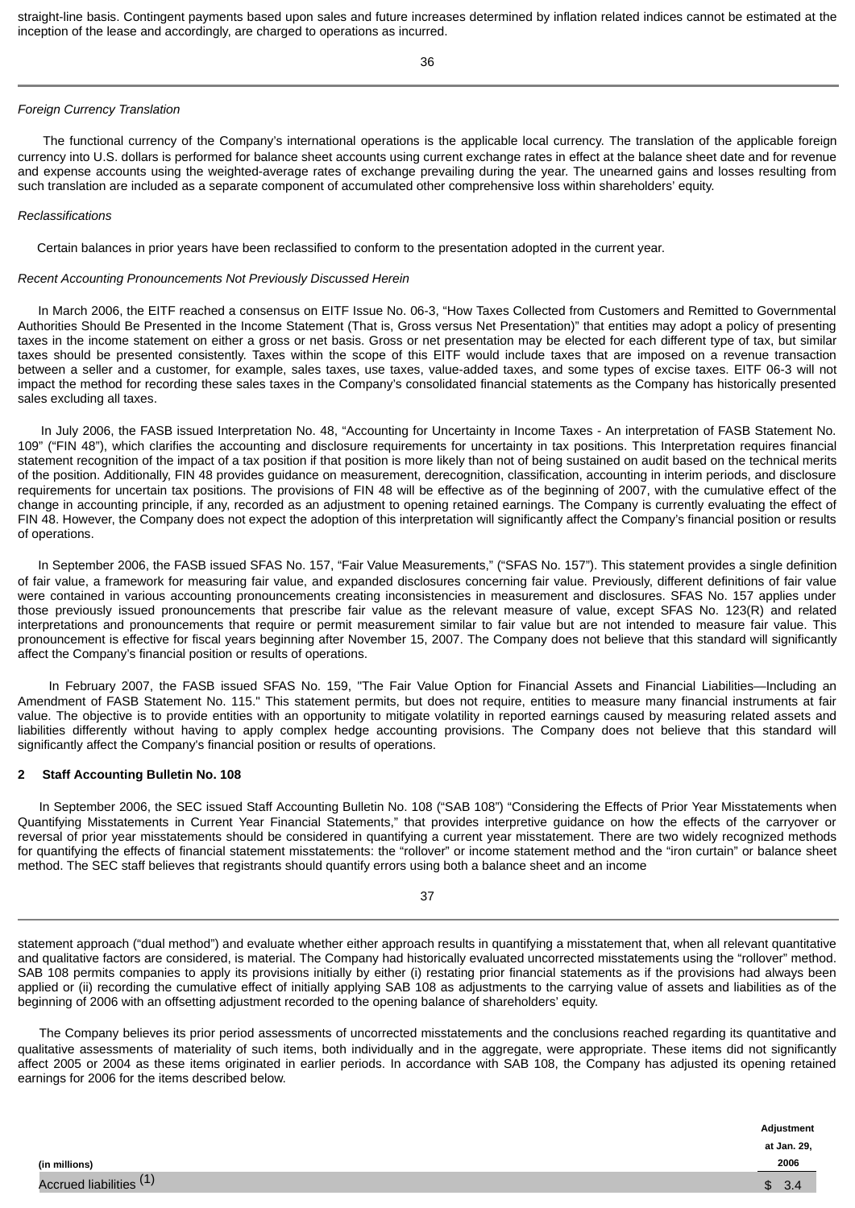straight-line basis. Contingent payments based upon sales and future increases determined by inflation related indices cannot be estimated at the inception of the lease and accordingly, are charged to operations as incurred.

*Foreign Currency Translation*

The functional currency of the Company's international operations is the applicable local currency. The translation of the applicable foreign currency into U.S. dollars is performed for balance sheet accounts using current exchange rates in effect at the balance sheet date and for revenue and expense accounts using the weighted-average rates of exchange prevailing during the year. The unearned gains and losses resulting from such translation are included as a separate component of accumulated other comprehensive loss within shareholders' equity.

*Reclassifications*

Certain balances in prior years have been reclassified to conform to the presentation adopted in the current year.

*Recent Accounting Pronouncements Not Previously Discussed Herein*

In March 2006, the EITF reached a consensus on EITF Issue No. 06-3, "How Taxes Collected from Customers and Remitted to Governmental Authorities Should Be Presented in the Income Statement (That is, Gross versus Net Presentation)" that entities may adopt a policy of presenting taxes in the income statement on either a gross or net basis. Gross or net presentation may be elected for each different type of tax, but similar taxes should be presented consistently. Taxes within the scope of this EITF would include taxes that are imposed on a revenue transaction between a seller and a customer, for example, sales taxes, use taxes, value-added taxes, and some types of excise taxes. EITF 06-3 will not impact the method for recording these sales taxes in the Company's consolidated financial statements as the Company has historically presented sales excluding all taxes.

In July 2006, the FASB issued Interpretation No. 48, "Accounting for Uncertainty in Income Taxes - An interpretation of FASB Statement No. 109" ("FIN 48"), which clarifies the accounting and disclosure requirements for uncertainty in tax positions. This Interpretation requires financial statement recognition of the impact of a tax position if that position is more likely than not of being sustained on audit based on the technical merits of the position. Additionally, FIN 48 provides guidance on measurement, derecognition, classification, accounting in interim periods, and disclosure requirements for uncertain tax positions. The provisions of FIN 48 will be effective as of the beginning of 2007, with the cumulative effect of the change in accounting principle, if any, recorded as an adjustment to opening retained earnings. The Company is currently evaluating the effect of FIN 48. However, the Company does not expect the adoption of this interpretation will significantly affect the Company's financial position or results of operations.

In September 2006, the FASB issued SFAS No. 157, "Fair Value Measurements," ("SFAS No. 157"). This statement provides a single definition of fair value, a framework for measuring fair value, and expanded disclosures concerning fair value. Previously, different definitions of fair value were contained in various accounting pronouncements creating inconsistencies in measurement and disclosures. SFAS No. 157 applies under those previously issued pronouncements that prescribe fair value as the relevant measure of value, except SFAS No. 123(R) and related interpretations and pronouncements that require or permit measurement similar to fair value but are not intended to measure fair value. This pronouncement is effective for fiscal years beginning after November 15, 2007. The Company does not believe that this standard will significantly affect the Company's financial position or results of operations.

In February 2007, the FASB issued SFAS No. 159, "The Fair Value Option for Financial Assets and Financial Liabilities—Including an Amendment of FASB Statement No. 115." This statement permits, but does not require, entities to measure many financial instruments at fair value. The objective is to provide entities with an opportunity to mitigate volatility in reported earnings caused by measuring related assets and liabilities differently without having to apply complex hedge accounting provisions. The Company does not believe that this standard will significantly affect the Company's financial position or results of operations.

**2 Staff Accounting Bulletin No. 108**

In September 2006, the SEC issued Staff Accounting Bulletin No. 108 ("SAB 108") "Considering the Effects of Prior Year Misstatements when Quantifying Misstatements in Current Year Financial Statements," that provides interpretive guidance on how the effects of the carryover or reversal of prior year misstatements should be considered in quantifying a current year misstatement. There are two widely recognized methods for quantifying the effects of financial statement misstatements: the "rollover" or income statement method and the "iron curtain" or balance sheet method. The SEC staff believes that registrants should quantify errors using both a balance sheet and an income statement approach ("dual method") and evaluate whether either approach results in quantifying a misstatement that, when all relevant quantitative and qualitative factors are considered, is material. The Company had historically evaluated uncorrected misstatements using the "rollover" method. SAB 108 permits companies to apply its provisions initially by either (i) restating prior financial statements as if the provisions had always been applied or (ii) recording the cumulative effect of initially applying SAB 108 as adjustments to the carrying value of assets and liabilities as of the beginning of 2006 with an offsetting adjustment recorded to the opening balance of shareholders' equity.

The Company believes its prior period assessments of uncorrected misstatements and the conclusions reached regarding its quantitative and qualitative assessments of materiality of such items, both individually and in the aggregate, were appropriate. These items did not significantly affect 2005 or 2004 as these items originated in earlier periods. In accordance with SAB 108, the Company has adjusted its opening retained earnings for 2006 for the items described below.

| (in millions) | Adjustment at Jan. 29, 2006 |
|---|---|
| Accrued liabilities (1) | $ 3.4 |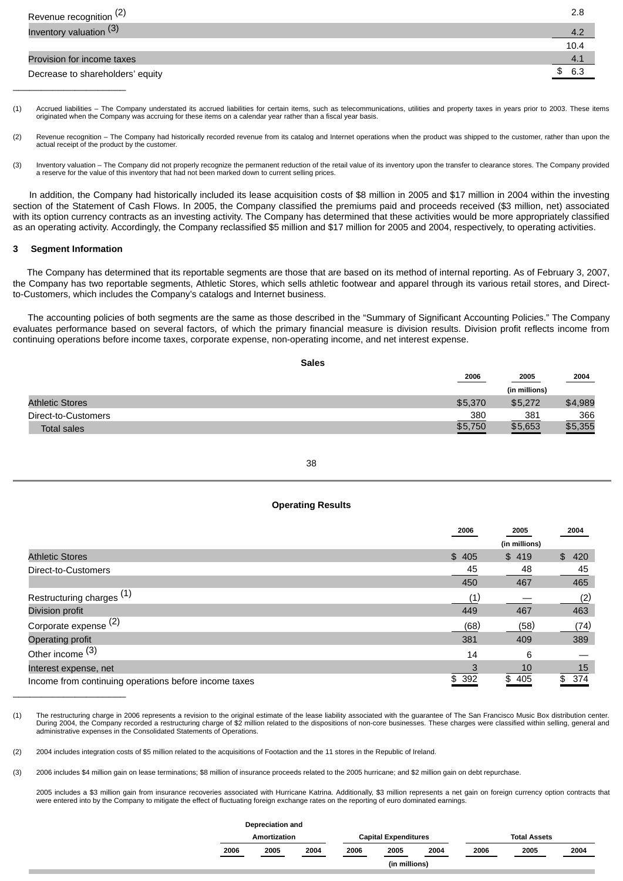| | |
|---|---|
| Revenue recognition (2) | 2.8 |
| Inventory valuation (3) | 4.2 |
| | 10.4 |
| Provision for income taxes | 4.1 |
| Decrease to shareholders' equity | $ 6.3 |

(1) Accrued liabilities – The Company understated its accrued liabilities for certain items, such as telecommunications, utilities and property taxes in years prior to 2003. These items originated when the Company was accruing for these items on a calendar year rather than a fiscal year basis.

(2) Revenue recognition – The Company had historically recorded revenue from its catalog and Internet operations when the product was shipped to the customer, rather than upon the actual receipt of the product by the customer.

(3) Inventory valuation – The Company did not properly recognize the permanent reduction of the retail value of its inventory upon the transfer to clearance stores. The Company provided a reserve for the value of this inventory that had not been marked down to current selling prices.

In addition, the Company had historically included its lease acquisition costs of $8 million in 2005 and $17 million in 2004 within the investing section of the Statement of Cash Flows. In 2005, the Company classified the premiums paid and proceeds received ($3 million, net) associated with its option currency contracts as an investing activity. The Company has determined that these activities would be more appropriately classified as an operating activity. Accordingly, the Company reclassified $5 million and $17 million for 2005 and 2004, respectively, to operating activities.

## 3 Segment Information

The Company has determined that its reportable segments are those that are based on its method of internal reporting. As of February 3, 2007, the Company has two reportable segments, Athletic Stores, which sells athletic footwear and apparel through its various retail stores, and Direct-to-Customers, which includes the Company's catalogs and Internet business.

The accounting policies of both segments are the same as those described in the "Summary of Significant Accounting Policies." The Company evaluates performance based on several factors, of which the primary financial measure is division results. Division profit reflects income from continuing operations before income taxes, corporate expense, non-operating income, and net interest expense.

**Sales**

| | 2006 | 2005 | 2004 |
|---|---|---|---|
| | | (in millions) | |
| Athletic Stores | $5,370 | $5,272 | $4,989 |
| Direct-to-Customers | 380 | 381 | 366 |
| Total sales | $5,750 | $5,653 | $5,355 |

**Operating Results**

| | 2006 | 2005 | 2004 |
|---|---|---|---|
| | | (in millions) | |
| Athletic Stores | $ 405 | $ 419 | $ 420 |
| Direct-to-Customers | 45 | 48 | 45 |
| | 450 | 467 | 465 |
| Restructuring charges (1) | (1) | — | (2) |
| Division profit | 449 | 467 | 463 |
| Corporate expense (2) | (68) | (58) | (74) |
| Operating profit | 381 | 409 | 389 |
| Other income (3) | 14 | 6 | — |
| Interest expense, net | 3 | 10 | 15 |
| Income from continuing operations before income taxes | $ 392 | $ 405 | $ 374 |

(1) The restructuring charge in 2006 represents a revision to the original estimate of the lease liability associated with the guarantee of The San Francisco Music Box distribution center. During 2004, the Company recorded a restructuring charge of $2 million related to the dispositions of non-core businesses. These charges were classified within selling, general and administrative expenses in the Consolidated Statements of Operations.

(2) 2004 includes integration costs of $5 million related to the acquisitions of Footaction and the 11 stores in the Republic of Ireland.

(3) 2006 includes $4 million gain on lease terminations; $8 million of insurance proceeds related to the 2005 hurricane; and $2 million gain on debt repurchase.

2005 includes a $3 million gain from insurance recoveries associated with Hurricane Katrina. Additionally, $3 million represents a net gain on foreign currency option contracts that were entered into by the Company to mitigate the effect of fluctuating foreign exchange rates on the reporting of euro dominated earnings.

| | Depreciation and Amortization | | | Capital Expenditures | | | Total Assets | | |
|---|---|---|---|---|---|---|---|---|---|
| | 2006 | 2005 | 2004 | 2006 | 2005 | 2004 | 2006 | 2005 | 2004 |
| | | | | | (in millions) | | | | |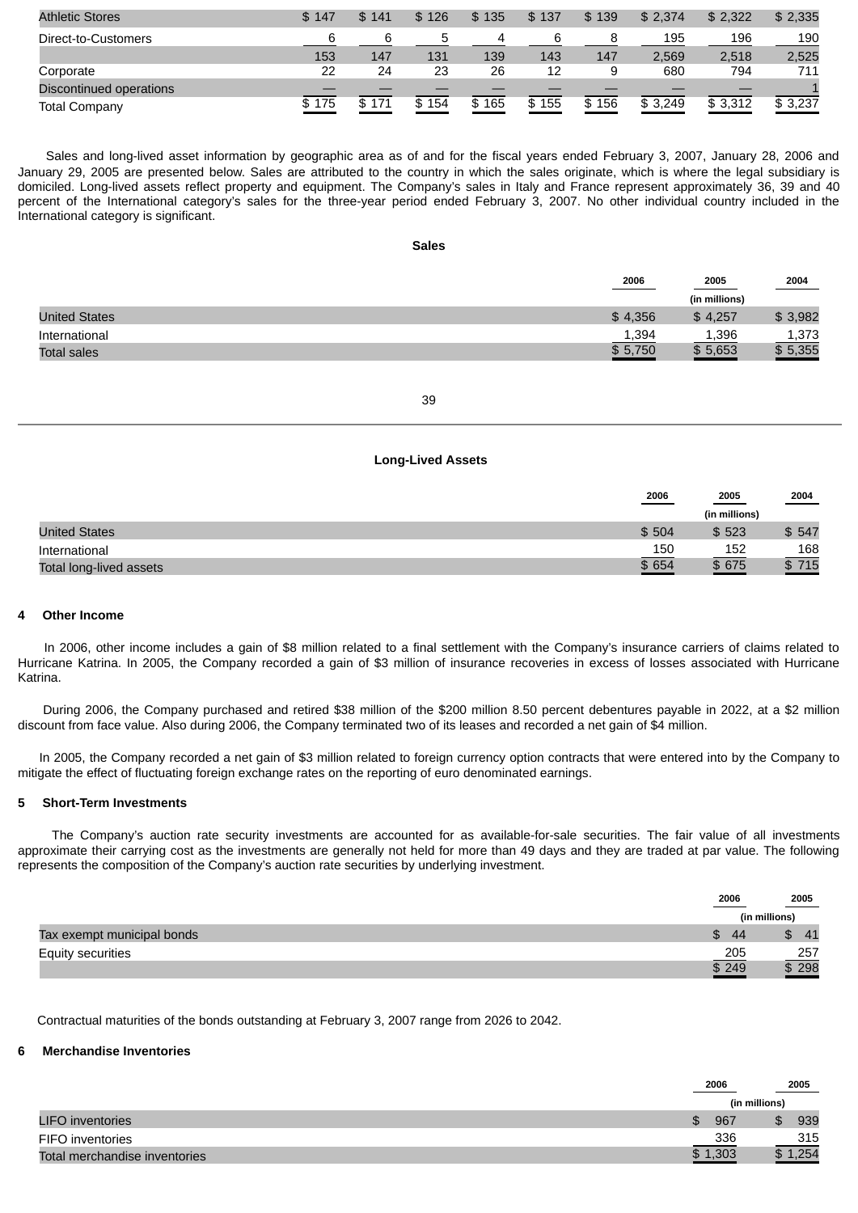| | | | | | | | | | |
|---|---|---|---|---|---|---|---|---|---|
| Athletic Stores | $ 147 | $ 141 | $ 126 | $ 135 | $ 137 | $ 139 | $ 2,374 | $ 2,322 | $ 2,335 |
| Direct-to-Customers | 6 | 6 | 5 | 4 | 6 | 8 | 195 | 196 | 190 |
| | 153 | 147 | 131 | 139 | 143 | 147 | 2,569 | 2,518 | 2,525 |
| Corporate | 22 | 24 | 23 | 26 | 12 | 9 | 680 | 794 | 711 |
| Discontinued operations | — | — | — | — | — | — | — | — | 1 |
| Total Company | $ 175 | $ 171 | $ 154 | $ 165 | $ 155 | $ 156 | $ 3,249 | $ 3,312 | $ 3,237 |

Sales and long-lived asset information by geographic area as of and for the fiscal years ended February 3, 2007, January 28, 2006 and January 29, 2005 are presented below. Sales are attributed to the country in which the sales originate, which is where the legal subsidiary is domiciled. Long-lived assets reflect property and equipment. The Company's sales in Italy and France represent approximately 36, 39 and 40 percent of the International category's sales for the three-year period ended February 3, 2007. No other individual country included in the International category is significant.

**Sales**

| | 2006 | 2005 | 2004 |
|---|---|---|---|
| | | (in millions) | |
| United States | $ 4,356 | $ 4,257 | $ 3,982 |
| International | 1,394 | 1,396 | 1,373 |
| Total sales | $ 5,750 | $ 5,653 | $ 5,355 |

**Long-Lived Assets**

| | 2006 | 2005 | 2004 |
|---|---|---|---|
| | | (in millions) | |
| United States | $ 504 | $ 523 | $ 547 |
| International | 150 | 152 | 168 |
| Total long-lived assets | $ 654 | $ 675 | $ 715 |

## 4 Other Income

In 2006, other income includes a gain of $8 million related to a final settlement with the Company's insurance carriers of claims related to Hurricane Katrina. In 2005, the Company recorded a gain of $3 million of insurance recoveries in excess of losses associated with Hurricane Katrina.

During 2006, the Company purchased and retired $38 million of the $200 million 8.50 percent debentures payable in 2022, at a $2 million discount from face value. Also during 2006, the Company terminated two of its leases and recorded a net gain of $4 million.

In 2005, the Company recorded a net gain of $3 million related to foreign currency option contracts that were entered into by the Company to mitigate the effect of fluctuating foreign exchange rates on the reporting of euro denominated earnings.

## 5 Short-Term Investments

The Company's auction rate security investments are accounted for as available-for-sale securities. The fair value of all investments approximate their carrying cost as the investments are generally not held for more than 49 days and they are traded at par value. The following represents the composition of the Company's auction rate securities by underlying investment.

| | 2006 | 2005 |
|---|---|---|
| | (in millions) | |
| Tax exempt municipal bonds | $ 44 | $ 41 |
| Equity securities | 205 | 257 |
| | $ 249 | $ 298 |

Contractual maturities of the bonds outstanding at February 3, 2007 range from 2026 to 2042.

## 6 Merchandise Inventories

| | 2006 | 2005 |
|---|---|---|
| | (in millions) | |
| LIFO inventories | $ 967 | $ 939 |
| FIFO inventories | 336 | 315 |
| Total merchandise inventories | $ 1,303 | $ 1,254 |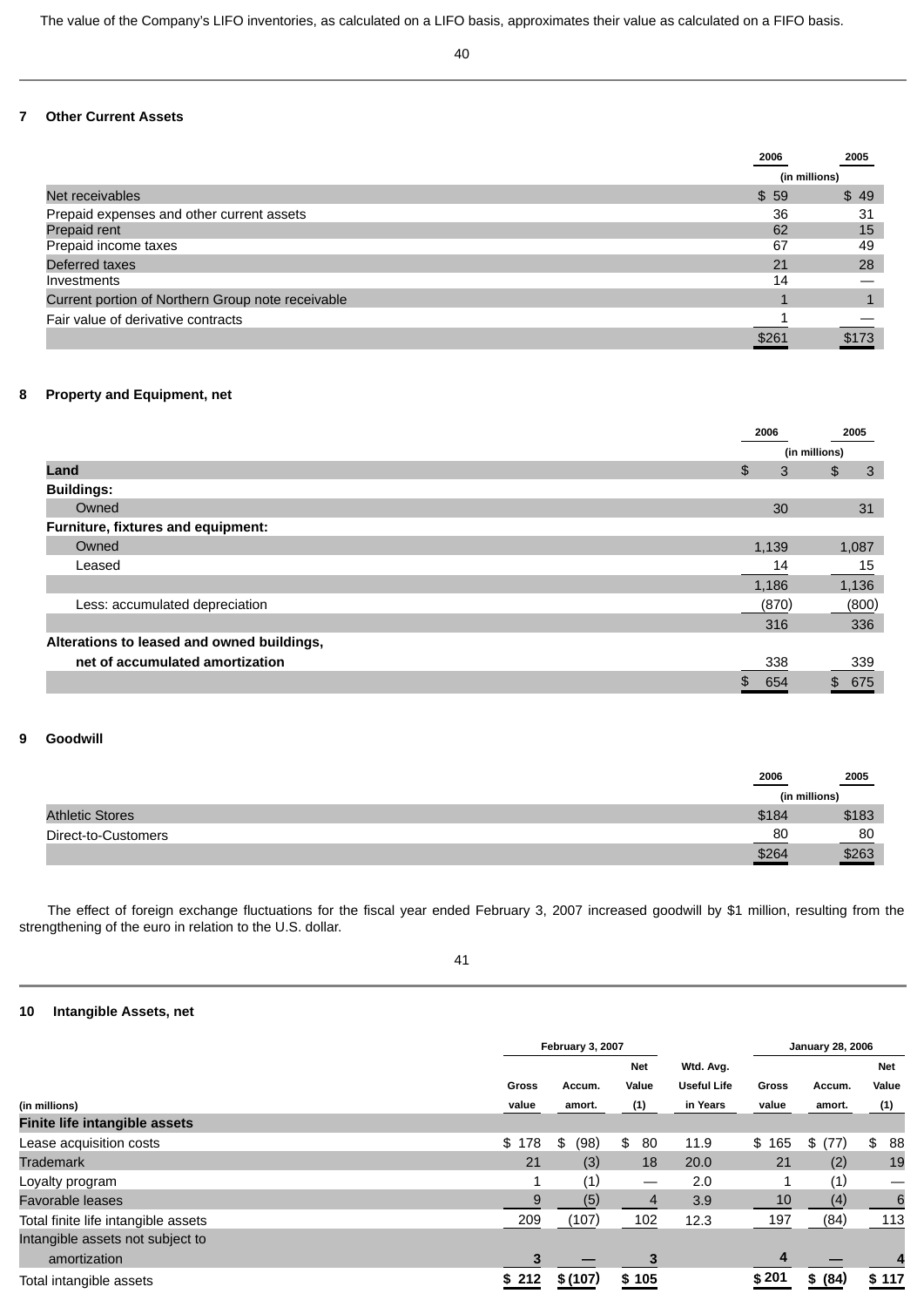The value of the Company's LIFO inventories, as calculated on a LIFO basis, approximates their value as calculated on a FIFO basis.

## 7 Other Current Assets

| | 2006 | 2005 |
|---|---|---|
| | (in millions) | |
| Net receivables | $ 59 | $ 49 |
| Prepaid expenses and other current assets | 36 | 31 |
| Prepaid rent | 62 | 15 |
| Prepaid income taxes | 67 | 49 |
| Deferred taxes | 21 | 28 |
| Investments | 14 | — |
| Current portion of Northern Group note receivable | 1 | 1 |
| Fair value of derivative contracts | 1 | — |
| | $261 | $173 |

## 8 Property and Equipment, net

| | 2006 | 2005 |
|---|---|---|
| | (in millions) | |
| **Land** | $ 3 | $ 3 |
| **Buildings:** | | |
| Owned | 30 | 31 |
| **Furniture, fixtures and equipment:** | | |
| Owned | 1,139 | 1,087 |
| Leased | 14 | 15 |
| | 1,186 | 1,136 |
| Less: accumulated depreciation | (870) | (800) |
| | 316 | 336 |
| **Alterations to leased and owned buildings, net of accumulated amortization** | 338 | 339 |
| | $ 654 | $ 675 |

## 9 Goodwill

| | 2006 | 2005 |
|---|---|---|
| | (in millions) | |
| Athletic Stores | $184 | $183 |
| Direct-to-Customers | 80 | 80 |
| | $264 | $263 |

The effect of foreign exchange fluctuations for the fiscal year ended February 3, 2007 increased goodwill by $1 million, resulting from the strengthening of the euro in relation to the U.S. dollar.

## 10 Intangible Assets, net

| | February 3, 2007 | | | | January 28, 2006 | | |
|---|---|---|---|---|---|---|---|
| (in millions) | Gross value | Accum. amort. | Net Value (1) | Wtd. Avg. Useful Life in Years | Gross value | Accum. amort. | Net Value (1) |
| **Finite life intangible assets** | | | | | | | |
| Lease acquisition costs | $ 178 | $ (98) | $ 80 | 11.9 | $ 165 | $ (77) | $ 88 |
| Trademark | 21 | (3) | 18 | 20.0 | 21 | (2) | 19 |
| Loyalty program | 1 | (1) | — | 2.0 | 1 | (1) | — |
| Favorable leases | 9 | (5) | 4 | 3.9 | 10 | (4) | 6 |
| Total finite life intangible assets | 209 | (107) | 102 | 12.3 | 197 | (84) | 113 |
| Intangible assets not subject to amortization | 3 | — | 3 | | 4 | — | 4 |
| Total intangible assets | $ 212 | $ (107) | $ 105 | | $ 201 | $ (84) | $ 117 |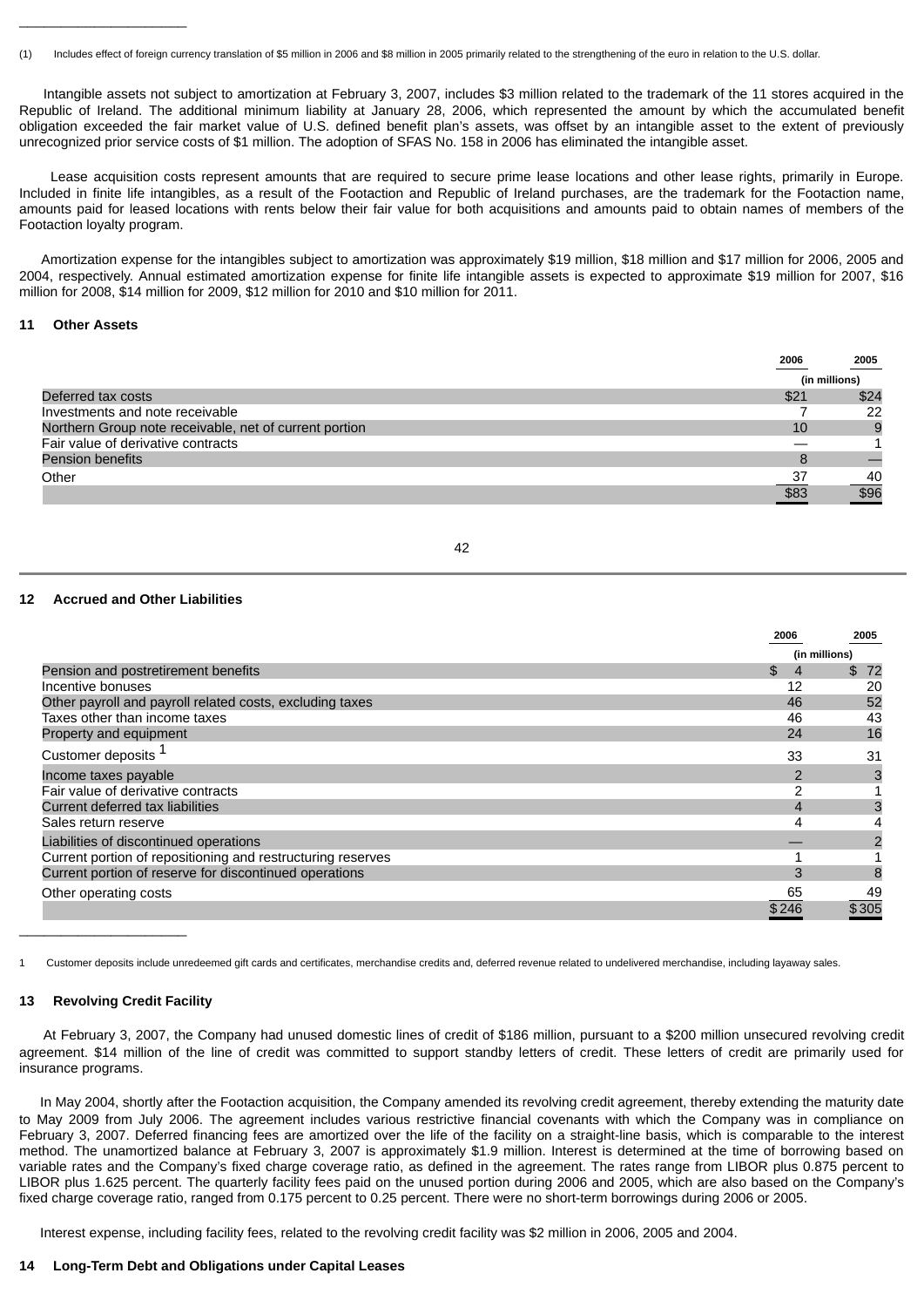(1) Includes effect of foreign currency translation of $5 million in 2006 and $8 million in 2005 primarily related to the strengthening of the euro in relation to the U.S. dollar.

Intangible assets not subject to amortization at February 3, 2007, includes $3 million related to the trademark of the 11 stores acquired in the Republic of Ireland. The additional minimum liability at January 28, 2006, which represented the amount by which the accumulated benefit obligation exceeded the fair market value of U.S. defined benefit plan's assets, was offset by an intangible asset to the extent of previously unrecognized prior service costs of $1 million. The adoption of SFAS No. 158 in 2006 has eliminated the intangible asset.

Lease acquisition costs represent amounts that are required to secure prime lease locations and other lease rights, primarily in Europe. Included in finite life intangibles, as a result of the Footaction and Republic of Ireland purchases, are the trademark for the Footaction name, amounts paid for leased locations with rents below their fair value for both acquisitions and amounts paid to obtain names of members of the Footaction loyalty program.

Amortization expense for the intangibles subject to amortization was approximately $19 million, $18 million and $17 million for 2006, 2005 and 2004, respectively. Annual estimated amortization expense for finite life intangible assets is expected to approximate $19 million for 2007, $16 million for 2008, $14 million for 2009, $12 million for 2010 and $10 million for 2011.

## 11 Other Assets

| | 2006 | 2005 |
|---|---|---|
| | (in millions) | |
| Deferred tax costs | $21 | $24 |
| Investments and note receivable | 7 | 22 |
| Northern Group note receivable, net of current portion | 10 | 9 |
| Fair value of derivative contracts | — | 1 |
| Pension benefits | 8 | — |
| Other | 37 | 40 |
| | $83 | $96 |

## 12 Accrued and Other Liabilities

| | 2006 | 2005 |
|---|---|---|
| | (in millions) | |
| Pension and postretirement benefits | $ 4 | $ 72 |
| Incentive bonuses | 12 | 20 |
| Other payroll and payroll related costs, excluding taxes | 46 | 52 |
| Taxes other than income taxes | 46 | 43 |
| Property and equipment | 24 | 16 |
| Customer deposits [1] | 33 | 31 |
| Income taxes payable | 2 | 3 |
| Fair value of derivative contracts | 2 | 1 |
| Current deferred tax liabilities | 4 | 3 |
| Sales return reserve | 4 | 4 |
| Liabilities of discontinued operations | — | 2 |
| Current portion of repositioning and restructuring reserves | 1 | 1 |
| Current portion of reserve for discontinued operations | 3 | 8 |
| Other operating costs | 65 | 49 |
| | $246 | $305 |

1 Customer deposits include unredeemed gift cards and certificates, merchandise credits and, deferred revenue related to undelivered merchandise, including layaway sales.

## 13 Revolving Credit Facility

At February 3, 2007, the Company had unused domestic lines of credit of $186 million, pursuant to a $200 million unsecured revolving credit agreement. $14 million of the line of credit was committed to support standby letters of credit. These letters of credit are primarily used for insurance programs.

In May 2004, shortly after the Footaction acquisition, the Company amended its revolving credit agreement, thereby extending the maturity date to May 2009 from July 2006. The agreement includes various restrictive financial covenants with which the Company was in compliance on February 3, 2007. Deferred financing fees are amortized over the life of the facility on a straight-line basis, which is comparable to the interest method. The unamortized balance at February 3, 2007 is approximately $1.9 million. Interest is determined at the time of borrowing based on variable rates and the Company's fixed charge coverage ratio, as defined in the agreement. The rates range from LIBOR plus 0.875 percent to LIBOR plus 1.625 percent. The quarterly facility fees paid on the unused portion during 2006 and 2005, which are also based on the Company's fixed charge coverage ratio, ranged from 0.175 percent to 0.25 percent. There were no short-term borrowings during 2006 or 2005.

Interest expense, including facility fees, related to the revolving credit facility was $2 million in 2006, 2005 and 2004.

## 14 Long-Term Debt and Obligations under Capital Leases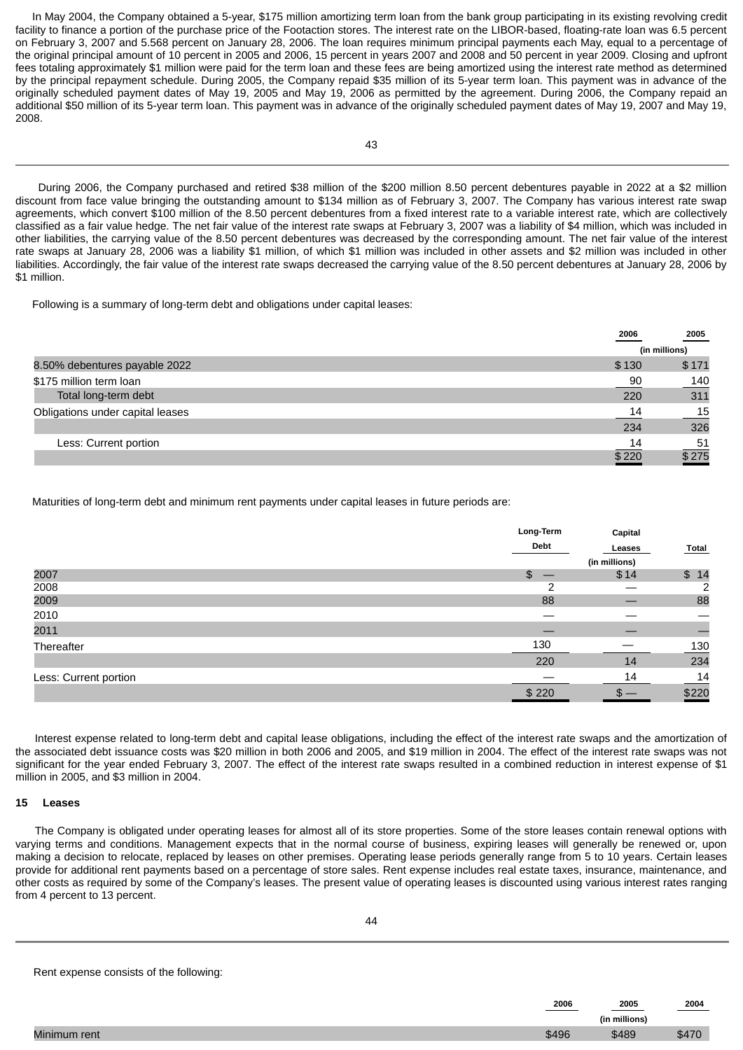In May 2004, the Company obtained a 5-year, $175 million amortizing term loan from the bank group participating in its existing revolving credit facility to finance a portion of the purchase price of the Footaction stores. The interest rate on the LIBOR-based, floating-rate loan was 6.5 percent on February 3, 2007 and 5.568 percent on January 28, 2006. The loan requires minimum principal payments each May, equal to a percentage of the original principal amount of 10 percent in 2005 and 2006, 15 percent in years 2007 and 2008 and 50 percent in year 2009. Closing and upfront fees totaling approximately $1 million were paid for the term loan and these fees are being amortized using the interest rate method as determined by the principal repayment schedule. During 2005, the Company repaid $35 million of its 5-year term loan. This payment was in advance of the originally scheduled payment dates of May 19, 2005 and May 19, 2006 as permitted by the agreement. During 2006, the Company repaid an additional $50 million of its 5-year term loan. This payment was in advance of the originally scheduled payment dates of May 19, 2007 and May 19, 2008.

During 2006, the Company purchased and retired $38 million of the $200 million 8.50 percent debentures payable in 2022 at a $2 million discount from face value bringing the outstanding amount to $134 million as of February 3, 2007. The Company has various interest rate swap agreements, which convert $100 million of the 8.50 percent debentures from a fixed interest rate to a variable interest rate, which are collectively classified as a fair value hedge. The net fair value of the interest rate swaps at February 3, 2007 was a liability of $4 million, which was included in other liabilities, the carrying value of the 8.50 percent debentures was decreased by the corresponding amount. The net fair value of the interest rate swaps at January 28, 2006 was a liability $1 million, of which $1 million was included in other assets and $2 million was included in other liabilities. Accordingly, the fair value of the interest rate swaps decreased the carrying value of the 8.50 percent debentures at January 28, 2006 by $1 million.

Following is a summary of long-term debt and obligations under capital leases:

| | 2006 | 2005 |
|---|---|---|
| | (in millions) | |
| 8.50% debentures payable 2022 | $ 130 | $ 171 |
| $175 million term loan | 90 | 140 |
| Total long-term debt | 220 | 311 |
| Obligations under capital leases | 14 | 15 |
| | 234 | 326 |
| Less: Current portion | 14 | 51 |
| | $ 220 | $ 275 |

Maturities of long-term debt and minimum rent payments under capital leases in future periods are:

| | Long-Term Debt | Capital Leases | Total |
|---|---|---|---|
| | | (in millions) | |
| 2007 | $ — | $ 14 | $ 14 |
| 2008 | 2 | — | 2 |
| 2009 | 88 | — | 88 |
| 2010 | — | — | — |
| 2011 | — | — | — |
| Thereafter | 130 | — | 130 |
| | 220 | 14 | 234 |
| Less: Current portion | — | 14 | 14 |
| | $ 220 | $ — | $220 |

Interest expense related to long-term debt and capital lease obligations, including the effect of the interest rate swaps and the amortization of the associated debt issuance costs was $20 million in both 2006 and 2005, and $19 million in 2004. The effect of the interest rate swaps was not significant for the year ended February 3, 2007. The effect of the interest rate swaps resulted in a combined reduction in interest expense of $1 million in 2005, and $3 million in 2004.

## 15 Leases

The Company is obligated under operating leases for almost all of its store properties. Some of the store leases contain renewal options with varying terms and conditions. Management expects that in the normal course of business, expiring leases will generally be renewed or, upon making a decision to relocate, replaced by leases on other premises. Operating lease periods generally range from 5 to 10 years. Certain leases provide for additional rent payments based on a percentage of store sales. Rent expense includes real estate taxes, insurance, maintenance, and other costs as required by some of the Company's leases. The present value of operating leases is discounted using various interest rates ranging from 4 percent to 13 percent.

Rent expense consists of the following:

| | 2006 | 2005 | 2004 |
|---|---|---|---|
| | | (in millions) | |
| Minimum rent | $496 | $489 | $470 |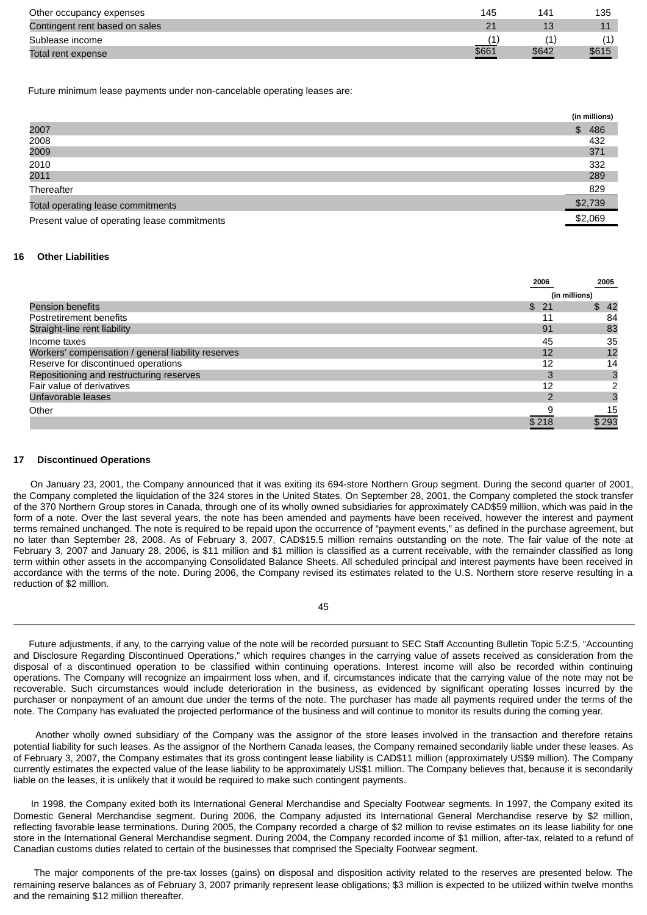| | | | |
|---|---|---|---|
| Other occupancy expenses | 145 | 141 | 135 |
| Contingent rent based on sales | 21 | 13 | 11 |
| Sublease income | (1) | (1) | (1) |
| Total rent expense | $661 | $642 | $615 |

Future minimum lease payments under non-cancelable operating leases are:

| | (in millions) |
|---|---|
| 2007 | $ 486 |
| 2008 | 432 |
| 2009 | 371 |
| 2010 | 332 |
| 2011 | 289 |
| Thereafter | 829 |
| Total operating lease commitments | $2,739 |
| Present value of operating lease commitments | $2,069 |

## 16 Other Liabilities

| | 2006 | 2005 |
|---|---|---|
| | (in millions) | |
| Pension benefits | $ 21 | $ 42 |
| Postretirement benefits | 11 | 84 |
| Straight-line rent liability | 91 | 83 |
| Income taxes | 45 | 35 |
| Workers' compensation / general liability reserves | 12 | 12 |
| Reserve for discontinued operations | 12 | 14 |
| Repositioning and restructuring reserves | 3 | 3 |
| Fair value of derivatives | 12 | 2 |
| Unfavorable leases | 2 | 3 |
| Other | 9 | 15 |
| | $ 218 | $ 293 |

## 17 Discontinued Operations

On January 23, 2001, the Company announced that it was exiting its 694-store Northern Group segment. During the second quarter of 2001, the Company completed the liquidation of the 324 stores in the United States. On September 28, 2001, the Company completed the stock transfer of the 370 Northern Group stores in Canada, through one of its wholly owned subsidiaries for approximately CAD$59 million, which was paid in the form of a note. Over the last several years, the note has been amended and payments have been received, however the interest and payment terms remained unchanged. The note is required to be repaid upon the occurrence of "payment events," as defined in the purchase agreement, but no later than September 28, 2008. As of February 3, 2007, CAD$15.5 million remains outstanding on the note. The fair value of the note at February 3, 2007 and January 28, 2006, is $11 million and $1 million is classified as a current receivable, with the remainder classified as long term within other assets in the accompanying Consolidated Balance Sheets. All scheduled principal and interest payments have been received in accordance with the terms of the note. During 2006, the Company revised its estimates related to the U.S. Northern store reserve resulting in a reduction of $2 million.

Future adjustments, if any, to the carrying value of the note will be recorded pursuant to SEC Staff Accounting Bulletin Topic 5:Z:5, "Accounting and Disclosure Regarding Discontinued Operations," which requires changes in the carrying value of assets received as consideration from the disposal of a discontinued operation to be classified within continuing operations. Interest income will also be recorded within continuing operations. The Company will recognize an impairment loss when, and if, circumstances indicate that the carrying value of the note may not be recoverable. Such circumstances would include deterioration in the business, as evidenced by significant operating losses incurred by the purchaser or nonpayment of an amount due under the terms of the note. The purchaser has made all payments required under the terms of the note. The Company has evaluated the projected performance of the business and will continue to monitor its results during the coming year.

Another wholly owned subsidiary of the Company was the assignor of the store leases involved in the transaction and therefore retains potential liability for such leases. As the assignor of the Northern Canada leases, the Company remained secondarily liable under these leases. As of February 3, 2007, the Company estimates that its gross contingent lease liability is CAD$11 million (approximately US$9 million). The Company currently estimates the expected value of the lease liability to be approximately US$1 million. The Company believes that, because it is secondarily liable on the leases, it is unlikely that it would be required to make such contingent payments.

In 1998, the Company exited both its International General Merchandise and Specialty Footwear segments. In 1997, the Company exited its Domestic General Merchandise segment. During 2006, the Company adjusted its International General Merchandise reserve by $2 million, reflecting favorable lease terminations. During 2005, the Company recorded a charge of $2 million to revise estimates on its lease liability for one store in the International General Merchandise segment. During 2004, the Company recorded income of $1 million, after-tax, related to a refund of Canadian customs duties related to certain of the businesses that comprised the Specialty Footwear segment.

The major components of the pre-tax losses (gains) on disposal and disposition activity related to the reserves are presented below. The remaining reserve balances as of February 3, 2007 primarily represent lease obligations; $3 million is expected to be utilized within twelve months and the remaining $12 million thereafter.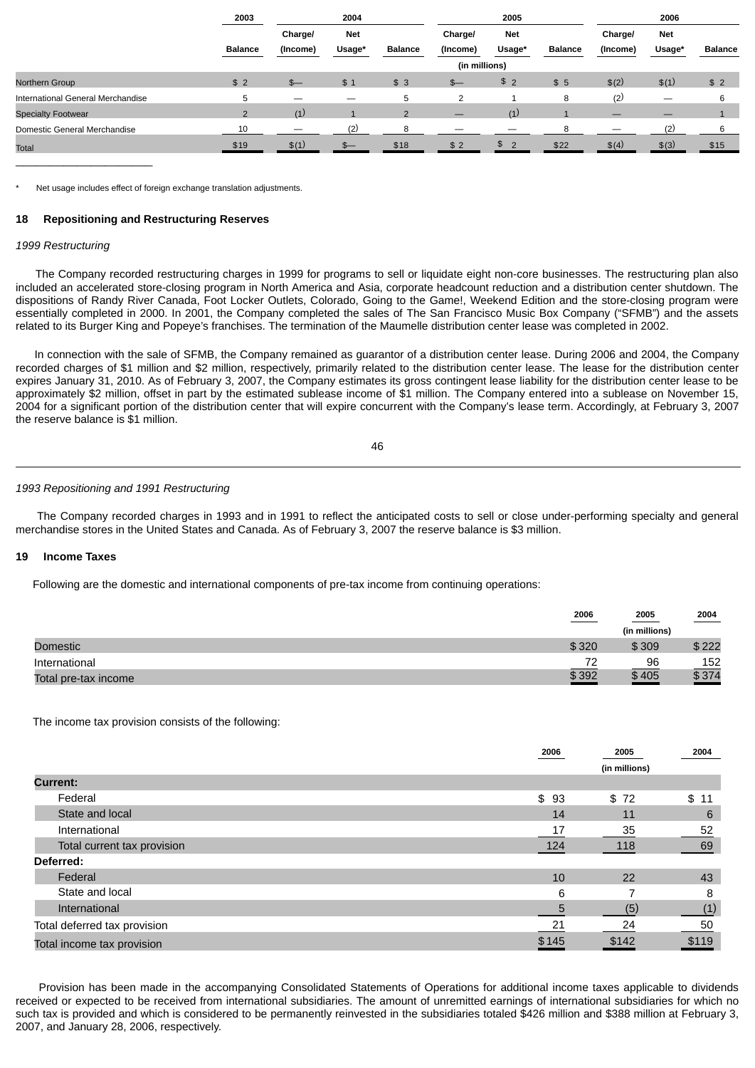| | 2003 | 2004 | | | 2005 | | | 2006 | | |
|---|---|---|---|---|---|---|---|---|---|---|
| | Balance | Charge/ (Income) | Net Usage* | Balance | Charge/ (Income) | Net Usage* | Balance | Charge/ (Income) | Net Usage* | Balance |
| | | | | | (in millions) | | | | | |
| Northern Group | $ 2 | $— | $ 1 | $ 3 | $— | $ 2 | $ 5 | $(2) | $(1) | $ 2 |
| International General Merchandise | 5 | — | — | 5 | 2 | 1 | 8 | (2) | — | 6 |
| Specialty Footwear | 2 | (1) | 1 | 2 | — | (1) | 1 | — | — | 1 |
| Domestic General Merchandise | 10 | — | (2) | 8 | — | — | 8 | — | (2) | 6 |
| Total | $19 | $(1) | $— | $18 | $ 2 | $ 2 | $22 | $(4) | $(3) | $15 |

\* Net usage includes effect of foreign exchange translation adjustments.

## 18 Repositioning and Restructuring Reserves

*1999 Restructuring*

The Company recorded restructuring charges in 1999 for programs to sell or liquidate eight non-core businesses. The restructuring plan also included an accelerated store-closing program in North America and Asia, corporate headcount reduction and a distribution center shutdown. The dispositions of Randy River Canada, Foot Locker Outlets, Colorado, Going to the Game!, Weekend Edition and the store-closing program were essentially completed in 2000. In 2001, the Company completed the sales of The San Francisco Music Box Company ("SFMB") and the assets related to its Burger King and Popeye's franchises. The termination of the Maumelle distribution center lease was completed in 2002.

In connection with the sale of SFMB, the Company remained as guarantor of a distribution center lease. During 2006 and 2004, the Company recorded charges of $1 million and $2 million, respectively, primarily related to the distribution center lease. The lease for the distribution center expires January 31, 2010. As of February 3, 2007, the Company estimates its gross contingent lease liability for the distribution center lease to be approximately $2 million, offset in part by the estimated sublease income of $1 million. The Company entered into a sublease on November 15, 2004 for a significant portion of the distribution center that will expire concurrent with the Company's lease term. Accordingly, at February 3, 2007 the reserve balance is $1 million.

*1993 Repositioning and 1991 Restructuring*

The Company recorded charges in 1993 and in 1991 to reflect the anticipated costs to sell or close under-performing specialty and general merchandise stores in the United States and Canada. As of February 3, 2007 the reserve balance is $3 million.

## 19 Income Taxes

Following are the domestic and international components of pre-tax income from continuing operations:

| | 2006 | 2005 | 2004 |
|---|---|---|---|
| | | (in millions) | |
| Domestic | $ 320 | $ 309 | $ 222 |
| International | 72 | 96 | 152 |
| Total pre-tax income | $ 392 | $ 405 | $ 374 |

The income tax provision consists of the following:

| | 2006 | 2005 | 2004 |
|---|---|---|---|
| | | (in millions) | |
| **Current:** | | | |
| Federal | $ 93 | $ 72 | $ 11 |
| State and local | 14 | 11 | 6 |
| International | 17 | 35 | 52 |
| Total current tax provision | 124 | 118 | 69 |
| **Deferred:** | | | |
| Federal | 10 | 22 | 43 |
| State and local | 6 | 7 | 8 |
| International | 5 | (5) | (1) |
| Total deferred tax provision | 21 | 24 | 50 |
| Total income tax provision | $145 | $142 | $119 |

Provision has been made in the accompanying Consolidated Statements of Operations for additional income taxes applicable to dividends received or expected to be received from international subsidiaries. The amount of unremitted earnings of international subsidiaries for which no such tax is provided and which is considered to be permanently reinvested in the subsidiaries totaled $426 million and $388 million at February 3, 2007, and January 28, 2006, respectively.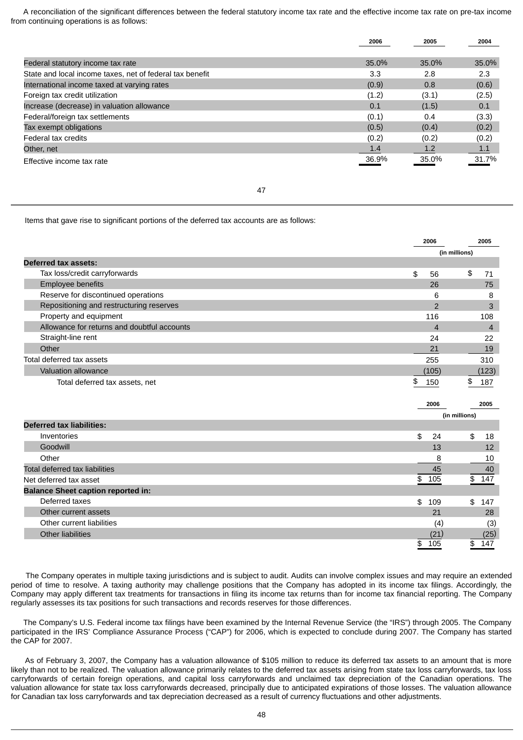A reconciliation of the significant differences between the federal statutory income tax rate and the effective income tax rate on pre-tax income from continuing operations is as follows:

| | 2006 | 2005 | 2004 |
|---|---|---|---|
| Federal statutory income tax rate | 35.0% | 35.0% | 35.0% |
| State and local income taxes, net of federal tax benefit | 3.3 | 2.8 | 2.3 |
| International income taxed at varying rates | (0.9) | 0.8 | (0.6) |
| Foreign tax credit utilization | (1.2) | (3.1) | (2.5) |
| Increase (decrease) in valuation allowance | 0.1 | (1.5) | 0.1 |
| Federal/foreign tax settlements | (0.1) | 0.4 | (3.3) |
| Tax exempt obligations | (0.5) | (0.4) | (0.2) |
| Federal tax credits | (0.2) | (0.2) | (0.2) |
| Other, net | 1.4 | 1.2 | 1.1 |
| Effective income tax rate | 36.9% | 35.0% | 31.7% |

Items that gave rise to significant portions of the deferred tax accounts are as follows:

| | 2006 | 2005 |
|---|---|---|
| | (in millions) | |
| **Deferred tax assets:** | | |
| Tax loss/credit carryforwards | $ 56 | $ 71 |
| Employee benefits | 26 | 75 |
| Reserve for discontinued operations | 6 | 8 |
| Repositioning and restructuring reserves | 2 | 3 |
| Property and equipment | 116 | 108 |
| Allowance for returns and doubtful accounts | 4 | 4 |
| Straight-line rent | 24 | 22 |
| Other | 21 | 19 |
| Total deferred tax assets | 255 | 310 |
| Valuation allowance | (105) | (123) |
| Total deferred tax assets, net | $ 150 | $ 187 |

| | 2006 | 2005 |
|---|---|---|
| | (in millions) | |
| **Deferred tax liabilities:** | | |
| Inventories | $ 24 | $ 18 |
| Goodwill | 13 | 12 |
| Other | 8 | 10 |
| Total deferred tax liabilities | 45 | 40 |
| Net deferred tax asset | $ 105 | $ 147 |
| **Balance Sheet caption reported in:** | | |
| Deferred taxes | $ 109 | $ 147 |
| Other current assets | 21 | 28 |
| Other current liabilities | (4) | (3) |
| Other liabilities | (21) | (25) |
| | $ 105 | $ 147 |

The Company operates in multiple taxing jurisdictions and is subject to audit. Audits can involve complex issues and may require an extended period of time to resolve. A taxing authority may challenge positions that the Company has adopted in its income tax filings. Accordingly, the Company may apply different tax treatments for transactions in filing its income tax returns than for income tax financial reporting. The Company regularly assesses its tax positions for such transactions and records reserves for those differences.

The Company's U.S. Federal income tax filings have been examined by the Internal Revenue Service (the "IRS") through 2005. The Company participated in the IRS' Compliance Assurance Process ("CAP") for 2006, which is expected to conclude during 2007. The Company has started the CAP for 2007.

As of February 3, 2007, the Company has a valuation allowance of $105 million to reduce its deferred tax assets to an amount that is more likely than not to be realized. The valuation allowance primarily relates to the deferred tax assets arising from state tax loss carryforwards, tax loss carryforwards of certain foreign operations, and capital loss carryforwards and unclaimed tax depreciation of the Canadian operations. The valuation allowance for state tax loss carryforwards decreased, principally due to anticipated expirations of those losses. The valuation allowance for Canadian tax loss carryforwards and tax depreciation decreased as a result of currency fluctuations and other adjustments.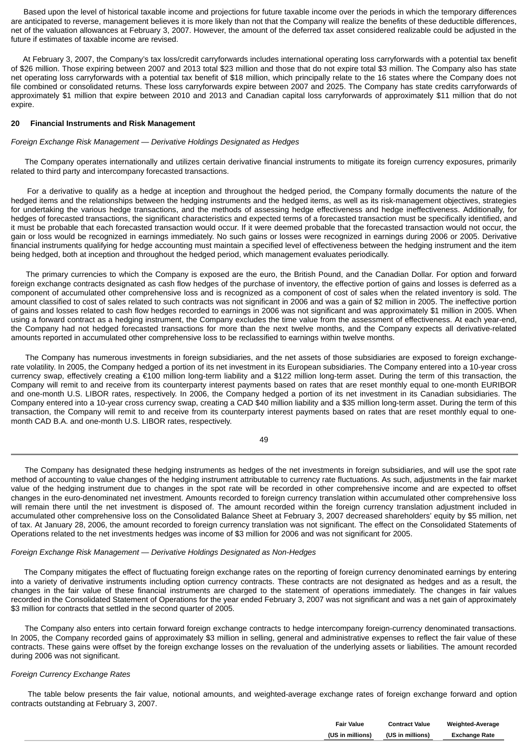Based upon the level of historical taxable income and projections for future taxable income over the periods in which the temporary differences are anticipated to reverse, management believes it is more likely than not that the Company will realize the benefits of these deductible differences, net of the valuation allowances at February 3, 2007. However, the amount of the deferred tax asset considered realizable could be adjusted in the future if estimates of taxable income are revised.

At February 3, 2007, the Company's tax loss/credit carryforwards includes international operating loss carryforwards with a potential tax benefit of $26 million. Those expiring between 2007 and 2013 total $23 million and those that do not expire total $3 million. The Company also has state net operating loss carryforwards with a potential tax benefit of $18 million, which principally relate to the 16 states where the Company does not file combined or consolidated returns. These loss carryforwards expire between 2007 and 2025. The Company has state credits carryforwards of approximately $1 million that expire between 2010 and 2013 and Canadian capital loss carryforwards of approximately $11 million that do not expire.

## 20 Financial Instruments and Risk Management

*Foreign Exchange Risk Management — Derivative Holdings Designated as Hedges*

The Company operates internationally and utilizes certain derivative financial instruments to mitigate its foreign currency exposures, primarily related to third party and intercompany forecasted transactions.

For a derivative to qualify as a hedge at inception and throughout the hedged period, the Company formally documents the nature of the hedged items and the relationships between the hedging instruments and the hedged items, as well as its risk-management objectives, strategies for undertaking the various hedge transactions, and the methods of assessing hedge effectiveness and hedge ineffectiveness. Additionally, for hedges of forecasted transactions, the significant characteristics and expected terms of a forecasted transaction must be specifically identified, and it must be probable that each forecasted transaction would occur. If it were deemed probable that the forecasted transaction would not occur, the gain or loss would be recognized in earnings immediately. No such gains or losses were recognized in earnings during 2006 or 2005. Derivative financial instruments qualifying for hedge accounting must maintain a specified level of effectiveness between the hedging instrument and the item being hedged, both at inception and throughout the hedged period, which management evaluates periodically.

The primary currencies to which the Company is exposed are the euro, the British Pound, and the Canadian Dollar. For option and forward foreign exchange contracts designated as cash flow hedges of the purchase of inventory, the effective portion of gains and losses is deferred as a component of accumulated other comprehensive loss and is recognized as a component of cost of sales when the related inventory is sold. The amount classified to cost of sales related to such contracts was not significant in 2006 and was a gain of $2 million in 2005. The ineffective portion of gains and losses related to cash flow hedges recorded to earnings in 2006 was not significant and was approximately $1 million in 2005. When using a forward contract as a hedging instrument, the Company excludes the time value from the assessment of effectiveness. At each year-end, the Company had not hedged forecasted transactions for more than the next twelve months, and the Company expects all derivative-related amounts reported in accumulated other comprehensive loss to be reclassified to earnings within twelve months.

The Company has numerous investments in foreign subsidiaries, and the net assets of those subsidiaries are exposed to foreign exchange-rate volatility. In 2005, the Company hedged a portion of its net investment in its European subsidiaries. The Company entered into a 10-year cross currency swap, effectively creating a €100 million long-term liability and a $122 million long-term asset. During the term of this transaction, the Company will remit to and receive from its counterparty interest payments based on rates that are reset monthly equal to one-month EURIBOR and one-month U.S. LIBOR rates, respectively. In 2006, the Company hedged a portion of its net investment in its Canadian subsidiaries. The Company entered into a 10-year cross currency swap, creating a CAD $40 million liability and a $35 million long-term asset. During the term of this transaction, the Company will remit to and receive from its counterparty interest payments based on rates that are reset monthly equal to one-month CAD B.A. and one-month U.S. LIBOR rates, respectively.

The Company has designated these hedging instruments as hedges of the net investments in foreign subsidiaries, and will use the spot rate method of accounting to value changes of the hedging instrument attributable to currency rate fluctuations. As such, adjustments in the fair market value of the hedging instrument due to changes in the spot rate will be recorded in other comprehensive income and are expected to offset changes in the euro-denominated net investment. Amounts recorded to foreign currency translation within accumulated other comprehensive loss will remain there until the net investment is disposed of. The amount recorded within the foreign currency translation adjustment included in accumulated other comprehensive loss on the Consolidated Balance Sheet at February 3, 2007 decreased shareholders' equity by $5 million, net of tax. At January 28, 2006, the amount recorded to foreign currency translation was not significant. The effect on the Consolidated Statements of Operations related to the net investments hedges was income of $3 million for 2006 and was not significant for 2005.

*Foreign Exchange Risk Management — Derivative Holdings Designated as Non-Hedges*

The Company mitigates the effect of fluctuating foreign exchange rates on the reporting of foreign currency denominated earnings by entering into a variety of derivative instruments including option currency contracts. These contracts are not designated as hedges and as a result, the changes in the fair value of these financial instruments are charged to the statement of operations immediately. The changes in fair values recorded in the Consolidated Statement of Operations for the year ended February 3, 2007 was not significant and was a net gain of approximately $3 million for contracts that settled in the second quarter of 2005.

The Company also enters into certain forward foreign exchange contracts to hedge intercompany foreign-currency denominated transactions. In 2005, the Company recorded gains of approximately $3 million in selling, general and administrative expenses to reflect the fair value of these contracts. These gains were offset by the foreign exchange losses on the revaluation of the underlying assets or liabilities. The amount recorded during 2006 was not significant.

*Foreign Currency Exchange Rates*

The table below presents the fair value, notional amounts, and weighted-average exchange rates of foreign exchange forward and option contracts outstanding at February 3, 2007.

| | Fair Value (US in millions) | Contract Value (US in millions) | Weighted-Average Exchange Rate |
|---|---|---|---|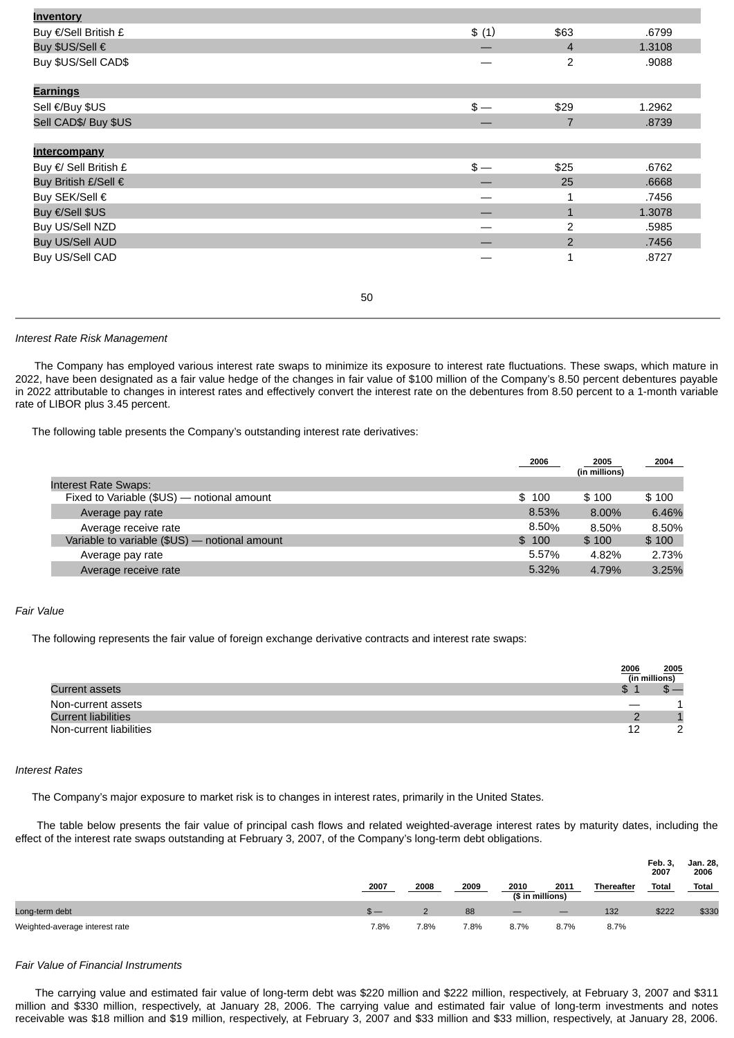| | | | |
|---|---|---|---|
| **Inventory** | | | |
| Buy €/Sell British £ | $ (1) | $63 | .6799 |
| Buy $US/Sell € | — | 4 | 1.3108 |
| Buy $US/Sell CAD$ | — | 2 | .9088 |
| **Earnings** | | | |
| Sell €/Buy $US | $ — | $29 | 1.2962 |
| Sell CAD$/ Buy $US | — | 7 | .8739 |
| **Intercompany** | | | |
| Buy €/ Sell British £ | $ — | $25 | .6762 |
| Buy British £/Sell € | — | 25 | .6668 |
| Buy SEK/Sell € | — | 1 | .7456 |
| Buy €/Sell $US | — | 1 | 1.3078 |
| Buy US/Sell NZD | — | 2 | .5985 |
| Buy US/Sell AUD | — | 2 | .7456 |
| Buy US/Sell CAD | — | 1 | .8727 |

*Interest Rate Risk Management*

The Company has employed various interest rate swaps to minimize its exposure to interest rate fluctuations. These swaps, which mature in 2022, have been designated as a fair value hedge of the changes in fair value of $100 million of the Company's 8.50 percent debentures payable in 2022 attributable to changes in interest rates and effectively convert the interest rate on the debentures from 8.50 percent to a 1-month variable rate of LIBOR plus 3.45 percent.

The following table presents the Company's outstanding interest rate derivatives:

| | 2006 | 2005 (in millions) | 2004 |
|---|---|---|---|
| Interest Rate Swaps: | | | |
| Fixed to Variable ($US) — notional amount | $ 100 | $ 100 | $ 100 |
| Average pay rate | 8.53% | 8.00% | 6.46% |
| Average receive rate | 8.50% | 8.50% | 8.50% |
| Variable to variable ($US) — notional amount | $ 100 | $ 100 | $ 100 |
| Average pay rate | 5.57% | 4.82% | 2.73% |
| Average receive rate | 5.32% | 4.79% | 3.25% |

*Fair Value*

The following represents the fair value of foreign exchange derivative contracts and interest rate swaps:

| | 2006 | 2005 |
|---|---|---|
| | (in millions) | |
| Current assets | $ 1 | $ — |
| Non-current assets | — | 1 |
| Current liabilities | 2 | 1 |
| Non-current liabilities | 12 | 2 |

*Interest Rates*

The Company's major exposure to market risk is to changes in interest rates, primarily in the United States.

The table below presents the fair value of principal cash flows and related weighted-average interest rates by maturity dates, including the effect of the interest rate swaps outstanding at February 3, 2007, of the Company's long-term debt obligations.

| | 2007 | 2008 | 2009 | 2010 | 2011 | Thereafter | Feb. 3, 2007 Total | Jan. 28, 2006 Total |
|---|---|---|---|---|---|---|---|---|
| | | | | ($ in millions) | | | | |
| Long-term debt | $ — | 2 | 88 | — | — | 132 | $222 | $330 |
| Weighted-average interest rate | 7.8% | 7.8% | 7.8% | 8.7% | 8.7% | 8.7% | | |

*Fair Value of Financial Instruments*

The carrying value and estimated fair value of long-term debt was $220 million and $222 million, respectively, at February 3, 2007 and $311 million and $330 million, respectively, at January 28, 2006. The carrying value and estimated fair value of long-term investments and notes receivable was $18 million and $19 million, respectively, at February 3, 2007 and $33 million and $33 million, respectively, at January 28, 2006.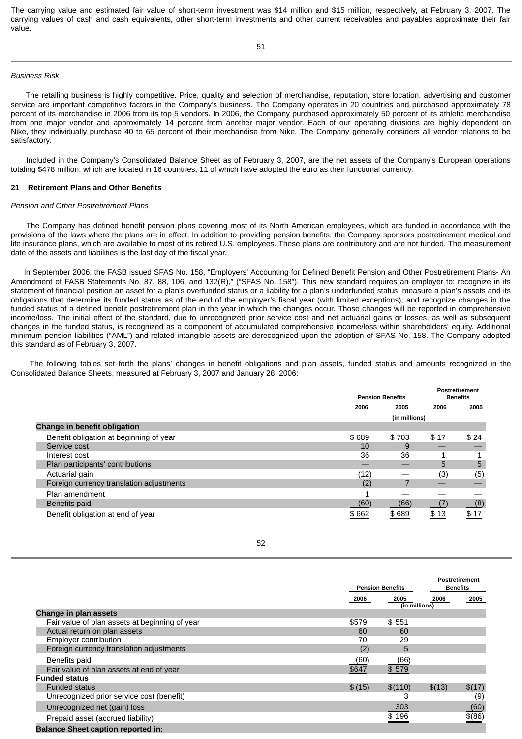The carrying value and estimated fair value of short-term investment was $14 million and $15 million, respectively, at February 3, 2007. The carrying values of cash and cash equivalents, other short-term investments and other current receivables and payables approximate their fair value.

*Business Risk*

The retailing business is highly competitive. Price, quality and selection of merchandise, reputation, store location, advertising and customer service are important competitive factors in the Company's business. The Company operates in 20 countries and purchased approximately 78 percent of its merchandise in 2006 from its top 5 vendors. In 2006, the Company purchased approximately 50 percent of its athletic merchandise from one major vendor and approximately 14 percent from another major vendor. Each of our operating divisions are highly dependent on Nike, they individually purchase 40 to 65 percent of their merchandise from Nike. The Company generally considers all vendor relations to be satisfactory.

Included in the Company's Consolidated Balance Sheet as of February 3, 2007, are the net assets of the Company's European operations totaling $478 million, which are located in 16 countries, 11 of which have adopted the euro as their functional currency.

## 21 Retirement Plans and Other Benefits

*Pension and Other Postretirement Plans*

The Company has defined benefit pension plans covering most of its North American employees, which are funded in accordance with the provisions of the laws where the plans are in effect. In addition to providing pension benefits, the Company sponsors postretirement medical and life insurance plans, which are available to most of its retired U.S. employees. These plans are contributory and are not funded. The measurement date of the assets and liabilities is the last day of the fiscal year.

In September 2006, the FASB issued SFAS No. 158, "Employers' Accounting for Defined Benefit Pension and Other Postretirement Plans- An Amendment of FASB Statements No. 87, 88, 106, and 132(R)," ("SFAS No. 158"). This new standard requires an employer to: recognize in its statement of financial position an asset for a plan's overfunded status or a liability for a plan's underfunded status; measure a plan's assets and its obligations that determine its funded status as of the end of the employer's fiscal year (with limited exceptions); and recognize changes in the funded status of a defined benefit postretirement plan in the year in which the changes occur. Those changes will be reported in comprehensive income/loss. The initial effect of the standard, due to unrecognized prior service cost and net actuarial gains or losses, as well as subsequent changes in the funded status, is recognized as a component of accumulated comprehensive income/loss within shareholders' equity. Additional minimum pension liabilities ("AML") and related intangible assets are derecognized upon the adoption of SFAS No. 158. The Company adopted this standard as of February 3, 2007.

The following tables set forth the plans' changes in benefit obligations and plan assets, funded status and amounts recognized in the Consolidated Balance Sheets, measured at February 3, 2007 and January 28, 2006:

| | Pension Benefits | | Postretirement Benefits | |
|---|---|---|---|---|
| | 2006 | 2005 | 2006 | 2005 |
| | (in millions) | | | |
| **Change in benefit obligation** | | | | |
| Benefit obligation at beginning of year | $ 689 | $ 703 | $ 17 | $ 24 |
| Service cost | 10 | 9 | — | — |
| Interest cost | 36 | 36 | 1 | 1 |
| Plan participants' contributions | — | — | 5 | 5 |
| Actuarial gain | (12) | — | (3) | (5) |
| Foreign currency translation adjustments | (2) | 7 | — | — |
| Plan amendment | 1 | — | — | — |
| Benefits paid | (60) | (66) | (7) | (8) |
| Benefit obligation at end of year | $ 662 | $ 689 | $ 13 | $ 17 |

| | Pension Benefits | | Postretirement Benefits | |
|---|---|---|---|---|
| | 2006 | 2005 | 2006 | 2005 |
| | (in millions) | | | |
| **Change in plan assets** | | | | |
| Fair value of plan assets at beginning of year | $579 | $ 551 | | |
| Actual return on plan assets | 60 | 60 | | |
| Employer contribution | 70 | 29 | | |
| Foreign currency translation adjustments | (2) | 5 | | |
| Benefits paid | (60) | (66) | | |
| Fair value of plan assets at end of year | $647 | $ 579 | | |
| **Funded status** | | | | |
| Funded status | $ (15) | $(110) | $(13) | $(17) |
| Unrecognized prior service cost (benefit) | | 3 | | (9) |
| Unrecognized net (gain) loss | | 303 | | (60) |
| Prepaid asset (accrued liability) | | $ 196 | | $(86) |
| **Balance Sheet caption reported in:** | | | | |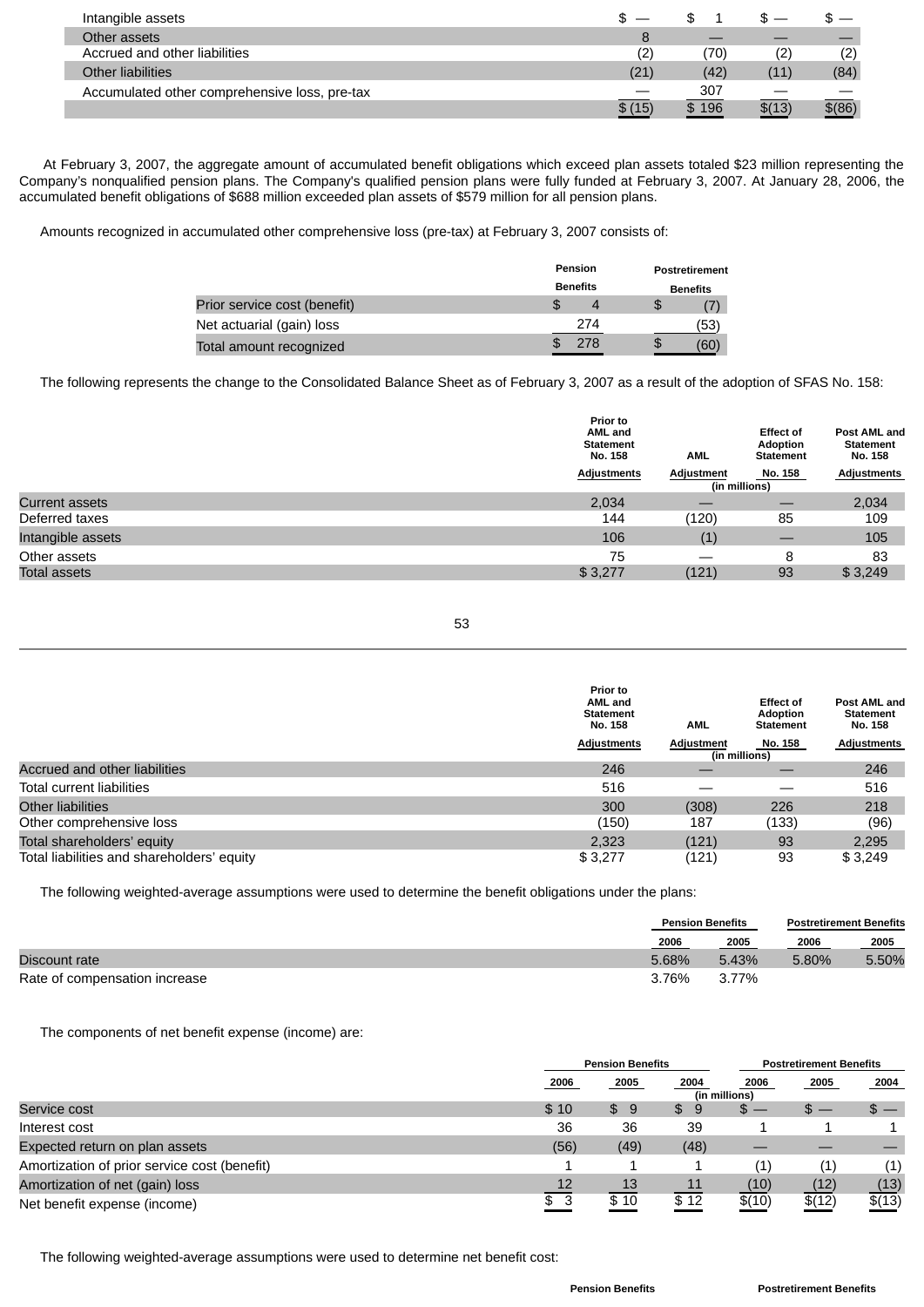| | | | | |
|---|---|---|---|---|
| Intangible assets | $ — | $ 1 | $ — | $ — |
| Other assets | 8 | — | — | — |
| Accrued and other liabilities | (2) | (70) | (2) | (2) |
| Other liabilities | (21) | (42) | (11) | (84) |
| Accumulated other comprehensive loss, pre-tax | — | 307 | — | — |
| | $ (15) | $ 196 | $(13) | $(86) |

At February 3, 2007, the aggregate amount of accumulated benefit obligations which exceed plan assets totaled $23 million representing the Company's nonqualified pension plans. The Company's qualified pension plans were fully funded at February 3, 2007. At January 28, 2006, the accumulated benefit obligations of $688 million exceeded plan assets of $579 million for all pension plans.

Amounts recognized in accumulated other comprehensive loss (pre-tax) at February 3, 2007 consists of:

| | Pension Benefits | Postretirement Benefits |
|---|---|---|
| Prior service cost (benefit) | $ 4 | $ (7) |
| Net actuarial (gain) loss | 274 | (53) |
| Total amount recognized | $ 278 | $ (60) |

The following represents the change to the Consolidated Balance Sheet as of February 3, 2007 as a result of the adoption of SFAS No. 158:

| | Prior to AML and Statement No. 158 Adjustments | AML Adjustment | Effect of Adoption Statement No. 158 | Post AML and Statement No. 158 Adjustments |
|---|---|---|---|---|
| | (in millions) | | | |
| Current assets | 2,034 | — | — | 2,034 |
| Deferred taxes | 144 | (120) | 85 | 109 |
| Intangible assets | 106 | (1) | — | 105 |
| Other assets | 75 | — | 8 | 83 |
| Total assets | $ 3,277 | (121) | 93 | $ 3,249 |
| Accrued and other liabilities | 246 | — | — | 246 |
| Total current liabilities | 516 | — | — | 516 |
| Other liabilities | 300 | (308) | 226 | 218 |
| Other comprehensive loss | (150) | 187 | (133) | (96) |
| Total shareholders' equity | 2,323 | (121) | 93 | 2,295 |
| Total liabilities and shareholders' equity | $ 3,277 | (121) | 93 | $ 3,249 |

The following weighted-average assumptions were used to determine the benefit obligations under the plans:

| | Pension Benefits | | Postretirement Benefits | |
|---|---|---|---|---|
| | 2006 | 2005 | 2006 | 2005 |
| Discount rate | 5.68% | 5.43% | 5.80% | 5.50% |
| Rate of compensation increase | 3.76% | 3.77% | | |

The components of net benefit expense (income) are:

| | Pension Benefits | | | Postretirement Benefits | | |
|---|---|---|---|---|---|---|
| | 2006 | 2005 | 2004 | 2006 | 2005 | 2004 |
| | (in millions) | | | | | |
| Service cost | $ 10 | $ 9 | $ 9 | $ — | $ — | $ — |
| Interest cost | 36 | 36 | 39 | 1 | 1 | 1 |
| Expected return on plan assets | (56) | (49) | (48) | — | — | — |
| Amortization of prior service cost (benefit) | 1 | 1 | 1 | (1) | (1) | (1) |
| Amortization of net (gain) loss | 12 | 13 | 11 | (10) | (12) | (13) |
| Net benefit expense (income) | $ 3 | $ 10 | $ 12 | $(10) | $(12) | $(13) |

The following weighted-average assumptions were used to determine net benefit cost:

| | Pension Benefits | Postretirement Benefits |
|---|---|---|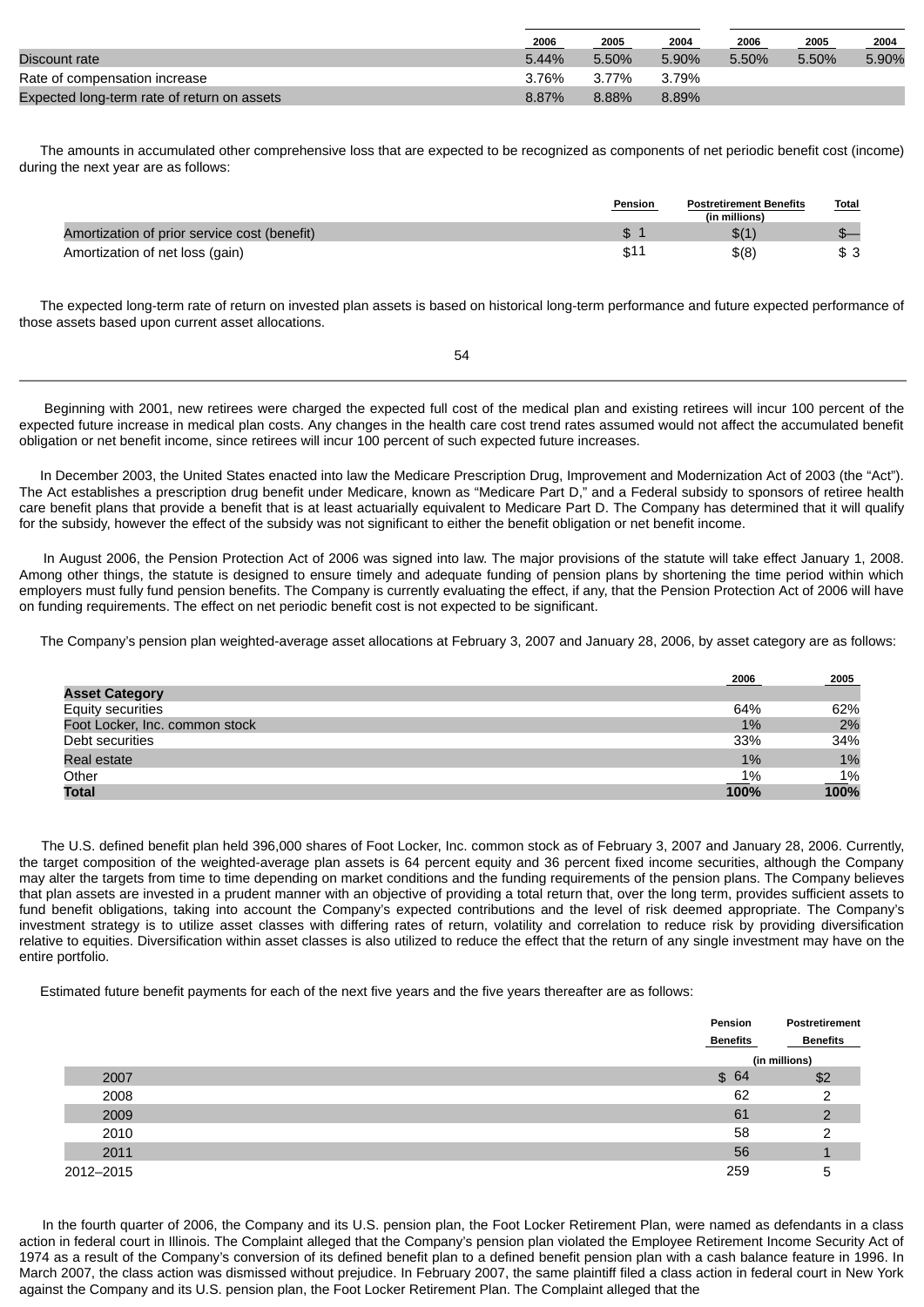| | 2006 | 2005 | 2004 | 2006 | 2005 | 2004 |
|---|---|---|---|---|---|---|
| Discount rate | 5.44% | 5.50% | 5.90% | 5.50% | 5.50% | 5.90% |
| Rate of compensation increase | 3.76% | 3.77% | 3.79% | | | |
| Expected long-term rate of return on assets | 8.87% | 8.88% | 8.89% | | | |

The amounts in accumulated other comprehensive loss that are expected to be recognized as components of net periodic benefit cost (income) during the next year are as follows:

| | Pension | Postretirement Benefits (in millions) | Total |
|---|---|---|---|
| Amortization of prior service cost (benefit) | $ 1 | $(1) | $— |
| Amortization of net loss (gain) | $11 | $(8) | $ 3 |

The expected long-term rate of return on invested plan assets is based on historical long-term performance and future expected performance of those assets based upon current asset allocations.

Beginning with 2001, new retirees were charged the expected full cost of the medical plan and existing retirees will incur 100 percent of the expected future increase in medical plan costs. Any changes in the health care cost trend rates assumed would not affect the accumulated benefit obligation or net benefit income, since retirees will incur 100 percent of such expected future increases.

In December 2003, the United States enacted into law the Medicare Prescription Drug, Improvement and Modernization Act of 2003 (the "Act"). The Act establishes a prescription drug benefit under Medicare, known as "Medicare Part D," and a Federal subsidy to sponsors of retiree health care benefit plans that provide a benefit that is at least actuarially equivalent to Medicare Part D. The Company has determined that it will qualify for the subsidy, however the effect of the subsidy was not significant to either the benefit obligation or net benefit income.

In August 2006, the Pension Protection Act of 2006 was signed into law. The major provisions of the statute will take effect January 1, 2008. Among other things, the statute is designed to ensure timely and adequate funding of pension plans by shortening the time period within which employers must fully fund pension benefits. The Company is currently evaluating the effect, if any, that the Pension Protection Act of 2006 will have on funding requirements. The effect on net periodic benefit cost is not expected to be significant.

The Company's pension plan weighted-average asset allocations at February 3, 2007 and January 28, 2006, by asset category are as follows:

| | 2006 | 2005 |
|---|---|---|
| **Asset Category** | | |
| Equity securities | 64% | 62% |
| Foot Locker, Inc. common stock | 1% | 2% |
| Debt securities | 33% | 34% |
| Real estate | 1% | 1% |
| Other | 1% | 1% |
| **Total** | **100%** | **100%** |

The U.S. defined benefit plan held 396,000 shares of Foot Locker, Inc. common stock as of February 3, 2007 and January 28, 2006. Currently, the target composition of the weighted-average plan assets is 64 percent equity and 36 percent fixed income securities, although the Company may alter the targets from time to time depending on market conditions and the funding requirements of the pension plans. The Company believes that plan assets are invested in a prudent manner with an objective of providing a total return that, over the long term, provides sufficient assets to fund benefit obligations, taking into account the Company's expected contributions and the level of risk deemed appropriate. The Company's investment strategy is to utilize asset classes with differing rates of return, volatility and correlation to reduce risk by providing diversification relative to equities. Diversification within asset classes is also utilized to reduce the effect that the return of any single investment may have on the entire portfolio.

Estimated future benefit payments for each of the next five years and the five years thereafter are as follows:

| | Pension Benefits | Postretirement Benefits |
|---|---|---|
| | (in millions) | |
| 2007 | $ 64 | $2 |
| 2008 | 62 | 2 |
| 2009 | 61 | 2 |
| 2010 | 58 | 2 |
| 2011 | 56 | 1 |
| 2012–2015 | 259 | 5 |

In the fourth quarter of 2006, the Company and its U.S. pension plan, the Foot Locker Retirement Plan, were named as defendants in a class action in federal court in Illinois. The Complaint alleged that the Company's pension plan violated the Employee Retirement Income Security Act of 1974 as a result of the Company's conversion of its defined benefit plan to a defined benefit pension plan with a cash balance feature in 1996. In March 2007, the class action was dismissed without prejudice. In February 2007, the same plaintiff filed a class action in federal court in New York against the Company and its U.S. pension plan, the Foot Locker Retirement Plan. The Complaint alleged that the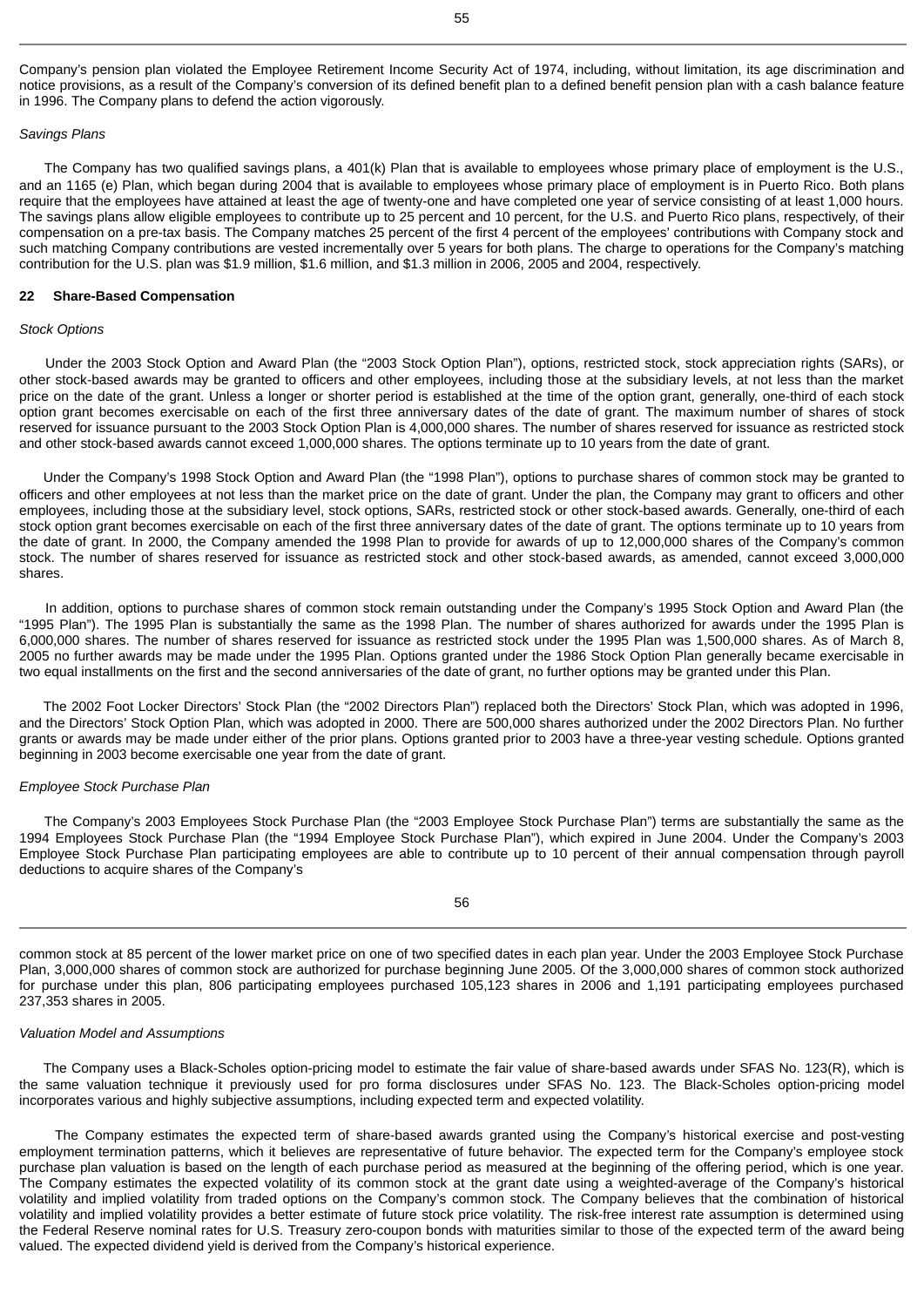Company's pension plan violated the Employee Retirement Income Security Act of 1974, including, without limitation, its age discrimination and notice provisions, as a result of the Company's conversion of its defined benefit plan to a defined benefit pension plan with a cash balance feature in 1996. The Company plans to defend the action vigorously.

*Savings Plans*

The Company has two qualified savings plans, a 401(k) Plan that is available to employees whose primary place of employment is the U.S., and an 1165 (e) Plan, which began during 2004 that is available to employees whose primary place of employment is in Puerto Rico. Both plans require that the employees have attained at least the age of twenty-one and have completed one year of service consisting of at least 1,000 hours. The savings plans allow eligible employees to contribute up to 25 percent and 10 percent, for the U.S. and Puerto Rico plans, respectively, of their compensation on a pre-tax basis. The Company matches 25 percent of the first 4 percent of the employees' contributions with Company stock and such matching Company contributions are vested incrementally over 5 years for both plans. The charge to operations for the Company's matching contribution for the U.S. plan was $1.9 million, $1.6 million, and $1.3 million in 2006, 2005 and 2004, respectively.

**22 Share-Based Compensation**

*Stock Options*

Under the 2003 Stock Option and Award Plan (the "2003 Stock Option Plan"), options, restricted stock, stock appreciation rights (SARs), or other stock-based awards may be granted to officers and other employees, including those at the subsidiary levels, at not less than the market price on the date of the grant. Unless a longer or shorter period is established at the time of the option grant, generally, one-third of each stock option grant becomes exercisable on each of the first three anniversary dates of the date of grant. The maximum number of shares of stock reserved for issuance pursuant to the 2003 Stock Option Plan is 4,000,000 shares. The number of shares reserved for issuance as restricted stock and other stock-based awards cannot exceed 1,000,000 shares. The options terminate up to 10 years from the date of grant.

Under the Company's 1998 Stock Option and Award Plan (the "1998 Plan"), options to purchase shares of common stock may be granted to officers and other employees at not less than the market price on the date of grant. Under the plan, the Company may grant to officers and other employees, including those at the subsidiary level, stock options, SARs, restricted stock or other stock-based awards. Generally, one-third of each stock option grant becomes exercisable on each of the first three anniversary dates of the date of grant. The options terminate up to 10 years from the date of grant. In 2000, the Company amended the 1998 Plan to provide for awards of up to 12,000,000 shares of the Company's common stock. The number of shares reserved for issuance as restricted stock and other stock-based awards, as amended, cannot exceed 3,000,000 shares.

In addition, options to purchase shares of common stock remain outstanding under the Company's 1995 Stock Option and Award Plan (the "1995 Plan"). The 1995 Plan is substantially the same as the 1998 Plan. The number of shares authorized for awards under the 1995 Plan is 6,000,000 shares. The number of shares reserved for issuance as restricted stock under the 1995 Plan was 1,500,000 shares. As of March 8, 2005 no further awards may be made under the 1995 Plan. Options granted under the 1986 Stock Option Plan generally became exercisable in two equal installments on the first and the second anniversaries of the date of grant, no further options may be granted under this Plan.

The 2002 Foot Locker Directors' Stock Plan (the "2002 Directors Plan") replaced both the Directors' Stock Plan, which was adopted in 1996, and the Directors' Stock Option Plan, which was adopted in 2000. There are 500,000 shares authorized under the 2002 Directors Plan. No further grants or awards may be made under either of the prior plans. Options granted prior to 2003 have a three-year vesting schedule. Options granted beginning in 2003 become exercisable one year from the date of grant.

*Employee Stock Purchase Plan*

The Company's 2003 Employees Stock Purchase Plan (the "2003 Employee Stock Purchase Plan") terms are substantially the same as the 1994 Employees Stock Purchase Plan (the "1994 Employee Stock Purchase Plan"), which expired in June 2004. Under the Company's 2003 Employee Stock Purchase Plan participating employees are able to contribute up to 10 percent of their annual compensation through payroll deductions to acquire shares of the Company's common stock at 85 percent of the lower market price on one of two specified dates in each plan year. Under the 2003 Employee Stock Purchase Plan, 3,000,000 shares of common stock are authorized for purchase beginning June 2005. Of the 3,000,000 shares of common stock authorized for purchase under this plan, 806 participating employees purchased 105,123 shares in 2006 and 1,191 participating employees purchased 237,353 shares in 2005.

*Valuation Model and Assumptions*

The Company uses a Black-Scholes option-pricing model to estimate the fair value of share-based awards under SFAS No. 123(R), which is the same valuation technique it previously used for pro forma disclosures under SFAS No. 123. The Black-Scholes option-pricing model incorporates various and highly subjective assumptions, including expected term and expected volatility.

The Company estimates the expected term of share-based awards granted using the Company's historical exercise and post-vesting employment termination patterns, which it believes are representative of future behavior. The expected term for the Company's employee stock purchase plan valuation is based on the length of each purchase period as measured at the beginning of the offering period, which is one year. The Company estimates the expected volatility of its common stock at the grant date using a weighted-average of the Company's historical volatility and implied volatility from traded options on the Company's common stock. The Company believes that the combination of historical volatility and implied volatility provides a better estimate of future stock price volatility. The risk-free interest rate assumption is determined using the Federal Reserve nominal rates for U.S. Treasury zero-coupon bonds with maturities similar to those of the expected term of the award being valued. The expected dividend yield is derived from the Company's historical experience.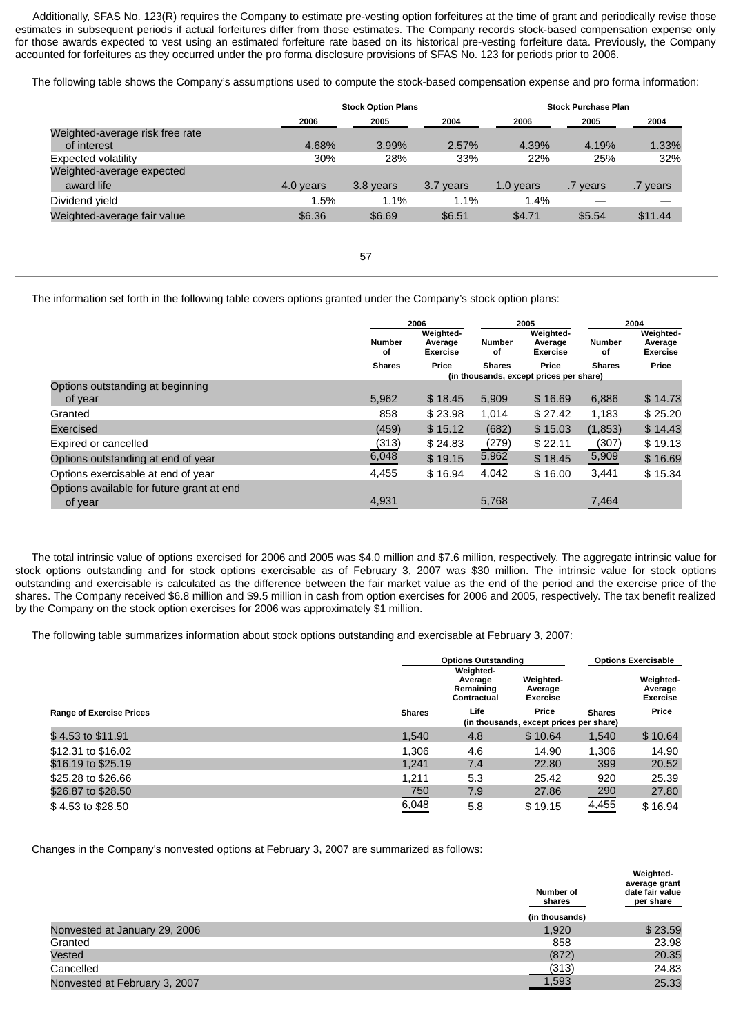Additionally, SFAS No. 123(R) requires the Company to estimate pre-vesting option forfeitures at the time of grant and periodically revise those estimates in subsequent periods if actual forfeitures differ from those estimates. The Company records stock-based compensation expense only for those awards expected to vest using an estimated forfeiture rate based on its historical pre-vesting forfeiture data. Previously, the Company accounted for forfeitures as they occurred under the pro forma disclosure provisions of SFAS No. 123 for periods prior to 2006.

The following table shows the Company's assumptions used to compute the stock-based compensation expense and pro forma information:

| | Stock Option Plans | | | Stock Purchase Plan | | |
|---|---|---|---|---|---|---|
| | 2006 | 2005 | 2004 | 2006 | 2005 | 2004 |
| Weighted-average risk free rate of interest | 4.68% | 3.99% | 2.57% | 4.39% | 4.19% | 1.33% |
| Expected volatility | 30% | 28% | 33% | 22% | 25% | 32% |
| Weighted-average expected award life | 4.0 years | 3.8 years | 3.7 years | 1.0 years | .7 years | .7 years |
| Dividend yield | 1.5% | 1.1% | 1.1% | 1.4% | — | — |
| Weighted-average fair value | $6.36 | $6.69 | $6.51 | $4.71 | $5.54 | $11.44 |

The information set forth in the following table covers options granted under the Company's stock option plans:

| | 2006 | | 2005 | | 2004 | |
|---|---|---|---|---|---|---|
| | Number of Shares | Weighted-Average Exercise Price | Number of Shares | Weighted-Average Exercise Price | Number of Shares | Weighted-Average Exercise Price |
| | (in thousands, except prices per share) | | | | | |
| Options outstanding at beginning of year | 5,962 | $ 18.45 | 5,909 | $ 16.69 | 6,886 | $ 14.73 |
| Granted | 858 | $ 23.98 | 1,014 | $ 27.42 | 1,183 | $ 25.20 |
| Exercised | (459) | $ 15.12 | (682) | $ 15.03 | (1,853) | $ 14.43 |
| Expired or cancelled | (313) | $ 24.83 | (279) | $ 22.11 | (307) | $ 19.13 |
| Options outstanding at end of year | 6,048 | $ 19.15 | 5,962 | $ 18.45 | 5,909 | $ 16.69 |
| Options exercisable at end of year | 4,455 | $ 16.94 | 4,042 | $ 16.00 | 3,441 | $ 15.34 |
| Options available for future grant at end of year | 4,931 | | 5,768 | | 7,464 | |

The total intrinsic value of options exercised for 2006 and 2005 was $4.0 million and $7.6 million, respectively. The aggregate intrinsic value for stock options outstanding and for stock options exercisable as of February 3, 2007 was $30 million. The intrinsic value for stock options outstanding and exercisable is calculated as the difference between the fair market value as the end of the period and the exercise price of the shares. The Company received $6.8 million and $9.5 million in cash from option exercises for 2006 and 2005, respectively. The tax benefit realized by the Company on the stock option exercises for 2006 was approximately $1 million.

The following table summarizes information about stock options outstanding and exercisable at February 3, 2007:

| | Options Outstanding | | | Options Exercisable | |
|---|---|---|---|---|---|
| Range of Exercise Prices | Shares | Weighted-Average Remaining Contractual Life | Weighted-Average Exercise Price | Shares | Weighted-Average Exercise Price |
| | (in thousands, except prices per share) | | | | |
| $ 4.53 to $11.91 | 1,540 | 4.8 | $ 10.64 | 1,540 | $ 10.64 |
| $12.31 to $16.02 | 1,306 | 4.6 | 14.90 | 1,306 | 14.90 |
| $16.19 to $25.19 | 1,241 | 7.4 | 22.80 | 399 | 20.52 |
| $25.28 to $26.66 | 1,211 | 5.3 | 25.42 | 920 | 25.39 |
| $26.87 to $28.50 | 750 | 7.9 | 27.86 | 290 | 27.80 |
| $ 4.53 to $28.50 | 6,048 | 5.8 | $ 19.15 | 4,455 | $ 16.94 |

Changes in the Company's nonvested options at February 3, 2007 are summarized as follows:

| | Number of shares | Weighted-average grant date fair value per share |
|---|---|---|
| | (in thousands) | |
| Nonvested at January 29, 2006 | 1,920 | $ 23.59 |
| Granted | 858 | 23.98 |
| Vested | (872) | 20.35 |
| Cancelled | (313) | 24.83 |
| Nonvested at February 3, 2007 | 1,593 | 25.33 |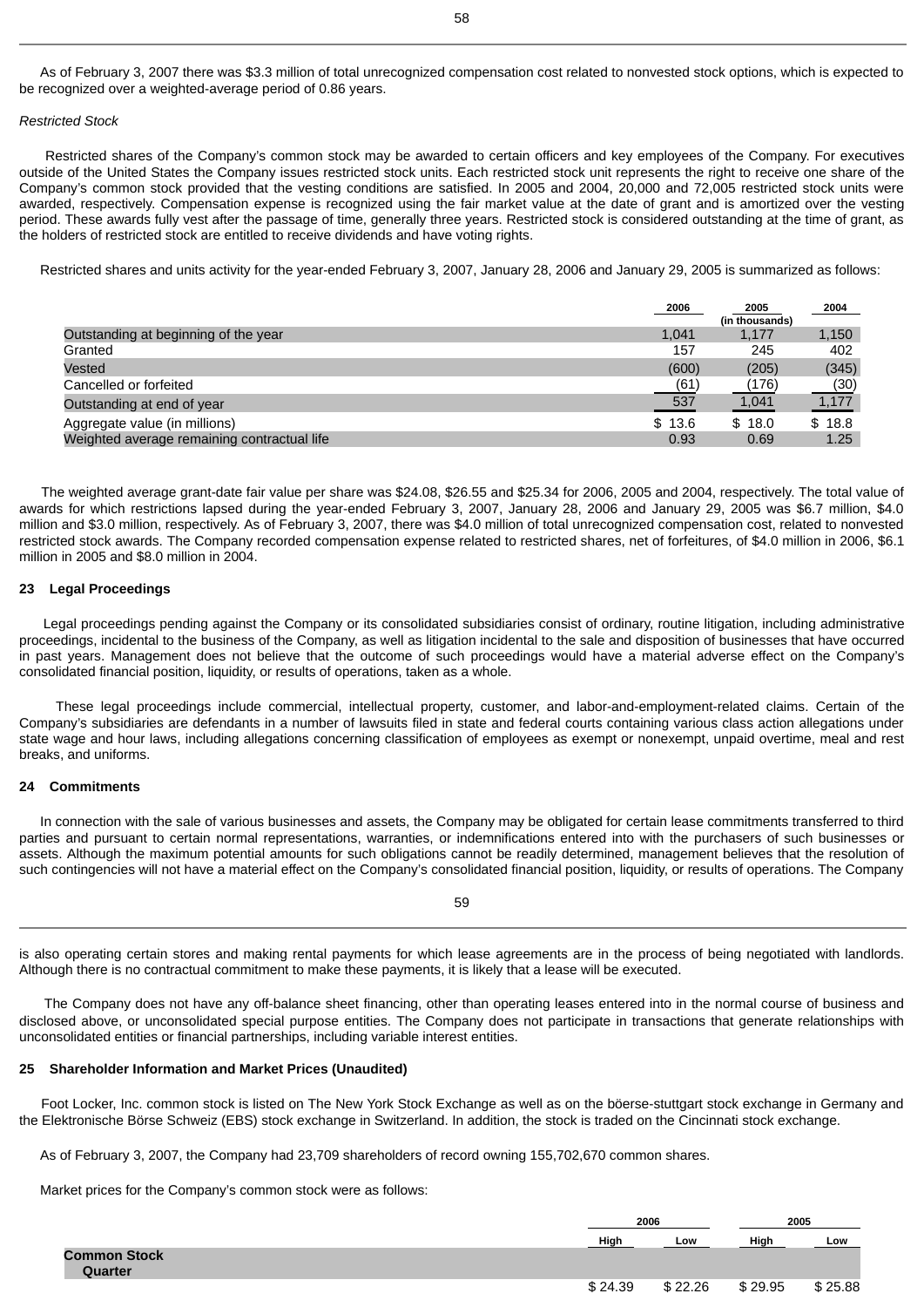As of February 3, 2007 there was $3.3 million of total unrecognized compensation cost related to nonvested stock options, which is expected to be recognized over a weighted-average period of 0.86 years.

*Restricted Stock*

Restricted shares of the Company's common stock may be awarded to certain officers and key employees of the Company. For executives outside of the United States the Company issues restricted stock units. Each restricted stock unit represents the right to receive one share of the Company's common stock provided that the vesting conditions are satisfied. In 2005 and 2004, 20,000 and 72,005 restricted stock units were awarded, respectively. Compensation expense is recognized using the fair market value at the date of grant and is amortized over the vesting period. These awards fully vest after the passage of time, generally three years. Restricted stock is considered outstanding at the time of grant, as the holders of restricted stock are entitled to receive dividends and have voting rights.

Restricted shares and units activity for the year-ended February 3, 2007, January 28, 2006 and January 29, 2005 is summarized as follows:

| | 2006 | 2005 | 2004 |
|---|---|---|---|
| | | (in thousands) | |
| Outstanding at beginning of the year | 1,041 | 1,177 | 1,150 |
| Granted | 157 | 245 | 402 |
| Vested | (600) | (205) | (345) |
| Cancelled or forfeited | (61) | (176) | (30) |
| Outstanding at end of year | 537 | 1,041 | 1,177 |
| Aggregate value (in millions) | $ 13.6 | $ 18.0 | $ 18.8 |
| Weighted average remaining contractual life | 0.93 | 0.69 | 1.25 |

The weighted average grant-date fair value per share was $24.08, $26.55 and $25.34 for 2006, 2005 and 2004, respectively. The total value of awards for which restrictions lapsed during the year-ended February 3, 2007, January 28, 2006 and January 29, 2005 was $6.7 million, $4.0 million and $3.0 million, respectively. As of February 3, 2007, there was $4.0 million of total unrecognized compensation cost, related to nonvested restricted stock awards. The Company recorded compensation expense related to restricted shares, net of forfeitures, of $4.0 million in 2006, $6.1 million in 2005 and $8.0 million in 2004.

## 23 Legal Proceedings

Legal proceedings pending against the Company or its consolidated subsidiaries consist of ordinary, routine litigation, including administrative proceedings, incidental to the business of the Company, as well as litigation incidental to the sale and disposition of businesses that have occurred in past years. Management does not believe that the outcome of such proceedings would have a material adverse effect on the Company's consolidated financial position, liquidity, or results of operations, taken as a whole.

These legal proceedings include commercial, intellectual property, customer, and labor-and-employment-related claims. Certain of the Company's subsidiaries are defendants in a number of lawsuits filed in state and federal courts containing various class action allegations under state wage and hour laws, including allegations concerning classification of employees as exempt or nonexempt, unpaid overtime, meal and rest breaks, and uniforms.

## 24 Commitments

In connection with the sale of various businesses and assets, the Company may be obligated for certain lease commitments transferred to third parties and pursuant to certain normal representations, warranties, or indemnifications entered into with the purchasers of such businesses or assets. Although the maximum potential amounts for such obligations cannot be readily determined, management believes that the resolution of such contingencies will not have a material effect on the Company's consolidated financial position, liquidity, or results of operations. The Company is also operating certain stores and making rental payments for which lease agreements are in the process of being negotiated with landlords. Although there is no contractual commitment to make these payments, it is likely that a lease will be executed.

The Company does not have any off-balance sheet financing, other than operating leases entered into in the normal course of business and disclosed above, or unconsolidated special purpose entities. The Company does not participate in transactions that generate relationships with unconsolidated entities or financial partnerships, including variable interest entities.

## 25 Shareholder Information and Market Prices (Unaudited)

Foot Locker, Inc. common stock is listed on The New York Stock Exchange as well as on the böerse-stuttgart stock exchange in Germany and the Elektronische Börse Schweiz (EBS) stock exchange in Switzerland. In addition, the stock is traded on the Cincinnati stock exchange.

As of February 3, 2007, the Company had 23,709 shareholders of record owning 155,702,670 common shares.

Market prices for the Company's common stock were as follows:

| | 2006 | | 2005 | |
|---|---|---|---|---|
| | High | Low | High | Low |
| **Common Stock Quarter** | | | | |
| | $ 24.39 | $ 22.26 | $ 29.95 | $ 25.88 |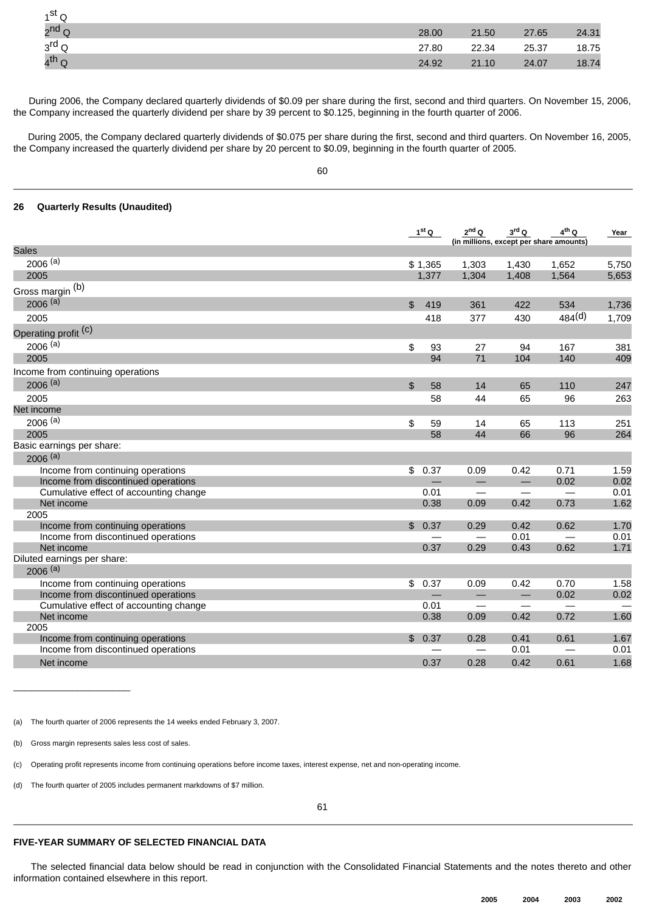| | | | | |
|---|---|---|---|---|
| 1st Q | | | | |
| 2nd Q | 28.00 | 21.50 | 27.65 | 24.31 |
| 3rd Q | 27.80 | 22.34 | 25.37 | 18.75 |
| 4th Q | 24.92 | 21.10 | 24.07 | 18.74 |

During 2006, the Company declared quarterly dividends of $0.09 per share during the first, second and third quarters. On November 15, 2006, the Company increased the quarterly dividend per share by 39 percent to $0.125, beginning in the fourth quarter of 2006.

During 2005, the Company declared quarterly dividends of $0.075 per share during the first, second and third quarters. On November 16, 2005, the Company increased the quarterly dividend per share by 20 percent to $0.09, beginning in the fourth quarter of 2005.

## 26 Quarterly Results (Unaudited)

| | 1st Q | 2nd Q | 3rd Q | 4th Q | Year |
|---|---|---|---|---|---|
| | (in millions, except per share amounts) | | | | |
| Sales | | | | | |
| 2006 (a) | $ 1,365 | 1,303 | 1,430 | 1,652 | 5,750 |
| 2005 | 1,377 | 1,304 | 1,408 | 1,564 | 5,653 |
| Gross margin (b) | | | | | |
| 2006 (a) | $ 419 | 361 | 422 | 534 | 1,736 |
| 2005 | 418 | 377 | 430 | 484(d) | 1,709 |
| Operating profit (c) | | | | | |
| 2006 (a) | $ 93 | 27 | 94 | 167 | 381 |
| 2005 | 94 | 71 | 104 | 140 | 409 |
| Income from continuing operations | | | | | |
| 2006 (a) | $ 58 | 14 | 65 | 110 | 247 |
| 2005 | 58 | 44 | 65 | 96 | 263 |
| Net income | | | | | |
| 2006 (a) | $ 59 | 14 | 65 | 113 | 251 |
| 2005 | 58 | 44 | 66 | 96 | 264 |
| Basic earnings per share: | | | | | |
| 2006 (a) | | | | | |
| Income from continuing operations | $ 0.37 | 0.09 | 0.42 | 0.71 | 1.59 |
| Income from discontinued operations | — | — | — | 0.02 | 0.02 |
| Cumulative effect of accounting change | 0.01 | — | — | — | 0.01 |
| Net income | 0.38 | 0.09 | 0.42 | 0.73 | 1.62 |
| 2005 | | | | | |
| Income from continuing operations | $ 0.37 | 0.29 | 0.42 | 0.62 | 1.70 |
| Income from discontinued operations | — | — | 0.01 | — | 0.01 |
| Net income | 0.37 | 0.29 | 0.43 | 0.62 | 1.71 |
| Diluted earnings per share: | | | | | |
| 2006 (a) | | | | | |
| Income from continuing operations | $ 0.37 | 0.09 | 0.42 | 0.70 | 1.58 |
| Income from discontinued operations | — | — | — | 0.02 | 0.02 |
| Cumulative effect of accounting change | 0.01 | — | — | — | — |
| Net income | 0.38 | 0.09 | 0.42 | 0.72 | 1.60 |
| 2005 | | | | | |
| Income from continuing operations | $ 0.37 | 0.28 | 0.41 | 0.61 | 1.67 |
| Income from discontinued operations | — | — | 0.01 | — | 0.01 |
| Net income | 0.37 | 0.28 | 0.42 | 0.61 | 1.68 |

(a) The fourth quarter of 2006 represents the 14 weeks ended February 3, 2007.

(b) Gross margin represents sales less cost of sales.

(c) Operating profit represents income from continuing operations before income taxes, interest expense, net and non-operating income.

(d) The fourth quarter of 2005 includes permanent markdowns of $7 million.

## FIVE-YEAR SUMMARY OF SELECTED FINANCIAL DATA

The selected financial data below should be read in conjunction with the Consolidated Financial Statements and the notes thereto and other information contained elsewhere in this report.

| 2005 | 2004 | 2003 | 2002 |
|---|---|---|---|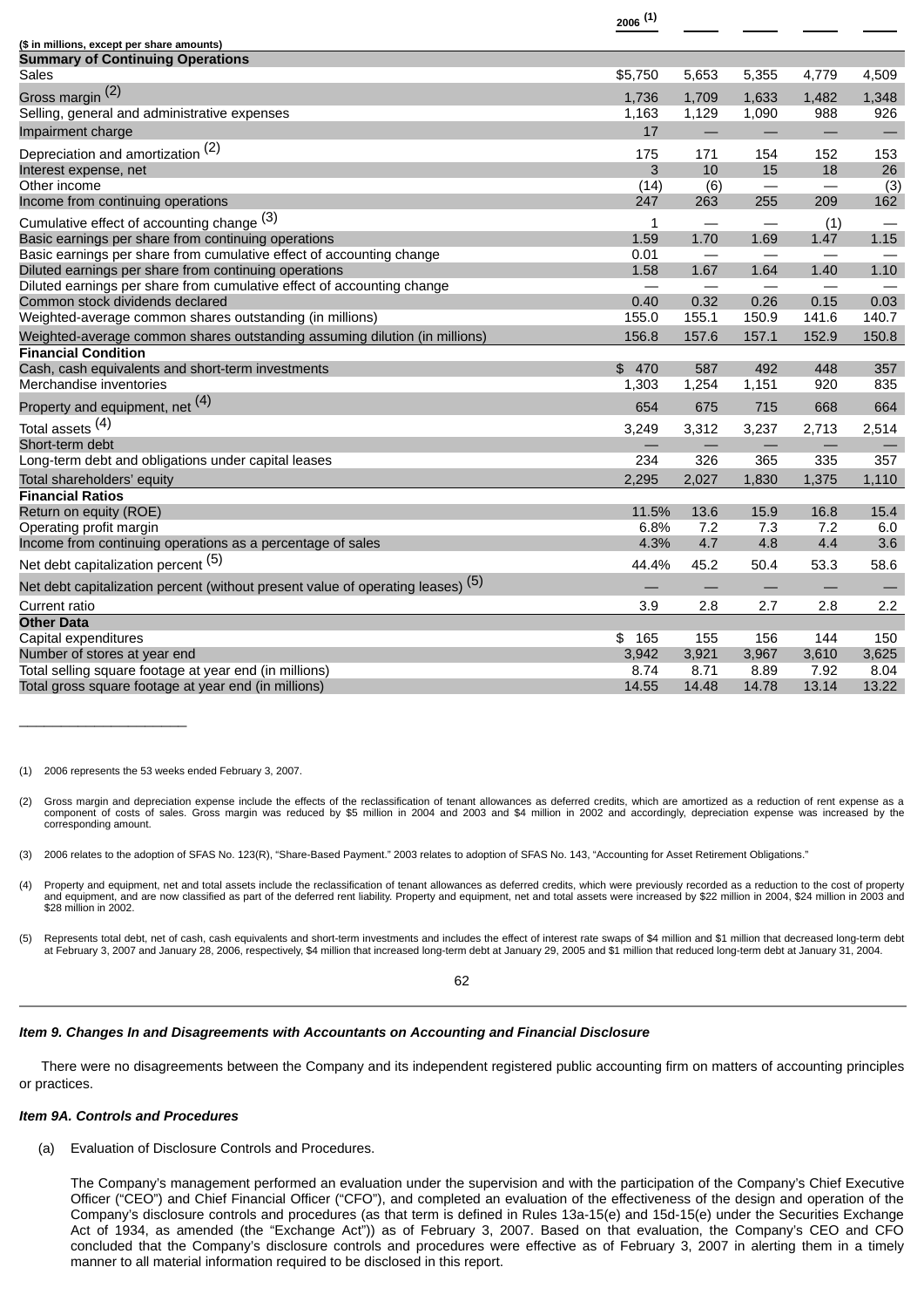| ($ in millions, except per share amounts) | 2006 [(1)] | | | | |
|---|---|---|---|---|---|
| **Summary of Continuing Operations** | | | | | |
| Sales | $5,750 | 5,653 | 5,355 | 4,779 | 4,509 |
| Gross margin [(2)] | 1,736 | 1,709 | 1,633 | 1,482 | 1,348 |
| Selling, general and administrative expenses | 1,163 | 1,129 | 1,090 | 988 | 926 |
| Impairment charge | 17 | — | — | — | — |
| Depreciation and amortization [(2)] | 175 | 171 | 154 | 152 | 153 |
| Interest expense, net | 3 | 10 | 15 | 18 | 26 |
| Other income | (14) | (6) | — | — | (3) |
| Income from continuing operations | 247 | 263 | 255 | 209 | 162 |
| Cumulative effect of accounting change [(3)] | 1 | — | — | (1) | — |
| Basic earnings per share from continuing operations | 1.59 | 1.70 | 1.69 | 1.47 | 1.15 |
| Basic earnings per share from cumulative effect of accounting change | 0.01 | — | — | — | — |
| Diluted earnings per share from continuing operations | 1.58 | 1.67 | 1.64 | 1.40 | 1.10 |
| Diluted earnings per share from cumulative effect of accounting change | — | — | — | — | — |
| Common stock dividends declared | 0.40 | 0.32 | 0.26 | 0.15 | 0.03 |
| Weighted-average common shares outstanding (in millions) | 155.0 | 155.1 | 150.9 | 141.6 | 140.7 |
| Weighted-average common shares outstanding assuming dilution (in millions) | 156.8 | 157.6 | 157.1 | 152.9 | 150.8 |
| **Financial Condition** | | | | | |
| Cash, cash equivalents and short-term investments | $ 470 | 587 | 492 | 448 | 357 |
| Merchandise inventories | 1,303 | 1,254 | 1,151 | 920 | 835 |
| Property and equipment, net [(4)] | 654 | 675 | 715 | 668 | 664 |
| Total assets [(4)] | 3,249 | 3,312 | 3,237 | 2,713 | 2,514 |
| Short-term debt | — | — | — | — | — |
| Long-term debt and obligations under capital leases | 234 | 326 | 365 | 335 | 357 |
| Total shareholders' equity | 2,295 | 2,027 | 1,830 | 1,375 | 1,110 |
| **Financial Ratios** | | | | | |
| Return on equity (ROE) | 11.5% | 13.6 | 15.9 | 16.8 | 15.4 |
| Operating profit margin | 6.8% | 7.2 | 7.3 | 7.2 | 6.0 |
| Income from continuing operations as a percentage of sales | 4.3% | 4.7 | 4.8 | 4.4 | 3.6 |
| Net debt capitalization percent [(5)] | 44.4% | 45.2 | 50.4 | 53.3 | 58.6 |
| Net debt capitalization percent (without present value of operating leases) [(5)] | — | — | — | — | — |
| Current ratio | 3.9 | 2.8 | 2.7 | 2.8 | 2.2 |
| **Other Data** | | | | | |
| Capital expenditures | $ 165 | 155 | 156 | 144 | 150 |
| Number of stores at year end | 3,942 | 3,921 | 3,967 | 3,610 | 3,625 |
| Total selling square footage at year end (in millions) | 8.74 | 8.71 | 8.89 | 7.92 | 8.04 |
| Total gross square footage at year end (in millions) | 14.55 | 14.48 | 14.78 | 13.14 | 13.22 |

(1) 2006 represents the 53 weeks ended February 3, 2007.

(2) Gross margin and depreciation expense include the effects of the reclassification of tenant allowances as deferred credits, which are amortized as a reduction of rent expense as a component of costs of sales. Gross margin was reduced by $5 million in 2004 and 2003 and $4 million in 2002 and accordingly, depreciation expense was increased by the corresponding amount.

(3) 2006 relates to the adoption of SFAS No. 123(R), "Share-Based Payment." 2003 relates to adoption of SFAS No. 143, "Accounting for Asset Retirement Obligations."

(4) Property and equipment, net and total assets include the reclassification of tenant allowances as deferred credits, which were previously recorded as a reduction to the cost of property and equipment, and are now classified as part of the deferred rent liability. Property and equipment, net and total assets were increased by $22 million in 2004, $24 million in 2003 and $28 million in 2002.

(5) Represents total debt, net of cash, cash equivalents and short-term investments and includes the effect of interest rate swaps of $4 million and $1 million that decreased long-term debt at February 3, 2007 and January 28, 2006, respectively, $4 million that increased long-term debt at January 29, 2005 and $1 million that reduced long-term debt at January 31, 2004.

***Item 9. Changes In and Disagreements with Accountants on Accounting and Financial Disclosure***

There were no disagreements between the Company and its independent registered public accounting firm on matters of accounting principles or practices.

***Item 9A. Controls and Procedures***

(a) Evaluation of Disclosure Controls and Procedures.

The Company's management performed an evaluation under the supervision and with the participation of the Company's Chief Executive Officer ("CEO") and Chief Financial Officer ("CFO"), and completed an evaluation of the effectiveness of the design and operation of the Company's disclosure controls and procedures (as that term is defined in Rules 13a-15(e) and 15d-15(e) under the Securities Exchange Act of 1934, as amended (the "Exchange Act")) as of February 3, 2007. Based on that evaluation, the Company's CEO and CFO concluded that the Company's disclosure controls and procedures were effective as of February 3, 2007 in alerting them in a timely manner to all material information required to be disclosed in this report.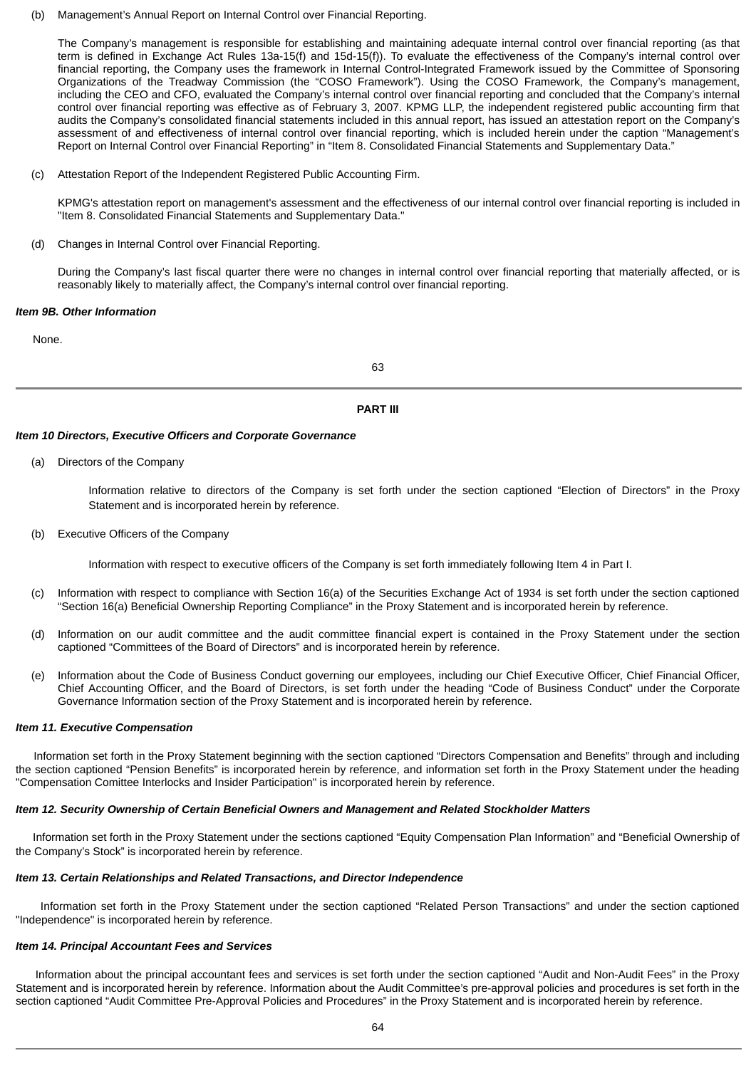(b) Management's Annual Report on Internal Control over Financial Reporting.

The Company's management is responsible for establishing and maintaining adequate internal control over financial reporting (as that term is defined in Exchange Act Rules 13a-15(f) and 15d-15(f)). To evaluate the effectiveness of the Company's internal control over financial reporting, the Company uses the framework in Internal Control-Integrated Framework issued by the Committee of Sponsoring Organizations of the Treadway Commission (the "COSO Framework"). Using the COSO Framework, the Company's management, including the CEO and CFO, evaluated the Company's internal control over financial reporting and concluded that the Company's internal control over financial reporting was effective as of February 3, 2007. KPMG LLP, the independent registered public accounting firm that audits the Company's consolidated financial statements included in this annual report, has issued an attestation report on the Company's assessment of and effectiveness of internal control over financial reporting, which is included herein under the caption "Management's Report on Internal Control over Financial Reporting" in "Item 8. Consolidated Financial Statements and Supplementary Data."

(c) Attestation Report of the Independent Registered Public Accounting Firm.

KPMG's attestation report on management's assessment and the effectiveness of our internal control over financial reporting is included in "Item 8. Consolidated Financial Statements and Supplementary Data."

(d) Changes in Internal Control over Financial Reporting.

During the Company's last fiscal quarter there were no changes in internal control over financial reporting that materially affected, or is reasonably likely to materially affect, the Company's internal control over financial reporting.

***Item 9B. Other Information***

None.

## PART III

***Item 10 Directors, Executive Officers and Corporate Governance***

(a) Directors of the Company

Information relative to directors of the Company is set forth under the section captioned "Election of Directors" in the Proxy Statement and is incorporated herein by reference.

(b) Executive Officers of the Company

Information with respect to executive officers of the Company is set forth immediately following Item 4 in Part I.

(c) Information with respect to compliance with Section 16(a) of the Securities Exchange Act of 1934 is set forth under the section captioned "Section 16(a) Beneficial Ownership Reporting Compliance" in the Proxy Statement and is incorporated herein by reference.

(d) Information on our audit committee and the audit committee financial expert is contained in the Proxy Statement under the section captioned "Committees of the Board of Directors" and is incorporated herein by reference.

(e) Information about the Code of Business Conduct governing our employees, including our Chief Executive Officer, Chief Financial Officer, Chief Accounting Officer, and the Board of Directors, is set forth under the heading "Code of Business Conduct" under the Corporate Governance Information section of the Proxy Statement and is incorporated herein by reference.

***Item 11. Executive Compensation***

Information set forth in the Proxy Statement beginning with the section captioned "Directors Compensation and Benefits" through and including the section captioned "Pension Benefits" is incorporated herein by reference, and information set forth in the Proxy Statement under the heading "Compensation Comittee Interlocks and Insider Participation" is incorporated herein by reference.

***Item 12. Security Ownership of Certain Beneficial Owners and Management and Related Stockholder Matters***

Information set forth in the Proxy Statement under the sections captioned "Equity Compensation Plan Information" and "Beneficial Ownership of the Company's Stock" is incorporated herein by reference.

***Item 13. Certain Relationships and Related Transactions, and Director Independence***

Information set forth in the Proxy Statement under the section captioned "Related Person Transactions" and under the section captioned "Independence" is incorporated herein by reference.

***Item 14. Principal Accountant Fees and Services***

Information about the principal accountant fees and services is set forth under the section captioned "Audit and Non-Audit Fees" in the Proxy Statement and is incorporated herein by reference. Information about the Audit Committee's pre-approval policies and procedures is set forth in the section captioned "Audit Committee Pre-Approval Policies and Procedures" in the Proxy Statement and is incorporated herein by reference.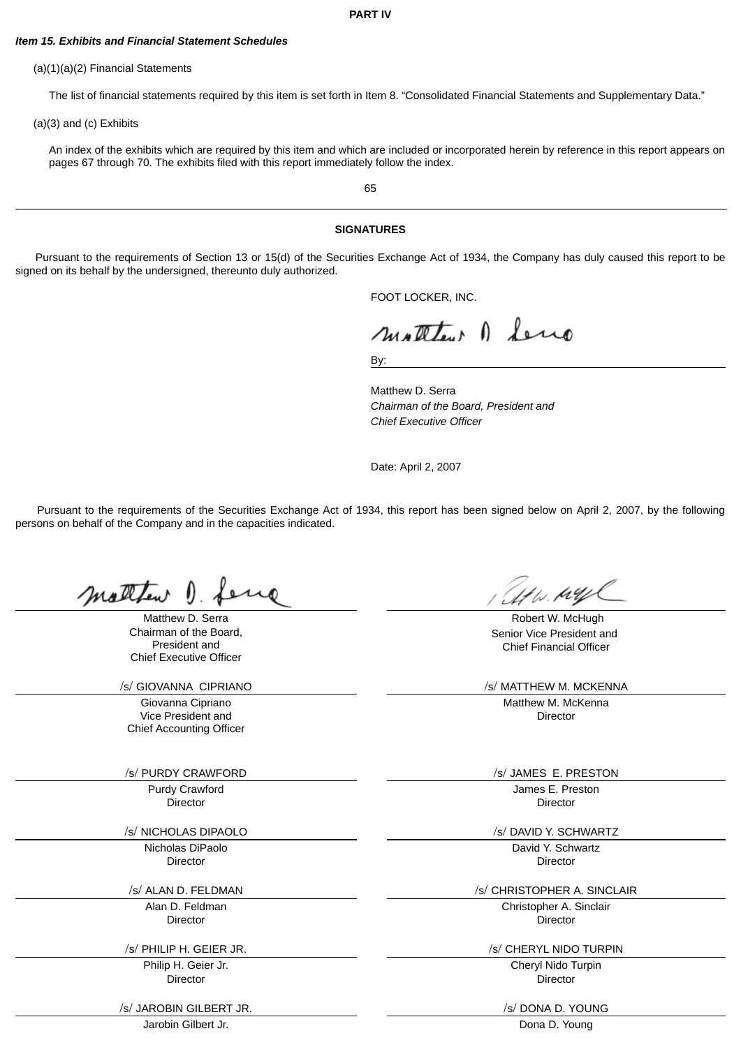## PART IV

***Item 15. Exhibits and Financial Statement Schedules***

(a)(1)(a)(2) Financial Statements

The list of financial statements required by this item is set forth in Item 8. "Consolidated Financial Statements and Supplementary Data."

(a)(3) and (c) Exhibits

An index of the exhibits which are required by this item and which are included or incorporated herein by reference in this report appears on pages 67 through 70. The exhibits filed with this report immediately follow the index.

---

## SIGNATURES

Pursuant to the requirements of Section 13 or 15(d) of the Securities Exchange Act of 1934, the Company has duly caused this report to be signed on its behalf by the undersigned, thereunto duly authorized.

FOOT LOCKER, INC.

By: Matthew D. Serra

Matthew D. Serra
*Chairman of the Board, President and Chief Executive Officer*

Date: April 2, 2007

Pursuant to the requirements of the Securities Exchange Act of 1934, this report has been signed below on April 2, 2007, by the following persons on behalf of the Company and in the capacities indicated.

| | |
|---|---|
| Matthew D. Serra<br>Chairman of the Board,<br>President and<br>Chief Executive Officer | Robert W. McHugh<br>Senior Vice President and<br>Chief Financial Officer |
| /s/ GIOVANNA CIPRIANO<br>Giovanna Cipriano<br>Vice President and<br>Chief Accounting Officer | /s/ MATTHEW M. MCKENNA<br>Matthew M. McKenna<br>Director |
| /s/ PURDY CRAWFORD<br>Purdy Crawford<br>Director | /s/ JAMES E. PRESTON<br>James E. Preston<br>Director |
| /s/ NICHOLAS DIPAOLO<br>Nicholas DiPaolo<br>Director | /s/ DAVID Y. SCHWARTZ<br>David Y. Schwartz<br>Director |
| /s/ ALAN D. FELDMAN<br>Alan D. Feldman<br>Director | /s/ CHRISTOPHER A. SINCLAIR<br>Christopher A. Sinclair<br>Director |
| /s/ PHILIP H. GEIER JR.<br>Philip H. Geier Jr.<br>Director | /s/ CHERYL NIDO TURPIN<br>Cheryl Nido Turpin<br>Director |
| /s/ JAROBIN GILBERT JR.<br>Jarobin Gilbert Jr. | /s/ DONA D. YOUNG<br>Dona D. Young |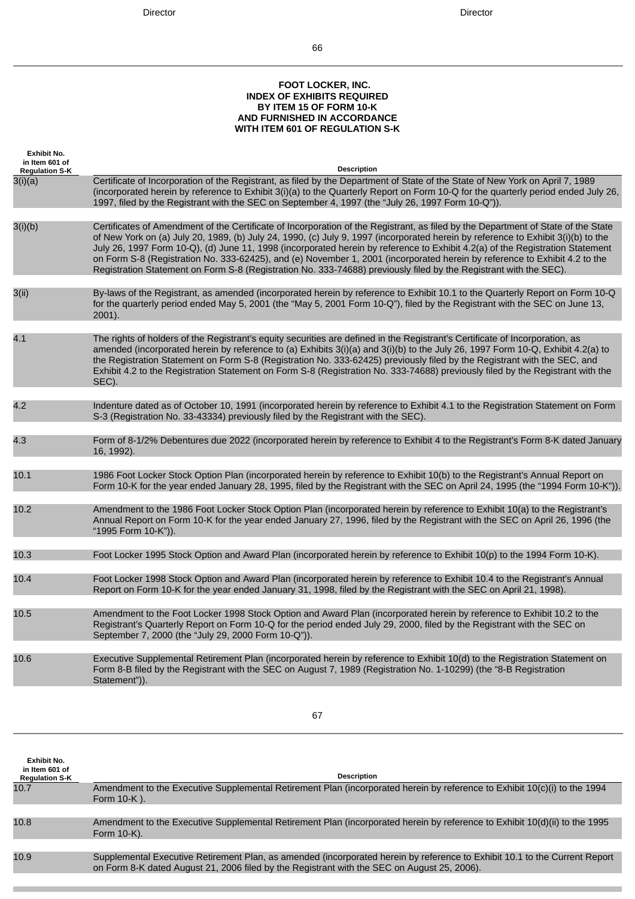| Director | Director |
| --- | --- |

**FOOT LOCKER, INC.**
**INDEX OF EXHIBITS REQUIRED**
**BY ITEM 15 OF FORM 10-K**
**AND FURNISHED IN ACCORDANCE**
**WITH ITEM 601 OF REGULATION S-K**

| Exhibit No. in Item 601 of Regulation S-K | Description |
| --- | --- |
| 3(i)(a) | Certificate of Incorporation of the Registrant, as filed by the Department of State of the State of New York on April 7, 1989 (incorporated herein by reference to Exhibit 3(i)(a) to the Quarterly Report on Form 10-Q for the quarterly period ended July 26, 1997, filed by the Registrant with the SEC on September 4, 1997 (the “July 26, 1997 Form 10-Q”)). |
| 3(i)(b) | Certificates of Amendment of the Certificate of Incorporation of the Registrant, as filed by the Department of State of the State of New York on (a) July 20, 1989, (b) July 24, 1990, (c) July 9, 1997 (incorporated herein by reference to Exhibit 3(i)(b) to the July 26, 1997 Form 10-Q), (d) June 11, 1998 (incorporated herein by reference to Exhibit 4.2(a) of the Registration Statement on Form S-8 (Registration No. 333-62425), and (e) November 1, 2001 (incorporated herein by reference to Exhibit 4.2 to the Registration Statement on Form S-8 (Registration No. 333-74688) previously filed by the Registrant with the SEC). |
| 3(ii) | By-laws of the Registrant, as amended (incorporated herein by reference to Exhibit 10.1 to the Quarterly Report on Form 10-Q for the quarterly period ended May 5, 2001 (the “May 5, 2001 Form 10-Q”), filed by the Registrant with the SEC on June 13, 2001). |
| 4.1 | The rights of holders of the Registrant’s equity securities are defined in the Registrant’s Certificate of Incorporation, as amended (incorporated herein by reference to (a) Exhibits 3(i)(a) and 3(i)(b) to the July 26, 1997 Form 10-Q, Exhibit 4.2(a) to the Registration Statement on Form S-8 (Registration No. 333-62425) previously filed by the Registrant with the SEC, and Exhibit 4.2 to the Registration Statement on Form S-8 (Registration No. 333-74688) previously filed by the Registrant with the SEC). |
| 4.2 | Indenture dated as of October 10, 1991 (incorporated herein by reference to Exhibit 4.1 to the Registration Statement on Form S-3 (Registration No. 33-43334) previously filed by the Registrant with the SEC). |
| 4.3 | Form of 8-1/2% Debentures due 2022 (incorporated herein by reference to Exhibit 4 to the Registrant’s Form 8-K dated January 16, 1992). |
| 10.1 | 1986 Foot Locker Stock Option Plan (incorporated herein by reference to Exhibit 10(b) to the Registrant’s Annual Report on Form 10-K for the year ended January 28, 1995, filed by the Registrant with the SEC on April 24, 1995 (the “1994 Form 10-K”)). |
| 10.2 | Amendment to the 1986 Foot Locker Stock Option Plan (incorporated herein by reference to Exhibit 10(a) to the Registrant’s Annual Report on Form 10-K for the year ended January 27, 1996, filed by the Registrant with the SEC on April 26, 1996 (the “1995 Form 10-K”)). |
| 10.3 | Foot Locker 1995 Stock Option and Award Plan (incorporated herein by reference to Exhibit 10(p) to the 1994 Form 10-K). |
| 10.4 | Foot Locker 1998 Stock Option and Award Plan (incorporated herein by reference to Exhibit 10.4 to the Registrant’s Annual Report on Form 10-K for the year ended January 31, 1998, filed by the Registrant with the SEC on April 21, 1998). |
| 10.5 | Amendment to the Foot Locker 1998 Stock Option and Award Plan (incorporated herein by reference to Exhibit 10.2 to the Registrant’s Quarterly Report on Form 10-Q for the period ended July 29, 2000, filed by the Registrant with the SEC on September 7, 2000 (the “July 29, 2000 Form 10-Q”)). |
| 10.6 | Executive Supplemental Retirement Plan (incorporated herein by reference to Exhibit 10(d) to the Registration Statement on Form 8-B filed by the Registrant with the SEC on August 7, 1989 (Registration No. 1-10299) (the “8-B Registration Statement”)). |
| 10.7 | Amendment to the Executive Supplemental Retirement Plan (incorporated herein by reference to Exhibit 10(c)(i) to the 1994 Form 10-K ). |
| 10.8 | Amendment to the Executive Supplemental Retirement Plan (incorporated herein by reference to Exhibit 10(d)(ii) to the 1995 Form 10-K). |
| 10.9 | Supplemental Executive Retirement Plan, as amended (incorporated herein by reference to Exhibit 10.1 to the Current Report on Form 8-K dated August 21, 2006 filed by the Registrant with the SEC on August 25, 2006). |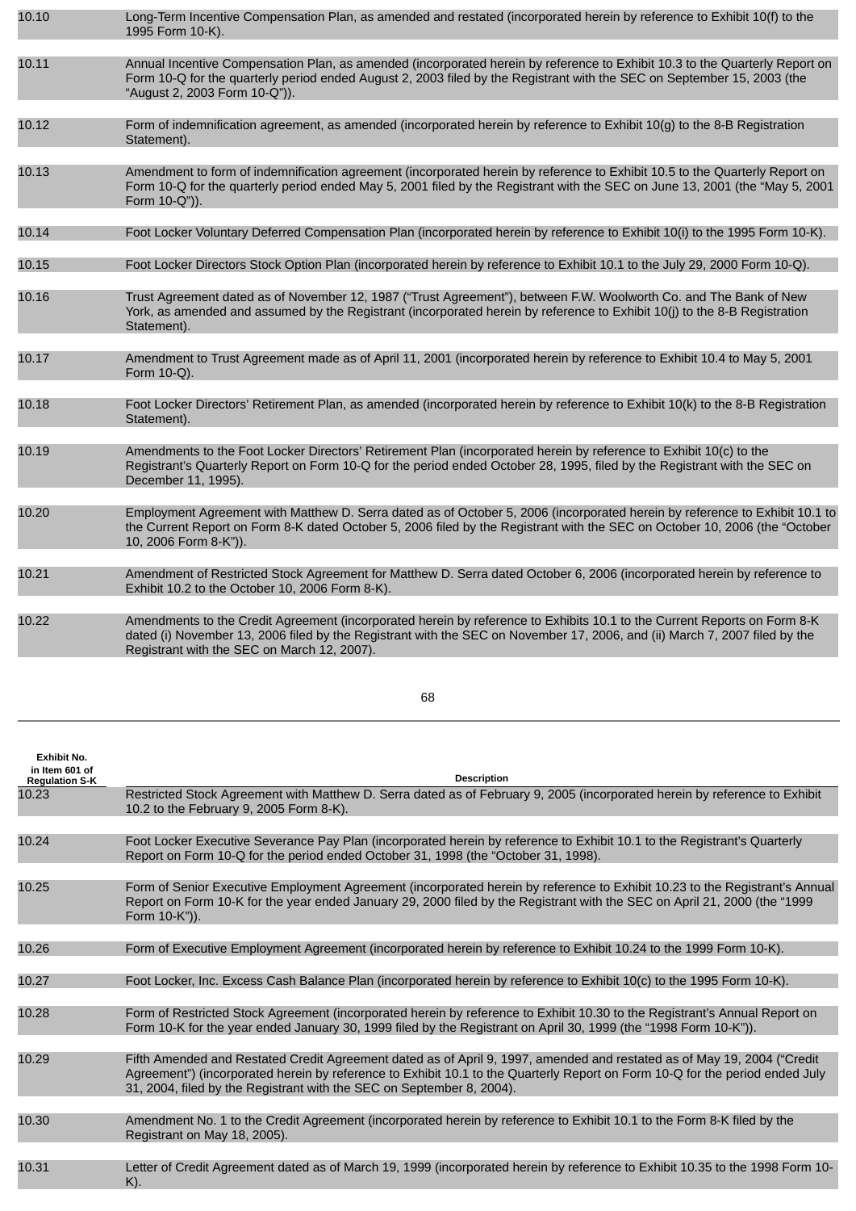| | |
|---|---|
| 10.10 | Long-Term Incentive Compensation Plan, as amended and restated (incorporated herein by reference to Exhibit 10(f) to the 1995 Form 10-K). |
| 10.11 | Annual Incentive Compensation Plan, as amended (incorporated herein by reference to Exhibit 10.3 to the Quarterly Report on Form 10-Q for the quarterly period ended August 2, 2003 filed by the Registrant with the SEC on September 15, 2003 (the "August 2, 2003 Form 10-Q")). |
| 10.12 | Form of indemnification agreement, as amended (incorporated herein by reference to Exhibit 10(g) to the 8-B Registration Statement). |
| 10.13 | Amendment to form of indemnification agreement (incorporated herein by reference to Exhibit 10.5 to the Quarterly Report on Form 10-Q for the quarterly period ended May 5, 2001 filed by the Registrant with the SEC on June 13, 2001 (the "May 5, 2001 Form 10-Q")). |
| 10.14 | Foot Locker Voluntary Deferred Compensation Plan (incorporated herein by reference to Exhibit 10(i) to the 1995 Form 10-K). |
| 10.15 | Foot Locker Directors Stock Option Plan (incorporated herein by reference to Exhibit 10.1 to the July 29, 2000 Form 10-Q). |
| 10.16 | Trust Agreement dated as of November 12, 1987 ("Trust Agreement"), between F.W. Woolworth Co. and The Bank of New York, as amended and assumed by the Registrant (incorporated herein by reference to Exhibit 10(j) to the 8-B Registration Statement). |
| 10.17 | Amendment to Trust Agreement made as of April 11, 2001 (incorporated herein by reference to Exhibit 10.4 to May 5, 2001 Form 10-Q). |
| 10.18 | Foot Locker Directors' Retirement Plan, as amended (incorporated herein by reference to Exhibit 10(k) to the 8-B Registration Statement). |
| 10.19 | Amendments to the Foot Locker Directors' Retirement Plan (incorporated herein by reference to Exhibit 10(c) to the Registrant's Quarterly Report on Form 10-Q for the period ended October 28, 1995, filed by the Registrant with the SEC on December 11, 1995). |
| 10.20 | Employment Agreement with Matthew D. Serra dated as of October 5, 2006 (incorporated herein by reference to Exhibit 10.1 to the Current Report on Form 8-K dated October 5, 2006 filed by the Registrant with the SEC on October 10, 2006 (the "October 10, 2006 Form 8-K")). |
| 10.21 | Amendment of Restricted Stock Agreement for Matthew D. Serra dated October 6, 2006 (incorporated herein by reference to Exhibit 10.2 to the October 10, 2006 Form 8-K). |
| 10.22 | Amendments to the Credit Agreement (incorporated herein by reference to Exhibits 10.1 to the Current Reports on Form 8-K dated (i) November 13, 2006 filed by the Registrant with the SEC on November 17, 2006, and (ii) March 7, 2007 filed by the Registrant with the SEC on March 12, 2007). |

| Exhibit No. in Item 601 of Regulation S-K | Description |
|---|---|
| 10.23 | Restricted Stock Agreement with Matthew D. Serra dated as of February 9, 2005 (incorporated herein by reference to Exhibit 10.2 to the February 9, 2005 Form 8-K). |
| 10.24 | Foot Locker Executive Severance Pay Plan (incorporated herein by reference to Exhibit 10.1 to the Registrant's Quarterly Report on Form 10-Q for the period ended October 31, 1998 (the "October 31, 1998). |
| 10.25 | Form of Senior Executive Employment Agreement (incorporated herein by reference to Exhibit 10.23 to the Registrant's Annual Report on Form 10-K for the year ended January 29, 2000 filed by the Registrant with the SEC on April 21, 2000 (the "1999 Form 10-K")). |
| 10.26 | Form of Executive Employment Agreement (incorporated herein by reference to Exhibit 10.24 to the 1999 Form 10-K). |
| 10.27 | Foot Locker, Inc. Excess Cash Balance Plan (incorporated herein by reference to Exhibit 10(c) to the 1995 Form 10-K). |
| 10.28 | Form of Restricted Stock Agreement (incorporated herein by reference to Exhibit 10.30 to the Registrant's Annual Report on Form 10-K for the year ended January 30, 1999 filed by the Registrant on April 30, 1999 (the "1998 Form 10-K")). |
| 10.29 | Fifth Amended and Restated Credit Agreement dated as of April 9, 1997, amended and restated as of May 19, 2004 ("Credit Agreement") (incorporated herein by reference to Exhibit 10.1 to the Quarterly Report on Form 10-Q for the period ended July 31, 2004, filed by the Registrant with the SEC on September 8, 2004). |
| 10.30 | Amendment No. 1 to the Credit Agreement (incorporated herein by reference to Exhibit 10.1 to the Form 8-K filed by the Registrant on May 18, 2005). |
| 10.31 | Letter of Credit Agreement dated as of March 19, 1999 (incorporated herein by reference to Exhibit 10.35 to the 1998 Form 10-K). |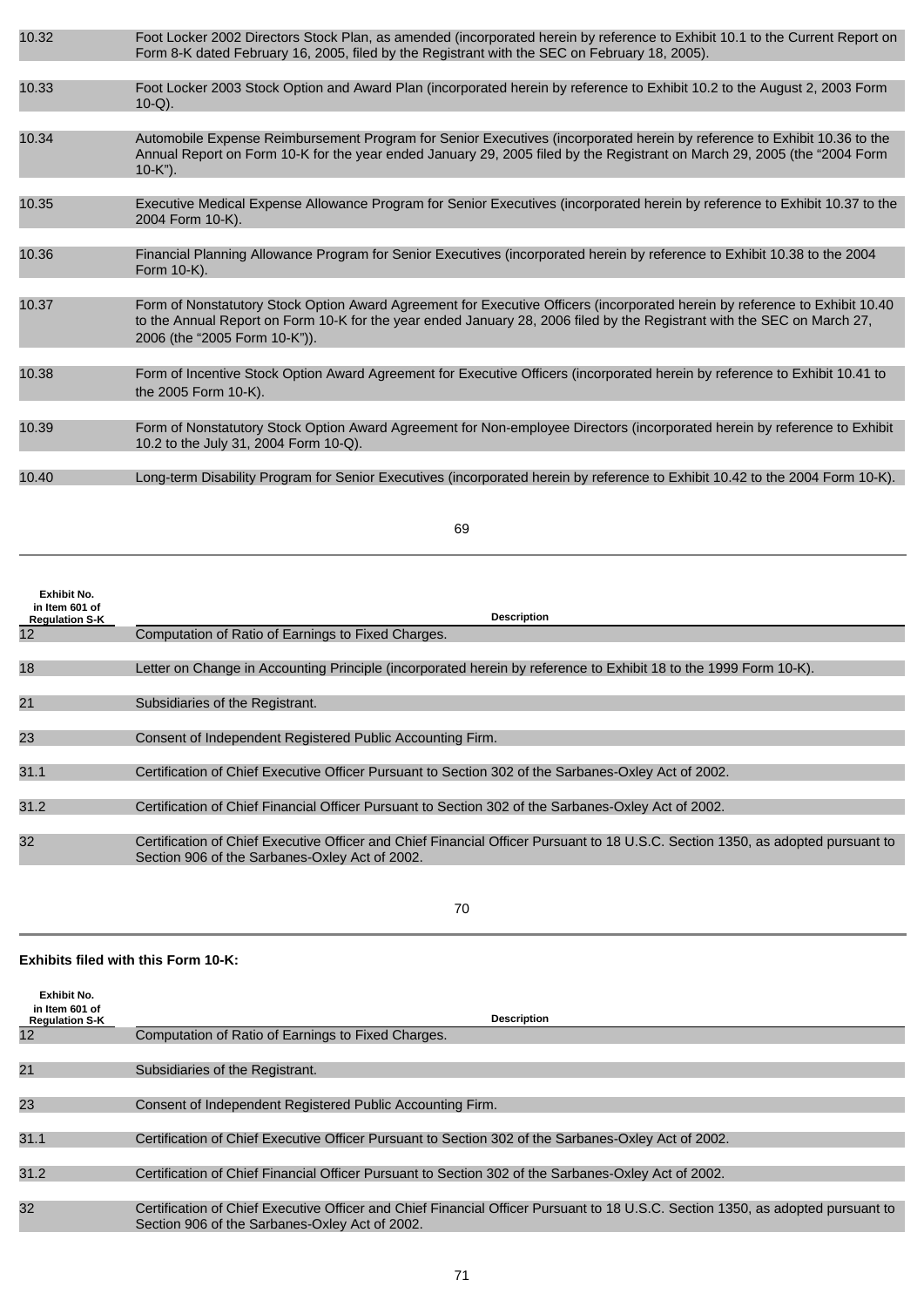| | |
|---|---|
| 10.32 | Foot Locker 2002 Directors Stock Plan, as amended (incorporated herein by reference to Exhibit 10.1 to the Current Report on Form 8-K dated February 16, 2005, filed by the Registrant with the SEC on February 18, 2005). |
| 10.33 | Foot Locker 2003 Stock Option and Award Plan (incorporated herein by reference to Exhibit 10.2 to the August 2, 2003 Form 10-Q). |
| 10.34 | Automobile Expense Reimbursement Program for Senior Executives (incorporated herein by reference to Exhibit 10.36 to the Annual Report on Form 10-K for the year ended January 29, 2005 filed by the Registrant on March 29, 2005 (the "2004 Form 10-K"). |
| 10.35 | Executive Medical Expense Allowance Program for Senior Executives (incorporated herein by reference to Exhibit 10.37 to the 2004 Form 10-K). |
| 10.36 | Financial Planning Allowance Program for Senior Executives (incorporated herein by reference to Exhibit 10.38 to the 2004 Form 10-K). |
| 10.37 | Form of Nonstatutory Stock Option Award Agreement for Executive Officers (incorporated herein by reference to Exhibit 10.40 to the Annual Report on Form 10-K for the year ended January 28, 2006 filed by the Registrant with the SEC on March 27, 2006 (the "2005 Form 10-K")). |
| 10.38 | Form of Incentive Stock Option Award Agreement for Executive Officers (incorporated herein by reference to Exhibit 10.41 to the 2005 Form 10-K). |
| 10.39 | Form of Nonstatutory Stock Option Award Agreement for Non-employee Directors (incorporated herein by reference to Exhibit 10.2 to the July 31, 2004 Form 10-Q). |
| 10.40 | Long-term Disability Program for Senior Executives (incorporated herein by reference to Exhibit 10.42 to the 2004 Form 10-K). |

| Exhibit No. in Item 601 of Regulation S-K | Description |
|---|---|
| 12 | Computation of Ratio of Earnings to Fixed Charges. |
| 18 | Letter on Change in Accounting Principle (incorporated herein by reference to Exhibit 18 to the 1999 Form 10-K). |
| 21 | Subsidiaries of the Registrant. |
| 23 | Consent of Independent Registered Public Accounting Firm. |
| 31.1 | Certification of Chief Executive Officer Pursuant to Section 302 of the Sarbanes-Oxley Act of 2002. |
| 31.2 | Certification of Chief Financial Officer Pursuant to Section 302 of the Sarbanes-Oxley Act of 2002. |
| 32 | Certification of Chief Executive Officer and Chief Financial Officer Pursuant to 18 U.S.C. Section 1350, as adopted pursuant to Section 906 of the Sarbanes-Oxley Act of 2002. |

**Exhibits filed with this Form 10-K:**

| Exhibit No. in Item 601 of Regulation S-K | Description |
|---|---|
| 12 | Computation of Ratio of Earnings to Fixed Charges. |
| 21 | Subsidiaries of the Registrant. |
| 23 | Consent of Independent Registered Public Accounting Firm. |
| 31.1 | Certification of Chief Executive Officer Pursuant to Section 302 of the Sarbanes-Oxley Act of 2002. |
| 31.2 | Certification of Chief Financial Officer Pursuant to Section 302 of the Sarbanes-Oxley Act of 2002. |
| 32 | Certification of Chief Executive Officer and Chief Financial Officer Pursuant to 18 U.S.C. Section 1350, as adopted pursuant to Section 906 of the Sarbanes-Oxley Act of 2002. |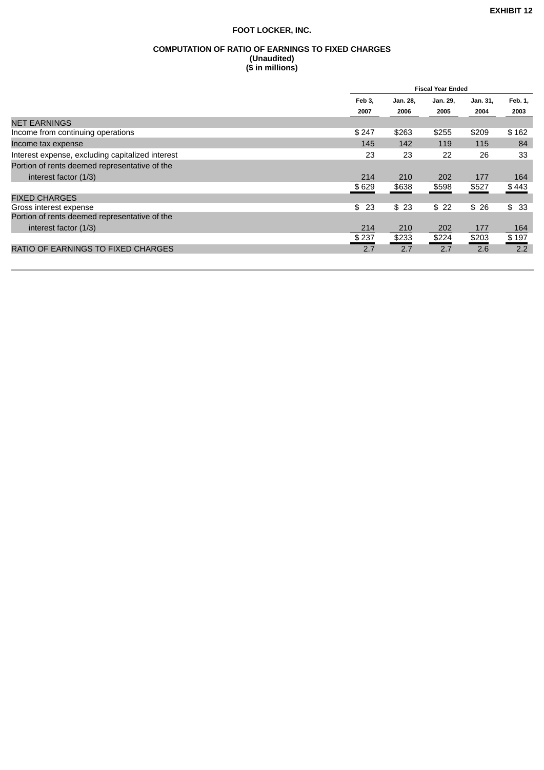**EXHIBIT 12**

**FOOT LOCKER, INC.**

**COMPUTATION OF RATIO OF EARNINGS TO FIXED CHARGES**
**(Unaudited)**
**($ in millions)**

| | Fiscal Year Ended | | | | |
|---|---|---|---|---|---|
| | Feb 3, 2007 | Jan. 28, 2006 | Jan. 29, 2005 | Jan. 31, 2004 | Feb. 1, 2003 |
| NET EARNINGS | | | | | |
| Income from continuing operations | $ 247 | $263 | $255 | $209 | $ 162 |
| Income tax expense | 145 | 142 | 119 | 115 | 84 |
| Interest expense, excluding capitalized interest | 23 | 23 | 22 | 26 | 33 |
| Portion of rents deemed representative of the interest factor (1/3) | 214 | 210 | 202 | 177 | 164 |
| | $ 629 | $638 | $598 | $527 | $ 443 |
| FIXED CHARGES | | | | | |
| Gross interest expense | $ 23 | $ 23 | $ 22 | $ 26 | $ 33 |
| Portion of rents deemed representative of the interest factor (1/3) | 214 | 210 | 202 | 177 | 164 |
| | $ 237 | $233 | $224 | $203 | $ 197 |
| RATIO OF EARNINGS TO FIXED CHARGES | 2.7 | 2.7 | 2.7 | 2.6 | 2.2 |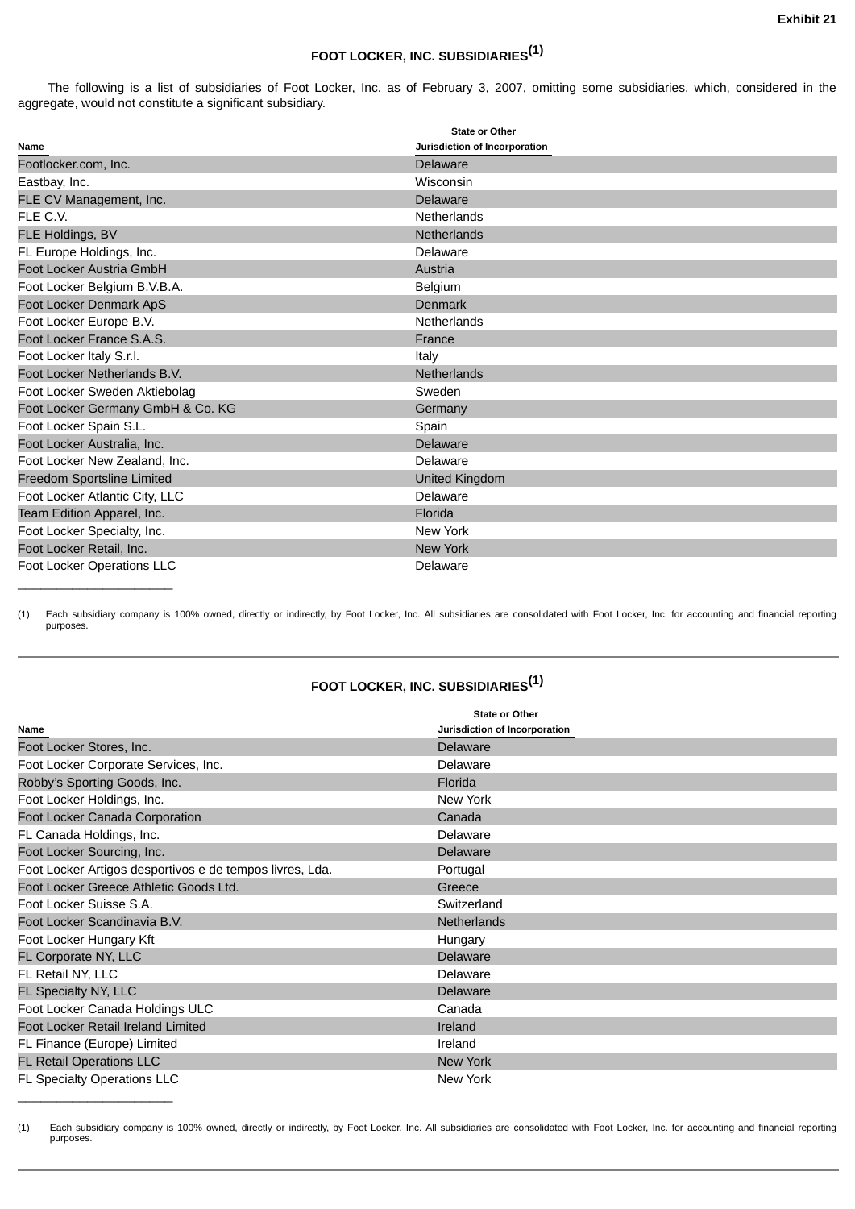**Exhibit 21**

# FOOT LOCKER, INC. SUBSIDIARIES[(1)]

The following is a list of subsidiaries of Foot Locker, Inc. as of February 3, 2007, omitting some subsidiaries, which, considered in the aggregate, would not constitute a significant subsidiary.

| Name | State or Other Jurisdiction of Incorporation |
|---|---|
| Footlocker.com, Inc. | Delaware |
| Eastbay, Inc. | Wisconsin |
| FLE CV Management, Inc. | Delaware |
| FLE C.V. | Netherlands |
| FLE Holdings, BV | Netherlands |
| FL Europe Holdings, Inc. | Delaware |
| Foot Locker Austria GmbH | Austria |
| Foot Locker Belgium B.V.B.A. | Belgium |
| Foot Locker Denmark ApS | Denmark |
| Foot Locker Europe B.V. | Netherlands |
| Foot Locker France S.A.S. | France |
| Foot Locker Italy S.r.l. | Italy |
| Foot Locker Netherlands B.V. | Netherlands |
| Foot Locker Sweden Aktiebolag | Sweden |
| Foot Locker Germany GmbH & Co. KG | Germany |
| Foot Locker Spain S.L. | Spain |
| Foot Locker Australia, Inc. | Delaware |
| Foot Locker New Zealand, Inc. | Delaware |
| Freedom Sportsline Limited | United Kingdom |
| Foot Locker Atlantic City, LLC | Delaware |
| Team Edition Apparel, Inc. | Florida |
| Foot Locker Specialty, Inc. | New York |
| Foot Locker Retail, Inc. | New York |
| Foot Locker Operations LLC | Delaware |

(1) Each subsidiary company is 100% owned, directly or indirectly, by Foot Locker, Inc. All subsidiaries are consolidated with Foot Locker, Inc. for accounting and financial reporting purposes.

# FOOT LOCKER, INC. SUBSIDIARIES[(1)]

| Name | State or Other Jurisdiction of Incorporation |
|---|---|
| Foot Locker Stores, Inc. | Delaware |
| Foot Locker Corporate Services, Inc. | Delaware |
| Robby's Sporting Goods, Inc. | Florida |
| Foot Locker Holdings, Inc. | New York |
| Foot Locker Canada Corporation | Canada |
| FL Canada Holdings, Inc. | Delaware |
| Foot Locker Sourcing, Inc. | Delaware |
| Foot Locker Artigos desportivos e de tempos livres, Lda. | Portugal |
| Foot Locker Greece Athletic Goods Ltd. | Greece |
| Foot Locker Suisse S.A. | Switzerland |
| Foot Locker Scandinavia B.V. | Netherlands |
| Foot Locker Hungary Kft | Hungary |
| FL Corporate NY, LLC | Delaware |
| FL Retail NY, LLC | Delaware |
| FL Specialty NY, LLC | Delaware |
| Foot Locker Canada Holdings ULC | Canada |
| Foot Locker Retail Ireland Limited | Ireland |
| FL Finance (Europe) Limited | Ireland |
| FL Retail Operations LLC | New York |
| FL Specialty Operations LLC | New York |

(1) Each subsidiary company is 100% owned, directly or indirectly, by Foot Locker, Inc. All subsidiaries are consolidated with Foot Locker, Inc. for accounting and financial reporting purposes.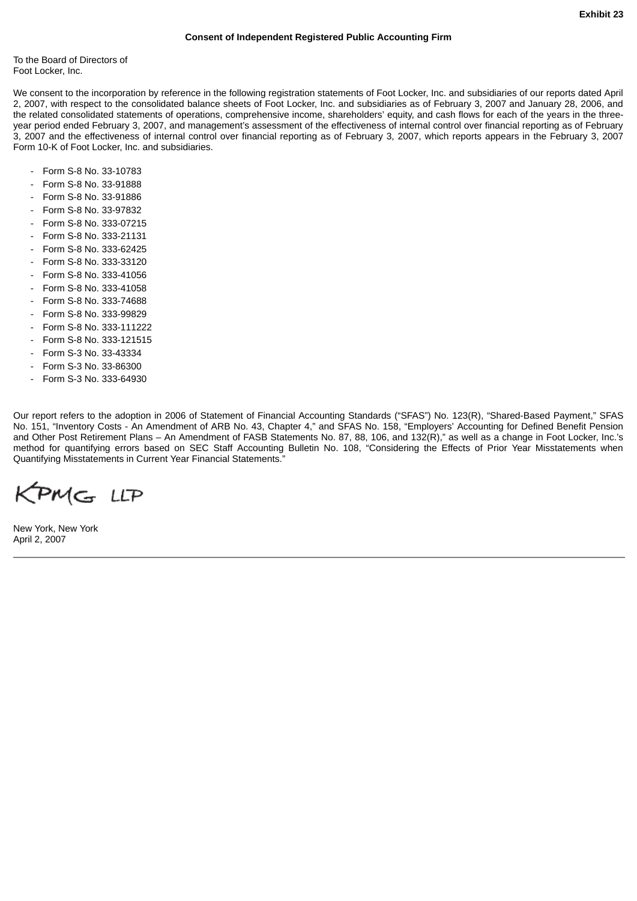**Exhibit 23**

**Consent of Independent Registered Public Accounting Firm**

To the Board of Directors of
Foot Locker, Inc.

We consent to the incorporation by reference in the following registration statements of Foot Locker, Inc. and subsidiaries of our reports dated April 2, 2007, with respect to the consolidated balance sheets of Foot Locker, Inc. and subsidiaries as of February 3, 2007 and January 28, 2006, and the related consolidated statements of operations, comprehensive income, shareholders' equity, and cash flows for each of the years in the three-year period ended February 3, 2007, and management's assessment of the effectiveness of internal control over financial reporting as of February 3, 2007 and the effectiveness of internal control over financial reporting as of February 3, 2007, which reports appears in the February 3, 2007 Form 10-K of Foot Locker, Inc. and subsidiaries.

- Form S-8 No. 33-10783
- Form S-8 No. 33-91888
- Form S-8 No. 33-91886
- Form S-8 No. 33-97832
- Form S-8 No. 333-07215
- Form S-8 No. 333-21131
- Form S-8 No. 333-62425
- Form S-8 No. 333-33120
- Form S-8 No. 333-41056
- Form S-8 No. 333-41058
- Form S-8 No. 333-74688
- Form S-8 No. 333-99829
- Form S-8 No. 333-111222
- Form S-8 No. 333-121515
- Form S-3 No. 33-43334
- Form S-3 No. 33-86300
- Form S-3 No. 333-64930

Our report refers to the adoption in 2006 of Statement of Financial Accounting Standards ("SFAS") No. 123(R), "Shared-Based Payment," SFAS No. 151, "Inventory Costs - An Amendment of ARB No. 43, Chapter 4," and SFAS No. 158, "Employers' Accounting for Defined Benefit Pension and Other Post Retirement Plans – An Amendment of FASB Statements No. 87, 88, 106, and 132(R)," as well as a change in Foot Locker, Inc.'s method for quantifying errors based on SEC Staff Accounting Bulletin No. 108, "Considering the Effects of Prior Year Misstatements when Quantifying Misstatements in Current Year Financial Statements."

KPMG LLP

New York, New York
April 2, 2007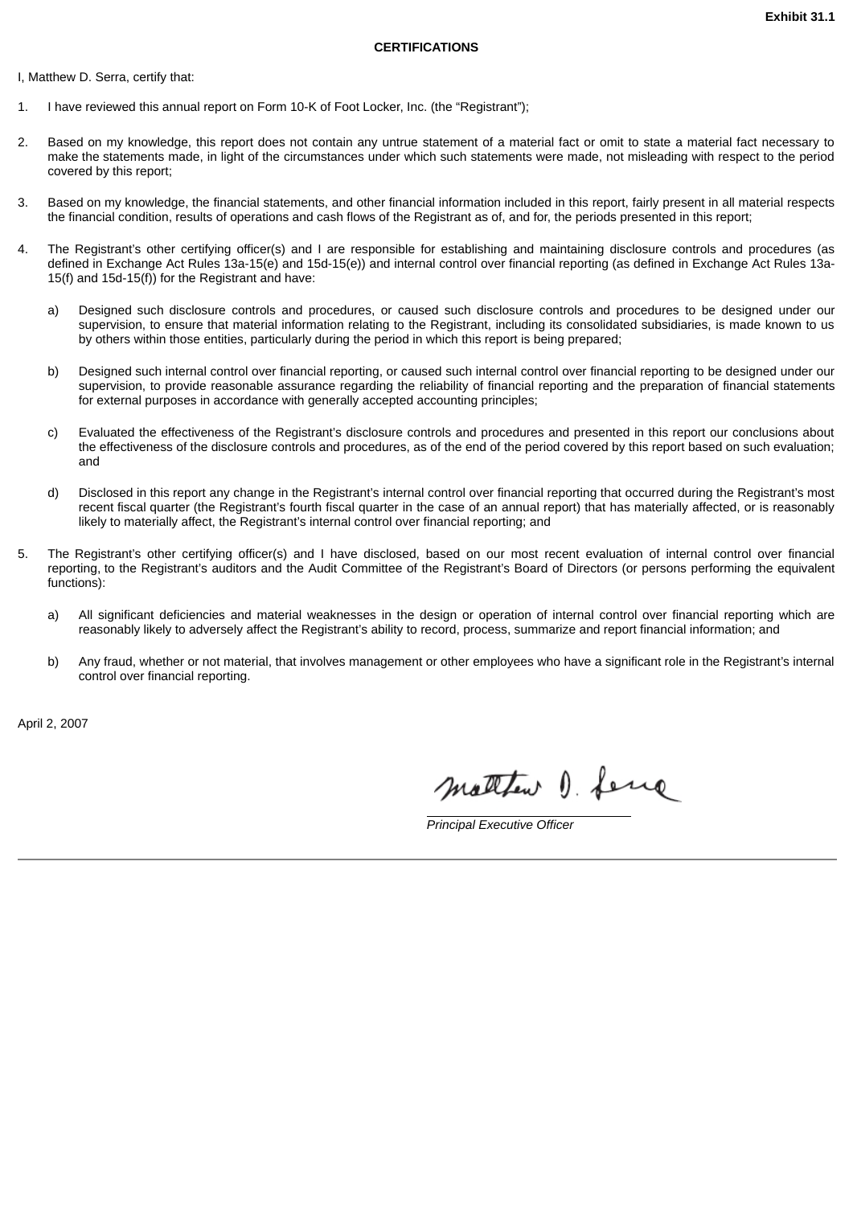**Exhibit 31.1**

**CERTIFICATIONS**

I, Matthew D. Serra, certify that:

1. I have reviewed this annual report on Form 10-K of Foot Locker, Inc. (the "Registrant");

2. Based on my knowledge, this report does not contain any untrue statement of a material fact or omit to state a material fact necessary to make the statements made, in light of the circumstances under which such statements were made, not misleading with respect to the period covered by this report;

3. Based on my knowledge, the financial statements, and other financial information included in this report, fairly present in all material respects the financial condition, results of operations and cash flows of the Registrant as of, and for, the periods presented in this report;

4. The Registrant's other certifying officer(s) and I are responsible for establishing and maintaining disclosure controls and procedures (as defined in Exchange Act Rules 13a-15(e) and 15d-15(e)) and internal control over financial reporting (as defined in Exchange Act Rules 13a-15(f) and 15d-15(f)) for the Registrant and have:

   a) Designed such disclosure controls and procedures, or caused such disclosure controls and procedures to be designed under our supervision, to ensure that material information relating to the Registrant, including its consolidated subsidiaries, is made known to us by others within those entities, particularly during the period in which this report is being prepared;

   b) Designed such internal control over financial reporting, or caused such internal control over financial reporting to be designed under our supervision, to provide reasonable assurance regarding the reliability of financial reporting and the preparation of financial statements for external purposes in accordance with generally accepted accounting principles;

   c) Evaluated the effectiveness of the Registrant's disclosure controls and procedures and presented in this report our conclusions about the effectiveness of the disclosure controls and procedures, as of the end of the period covered by this report based on such evaluation; and

   d) Disclosed in this report any change in the Registrant's internal control over financial reporting that occurred during the Registrant's most recent fiscal quarter (the Registrant's fourth fiscal quarter in the case of an annual report) that has materially affected, or is reasonably likely to materially affect, the Registrant's internal control over financial reporting; and

5. The Registrant's other certifying officer(s) and I have disclosed, based on our most recent evaluation of internal control over financial reporting, to the Registrant's auditors and the Audit Committee of the Registrant's Board of Directors (or persons performing the equivalent functions):

   a) All significant deficiencies and material weaknesses in the design or operation of internal control over financial reporting which are reasonably likely to adversely affect the Registrant's ability to record, process, summarize and report financial information; and

   b) Any fraud, whether or not material, that involves management or other employees who have a significant role in the Registrant's internal control over financial reporting.

April 2, 2007

Matthew D. Serra

*Principal Executive Officer*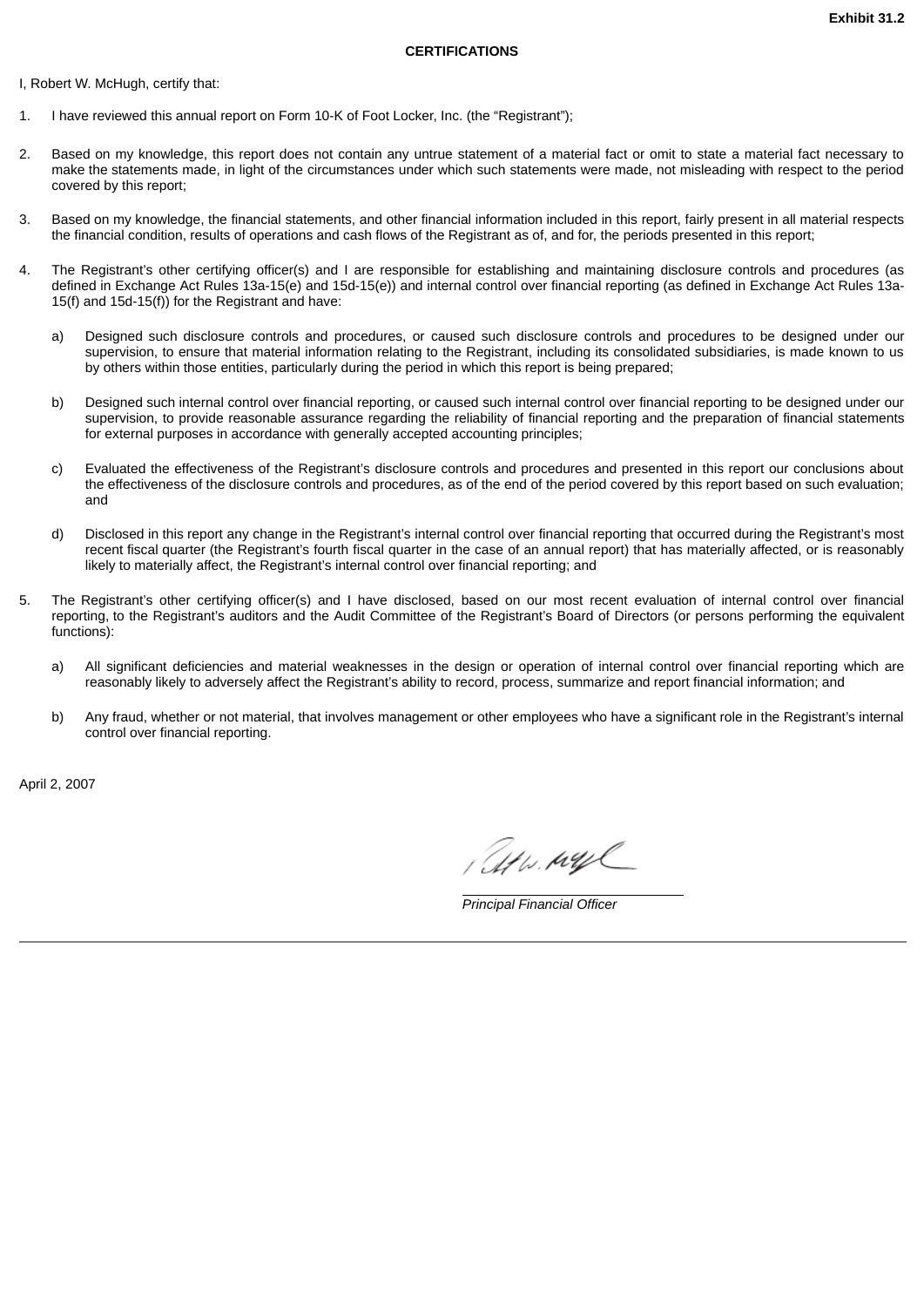**Exhibit 31.2**

**CERTIFICATIONS**

I, Robert W. McHugh, certify that:

1. I have reviewed this annual report on Form 10-K of Foot Locker, Inc. (the "Registrant");

2. Based on my knowledge, this report does not contain any untrue statement of a material fact or omit to state a material fact necessary to make the statements made, in light of the circumstances under which such statements were made, not misleading with respect to the period covered by this report;

3. Based on my knowledge, the financial statements, and other financial information included in this report, fairly present in all material respects the financial condition, results of operations and cash flows of the Registrant as of, and for, the periods presented in this report;

4. The Registrant's other certifying officer(s) and I are responsible for establishing and maintaining disclosure controls and procedures (as defined in Exchange Act Rules 13a-15(e) and 15d-15(e)) and internal control over financial reporting (as defined in Exchange Act Rules 13a-15(f) and 15d-15(f)) for the Registrant and have:

   a) Designed such disclosure controls and procedures, or caused such disclosure controls and procedures to be designed under our supervision, to ensure that material information relating to the Registrant, including its consolidated subsidiaries, is made known to us by others within those entities, particularly during the period in which this report is being prepared;

   b) Designed such internal control over financial reporting, or caused such internal control over financial reporting to be designed under our supervision, to provide reasonable assurance regarding the reliability of financial reporting and the preparation of financial statements for external purposes in accordance with generally accepted accounting principles;

   c) Evaluated the effectiveness of the Registrant's disclosure controls and procedures and presented in this report our conclusions about the effectiveness of the disclosure controls and procedures, as of the end of the period covered by this report based on such evaluation; and

   d) Disclosed in this report any change in the Registrant's internal control over financial reporting that occurred during the Registrant's most recent fiscal quarter (the Registrant's fourth fiscal quarter in the case of an annual report) that has materially affected, or is reasonably likely to materially affect, the Registrant's internal control over financial reporting; and

5. The Registrant's other certifying officer(s) and I have disclosed, based on our most recent evaluation of internal control over financial reporting, to the Registrant's auditors and the Audit Committee of the Registrant's Board of Directors (or persons performing the equivalent functions):

   a) All significant deficiencies and material weaknesses in the design or operation of internal control over financial reporting which are reasonably likely to adversely affect the Registrant's ability to record, process, summarize and report financial information; and

   b) Any fraud, whether or not material, that involves management or other employees who have a significant role in the Registrant's internal control over financial reporting.

April 2, 2007

*Principal Financial Officer*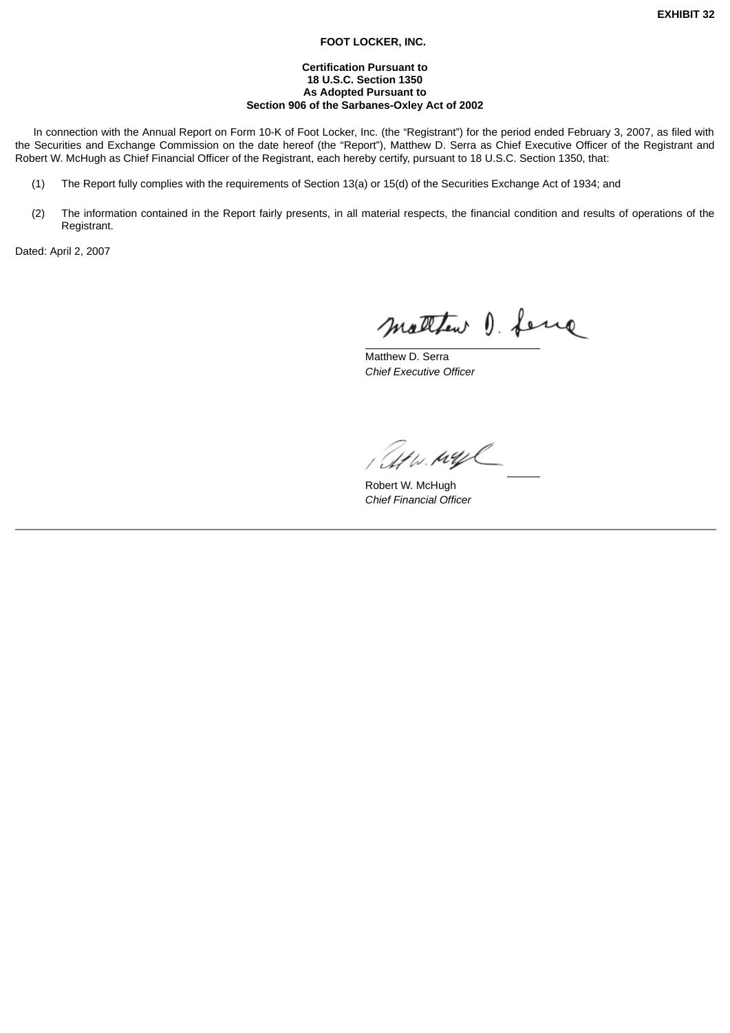**EXHIBIT 32**

**FOOT LOCKER, INC.**

**Certification Pursuant to**
**18 U.S.C. Section 1350**
**As Adopted Pursuant to**
**Section 906 of the Sarbanes-Oxley Act of 2002**

In connection with the Annual Report on Form 10-K of Foot Locker, Inc. (the "Registrant") for the period ended February 3, 2007, as filed with the Securities and Exchange Commission on the date hereof (the "Report"), Matthew D. Serra as Chief Executive Officer of the Registrant and Robert W. McHugh as Chief Financial Officer of the Registrant, each hereby certify, pursuant to 18 U.S.C. Section 1350, that:

(1) The Report fully complies with the requirements of Section 13(a) or 15(d) of the Securities Exchange Act of 1934; and

(2) The information contained in the Report fairly presents, in all material respects, the financial condition and results of operations of the Registrant.

Dated: April 2, 2007

Matthew D. Serra
*Chief Executive Officer*

Robert W. McHugh
*Chief Financial Officer*